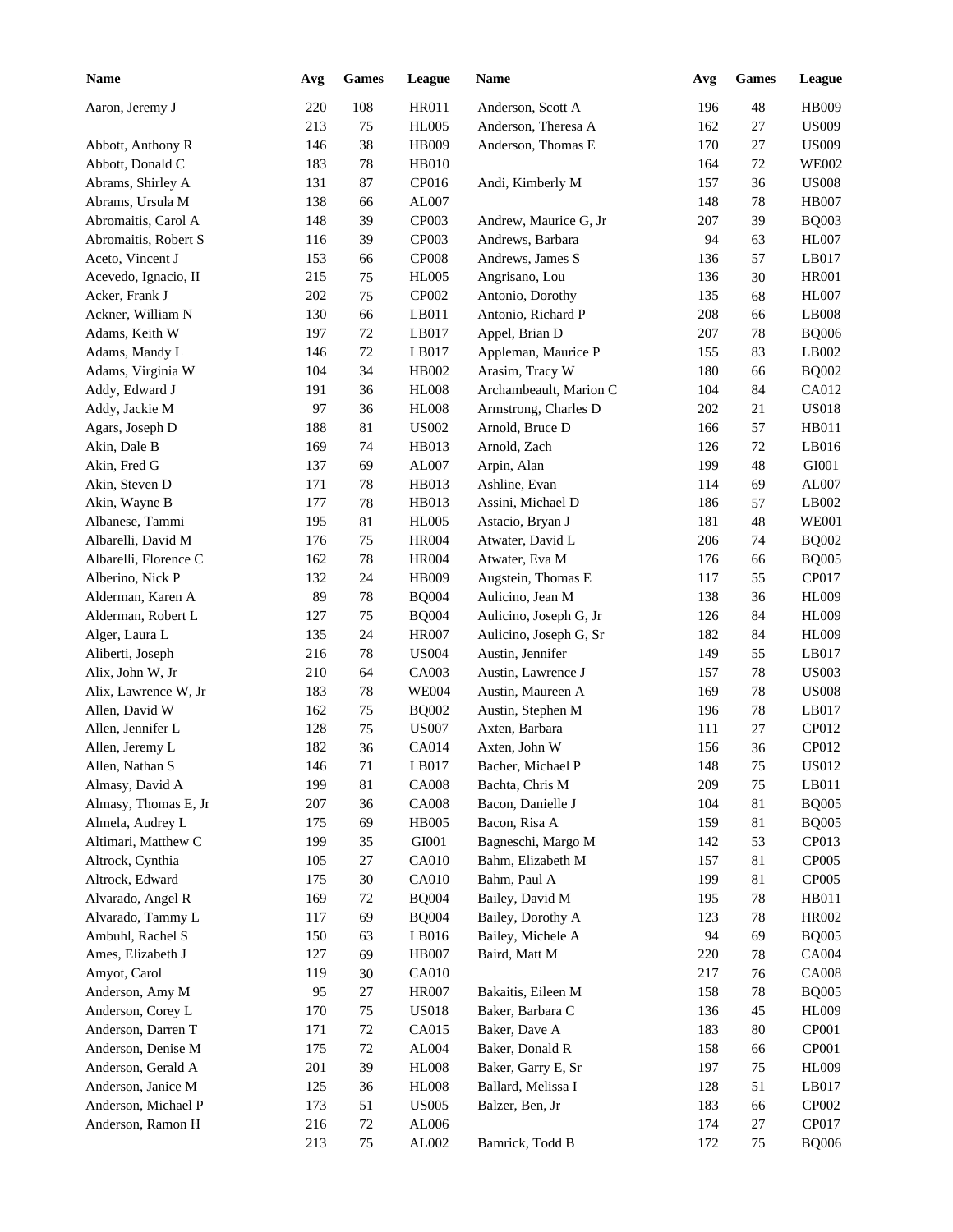| Name | Avg | Games | League |
|---|---|---|---|
| Aaron, Jeremy J | 220 | 108 | HR011 |
| | 213 | 75 | HL005 |
| Abbott, Anthony R | 146 | 38 | HB009 |
| Abbott, Donald C | 183 | 78 | HB010 |
| Abrams, Shirley A | 131 | 87 | CP016 |
| Abrams, Ursula M | 138 | 66 | AL007 |
| Abromaitis, Carol A | 148 | 39 | CP003 |
| Abromaitis, Robert S | 116 | 39 | CP003 |
| Aceto, Vincent J | 153 | 66 | CP008 |
| Acevedo, Ignacio, II | 215 | 75 | HL005 |
| Acker, Frank J | 202 | 75 | CP002 |
| Ackner, William N | 130 | 66 | LB011 |
| Adams, Keith W | 197 | 72 | LB017 |
| Adams, Mandy L | 146 | 72 | LB017 |
| Adams, Virginia W | 104 | 34 | HB002 |
| Addy, Edward J | 191 | 36 | HL008 |
| Addy, Jackie M | 97 | 36 | HL008 |
| Agars, Joseph D | 188 | 81 | US002 |
| Akin, Dale B | 169 | 74 | HB013 |
| Akin, Fred G | 137 | 69 | AL007 |
| Akin, Steven D | 171 | 78 | HB013 |
| Akin, Wayne B | 177 | 78 | HB013 |
| Albanese, Tammi | 195 | 81 | HL005 |
| Albarelli, David M | 176 | 75 | HR004 |
| Albarelli, Florence C | 162 | 78 | HR004 |
| Alberino, Nick P | 132 | 24 | HB009 |
| Alderman, Karen A | 89 | 78 | BQ004 |
| Alderman, Robert L | 127 | 75 | BQ004 |
| Alger, Laura L | 135 | 24 | HR007 |
| Aliberti, Joseph | 216 | 78 | US004 |
| Alix, John W, Jr | 210 | 64 | CA003 |
| Alix, Lawrence W, Jr | 183 | 78 | WE004 |
| Allen, David W | 162 | 75 | BQ002 |
| Allen, Jennifer L | 128 | 75 | US007 |
| Allen, Jeremy L | 182 | 36 | CA014 |
| Allen, Nathan S | 146 | 71 | LB017 |
| Almasy, David A | 199 | 81 | CA008 |
| Almasy, Thomas E, Jr | 207 | 36 | CA008 |
| Almela, Audrey L | 175 | 69 | HB005 |
| Altimari, Matthew C | 199 | 35 | GI001 |
| Altrock, Cynthia | 105 | 27 | CA010 |
| Altrock, Edward | 175 | 30 | CA010 |
| Alvarado, Angel R | 169 | 72 | BQ004 |
| Alvarado, Tammy L | 117 | 69 | BQ004 |
| Ambuhl, Rachel S | 150 | 63 | LB016 |
| Ames, Elizabeth J | 127 | 69 | HB007 |
| Amyot, Carol | 119 | 30 | CA010 |
| Anderson, Amy M | 95 | 27 | HR007 |
| Anderson, Corey L | 170 | 75 | US018 |
| Anderson, Darren T | 171 | 72 | CA015 |
| Anderson, Denise M | 175 | 72 | AL004 |
| Anderson, Gerald A | 201 | 39 | HL008 |
| Anderson, Janice M | 125 | 36 | HL008 |
| Anderson, Michael P | 173 | 51 | US005 |
| Anderson, Ramon H | 216 | 72 | AL006 |
| | 213 | 75 | AL002 |
| Anderson, Scott A | 196 | 48 | HB009 |
| Anderson, Theresa A | 162 | 27 | US009 |
| Anderson, Thomas E | 170 | 27 | US009 |
| | 164 | 72 | WE002 |
| Andi, Kimberly M | 157 | 36 | US008 |
| | 148 | 78 | HB007 |
| Andrew, Maurice G, Jr | 207 | 39 | BQ003 |
| Andrews, Barbara | 94 | 63 | HL007 |
| Andrews, James S | 136 | 57 | LB017 |
| Angrisano, Lou | 136 | 30 | HR001 |
| Antonio, Dorothy | 135 | 68 | HL007 |
| Antonio, Richard P | 208 | 66 | LB008 |
| Appel, Brian D | 207 | 78 | BQ006 |
| Appleman, Maurice P | 155 | 83 | LB002 |
| Arasim, Tracy W | 180 | 66 | BQ002 |
| Archambeault, Marion C | 104 | 84 | CA012 |
| Armstrong, Charles D | 202 | 21 | US018 |
| Arnold, Bruce D | 166 | 57 | HB011 |
| Arnold, Zach | 126 | 72 | LB016 |
| Arpin, Alan | 199 | 48 | GI001 |
| Ashline, Evan | 114 | 69 | AL007 |
| Assini, Michael D | 186 | 57 | LB002 |
| Astacio, Bryan J | 181 | 48 | WE001 |
| Atwater, David L | 206 | 74 | BQ002 |
| Atwater, Eva M | 176 | 66 | BQ005 |
| Augstein, Thomas E | 117 | 55 | CP017 |
| Aulicino, Jean M | 138 | 36 | HL009 |
| Aulicino, Joseph G, Jr | 126 | 84 | HL009 |
| Aulicino, Joseph G, Sr | 182 | 84 | HL009 |
| Austin, Jennifer | 149 | 55 | LB017 |
| Austin, Lawrence J | 157 | 78 | US003 |
| Austin, Maureen A | 169 | 78 | US008 |
| Austin, Stephen M | 196 | 78 | LB017 |
| Axten, Barbara | 111 | 27 | CP012 |
| Axten, John W | 156 | 36 | CP012 |
| Bacher, Michael P | 148 | 75 | US012 |
| Bachta, Chris M | 209 | 75 | LB011 |
| Bacon, Danielle J | 104 | 81 | BQ005 |
| Bacon, Risa A | 159 | 81 | BQ005 |
| Bagneschi, Margo M | 142 | 53 | CP013 |
| Bahm, Elizabeth M | 157 | 81 | CP005 |
| Bahm, Paul A | 199 | 81 | CP005 |
| Bailey, David M | 195 | 78 | HB011 |
| Bailey, Dorothy A | 123 | 78 | HR002 |
| Bailey, Michele A | 94 | 69 | BQ005 |
| Baird, Matt M | 220 | 78 | CA004 |
| | 217 | 76 | CA008 |
| Bakaitis, Eileen M | 158 | 78 | BQ005 |
| Baker, Barbara C | 136 | 45 | HL009 |
| Baker, Dave A | 183 | 80 | CP001 |
| Baker, Donald R | 158 | 66 | CP001 |
| Baker, Garry E, Sr | 197 | 75 | HL009 |
| Ballard, Melissa I | 128 | 51 | LB017 |
| Balzer, Ben, Jr | 183 | 66 | CP002 |
| | 174 | 27 | CP017 |
| Bamrick, Todd B | 172 | 75 | BQ006 |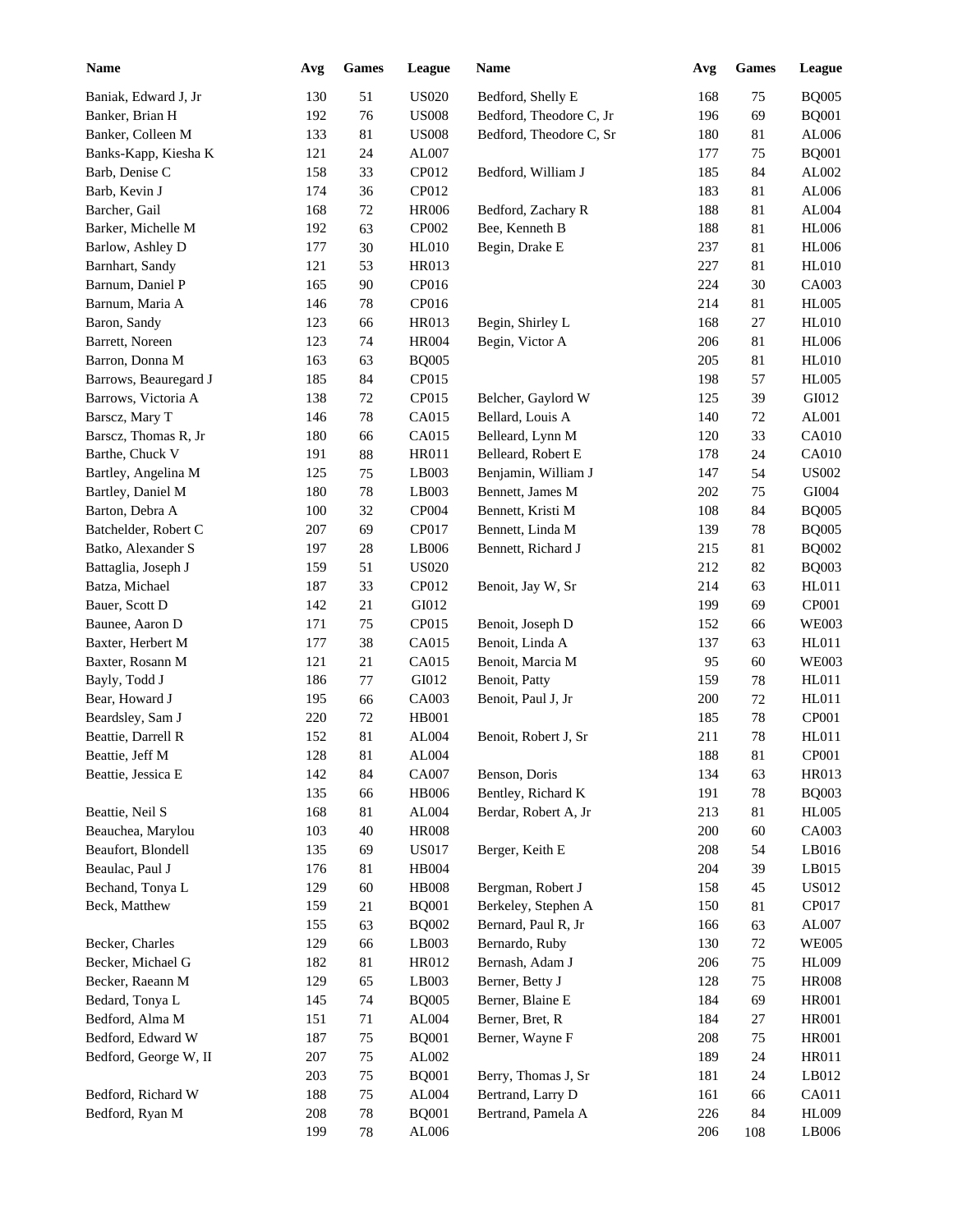| Name | Avg | Games | League |
|---|---|---|---|
| Baniak, Edward J, Jr | 130 | 51 | US020 |
| Banker, Brian H | 192 | 76 | US008 |
| Banker, Colleen M | 133 | 81 | US008 |
| Banks-Kapp, Kiesha K | 121 | 24 | AL007 |
| Barb, Denise C | 158 | 33 | CP012 |
| Barb, Kevin J | 174 | 36 | CP012 |
| Barcher, Gail | 168 | 72 | HR006 |
| Barker, Michelle M | 192 | 63 | CP002 |
| Barlow, Ashley D | 177 | 30 | HL010 |
| Barnhart, Sandy | 121 | 53 | HR013 |
| Barnum, Daniel P | 165 | 90 | CP016 |
| Barnum, Maria A | 146 | 78 | CP016 |
| Baron, Sandy | 123 | 66 | HR013 |
| Barrett, Noreen | 123 | 74 | HR004 |
| Barron, Donna M | 163 | 63 | BQ005 |
| Barrows, Beauregard J | 185 | 84 | CP015 |
| Barrows, Victoria A | 138 | 72 | CP015 |
| Barscz, Mary T | 146 | 78 | CA015 |
| Barscz, Thomas R, Jr | 180 | 66 | CA015 |
| Barthe, Chuck V | 191 | 88 | HR011 |
| Bartley, Angelina M | 125 | 75 | LB003 |
| Bartley, Daniel M | 180 | 78 | LB003 |
| Barton, Debra A | 100 | 32 | CP004 |
| Batchelder, Robert C | 207 | 69 | CP017 |
| Batko, Alexander S | 197 | 28 | LB006 |
| Battaglia, Joseph J | 159 | 51 | US020 |
| Batza, Michael | 187 | 33 | CP012 |
| Bauer, Scott D | 142 | 21 | GI012 |
| Baunee, Aaron D | 171 | 75 | CP015 |
| Baxter, Herbert M | 177 | 38 | CA015 |
| Baxter, Rosann M | 121 | 21 | CA015 |
| Bayly, Todd J | 186 | 77 | GI012 |
| Bear, Howard J | 195 | 66 | CA003 |
| Beardsley, Sam J | 220 | 72 | HB001 |
| Beattie, Darrell R | 152 | 81 | AL004 |
| Beattie, Jeff M | 128 | 81 | AL004 |
| Beattie, Jessica E | 142 | 84 | CA007 |
| | 135 | 66 | HB006 |
| Beattie, Neil S | 168 | 81 | AL004 |
| Beauchea, Marylou | 103 | 40 | HR008 |
| Beaufort, Blondell | 135 | 69 | US017 |
| Beaulac, Paul J | 176 | 81 | HB004 |
| Bechand, Tonya L | 129 | 60 | HB008 |
| Beck, Matthew | 159 | 21 | BQ001 |
| | 155 | 63 | BQ002 |
| Becker, Charles | 129 | 66 | LB003 |
| Becker, Michael G | 182 | 81 | HR012 |
| Becker, Raeann M | 129 | 65 | LB003 |
| Bedard, Tonya L | 145 | 74 | BQ005 |
| Bedford, Alma M | 151 | 71 | AL004 |
| Bedford, Edward W | 187 | 75 | BQ001 |
| Bedford, George W, II | 207 | 75 | AL002 |
| | 203 | 75 | BQ001 |
| Bedford, Richard W | 188 | 75 | AL004 |
| Bedford, Ryan M | 208 | 78 | BQ001 |
| | 199 | 78 | AL006 |
| Bedford, Shelly E | 168 | 75 | BQ005 |
| Bedford, Theodore C, Jr | 196 | 69 | BQ001 |
| Bedford, Theodore C, Sr | 180 | 81 | AL006 |
| | 177 | 75 | BQ001 |
| Bedford, William J | 185 | 84 | AL002 |
| | 183 | 81 | AL006 |
| Bedford, Zachary R | 188 | 81 | AL004 |
| Bee, Kenneth B | 188 | 81 | HL006 |
| Begin, Drake E | 237 | 81 | HL006 |
| | 227 | 81 | HL010 |
| | 224 | 30 | CA003 |
| | 214 | 81 | HL005 |
| Begin, Shirley L | 168 | 27 | HL010 |
| Begin, Victor A | 206 | 81 | HL006 |
| | 205 | 81 | HL010 |
| | 198 | 57 | HL005 |
| Belcher, Gaylord W | 125 | 39 | GI012 |
| Bellard, Louis A | 140 | 72 | AL001 |
| Belleard, Lynn M | 120 | 33 | CA010 |
| Belleard, Robert E | 178 | 24 | CA010 |
| Benjamin, William J | 147 | 54 | US002 |
| Bennett, James M | 202 | 75 | GI004 |
| Bennett, Kristi M | 108 | 84 | BQ005 |
| Bennett, Linda M | 139 | 78 | BQ005 |
| Bennett, Richard J | 215 | 81 | BQ002 |
| | 212 | 82 | BQ003 |
| Benoit, Jay W, Sr | 214 | 63 | HL011 |
| | 199 | 69 | CP001 |
| Benoit, Joseph D | 152 | 66 | WE003 |
| Benoit, Linda A | 137 | 63 | HL011 |
| Benoit, Marcia M | 95 | 60 | WE003 |
| Benoit, Patty | 159 | 78 | HL011 |
| Benoit, Paul J, Jr | 200 | 72 | HL011 |
| | 185 | 78 | CP001 |
| Benoit, Robert J, Sr | 211 | 78 | HL011 |
| | 188 | 81 | CP001 |
| Benson, Doris | 134 | 63 | HR013 |
| Bentley, Richard K | 191 | 78 | BQ003 |
| Berdar, Robert A, Jr | 213 | 81 | HL005 |
| | 200 | 60 | CA003 |
| Berger, Keith E | 208 | 54 | LB016 |
| | 204 | 39 | LB015 |
| Bergman, Robert J | 158 | 45 | US012 |
| Berkeley, Stephen A | 150 | 81 | CP017 |
| Bernard, Paul R, Jr | 166 | 63 | AL007 |
| Bernardo, Ruby | 130 | 72 | WE005 |
| Bernash, Adam J | 206 | 75 | HL009 |
| Berner, Betty J | 128 | 75 | HR008 |
| Berner, Blaine E | 184 | 69 | HR001 |
| Berner, Bret, R | 184 | 27 | HR001 |
| Berner, Wayne F | 208 | 75 | HR001 |
| | 189 | 24 | HR011 |
| Berry, Thomas J, Sr | 181 | 24 | LB012 |
| Bertrand, Larry D | 161 | 66 | CA011 |
| Bertrand, Pamela A | 226 | 84 | HL009 |
| | 206 | 108 | LB006 |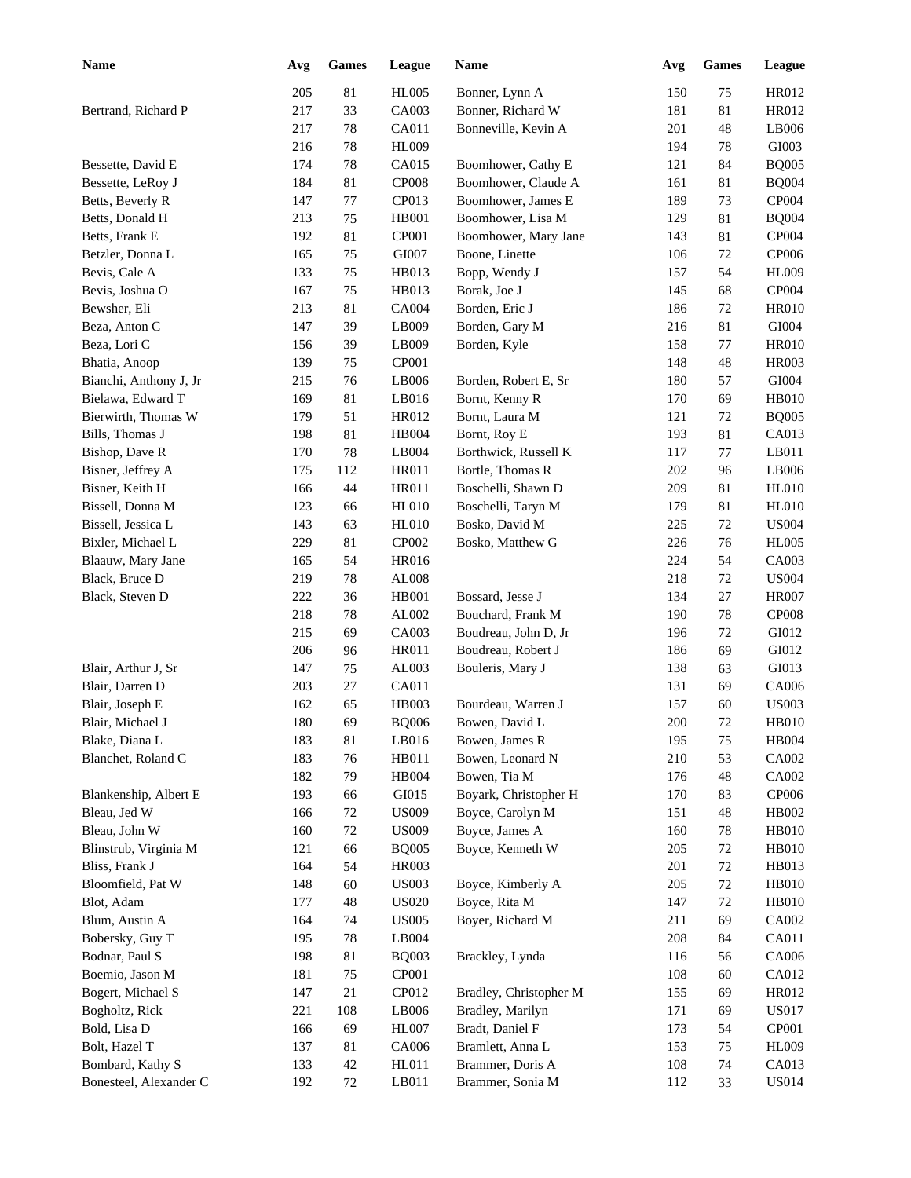| Name | Avg | Games | League |
|---|---|---|---|
| | 205 | 81 | HL005 |
| Bertrand, Richard P | 217 | 33 | CA003 |
| | 217 | 78 | CA011 |
| | 216 | 78 | HL009 |
| Bessette, David E | 174 | 78 | CA015 |
| Bessette, LeRoy J | 184 | 81 | CP008 |
| Betts, Beverly R | 147 | 77 | CP013 |
| Betts, Donald H | 213 | 75 | HB001 |
| Betts, Frank E | 192 | 81 | CP001 |
| Betzler, Donna L | 165 | 75 | GI007 |
| Bevis, Cale A | 133 | 75 | HB013 |
| Bevis, Joshua O | 167 | 75 | HB013 |
| Bewsher, Eli | 213 | 81 | CA004 |
| Beza, Anton C | 147 | 39 | LB009 |
| Beza, Lori C | 156 | 39 | LB009 |
| Bhatia, Anoop | 139 | 75 | CP001 |
| Bianchi, Anthony J, Jr | 215 | 76 | LB006 |
| Bielawa, Edward T | 169 | 81 | LB016 |
| Bierwirth, Thomas W | 179 | 51 | HR012 |
| Bills, Thomas J | 198 | 81 | HB004 |
| Bishop, Dave R | 170 | 78 | LB004 |
| Bisner, Jeffrey A | 175 | 112 | HR011 |
| Bisner, Keith H | 166 | 44 | HR011 |
| Bissell, Donna M | 123 | 66 | HL010 |
| Bissell, Jessica L | 143 | 63 | HL010 |
| Bixler, Michael L | 229 | 81 | CP002 |
| Blaauw, Mary Jane | 165 | 54 | HR016 |
| Black, Bruce D | 219 | 78 | AL008 |
| Black, Steven D | 222 | 36 | HB001 |
| | 218 | 78 | AL002 |
| | 215 | 69 | CA003 |
| | 206 | 96 | HR011 |
| Blair, Arthur J, Sr | 147 | 75 | AL003 |
| Blair, Darren D | 203 | 27 | CA011 |
| Blair, Joseph E | 162 | 65 | HB003 |
| Blair, Michael J | 180 | 69 | BQ006 |
| Blake, Diana L | 183 | 81 | LB016 |
| Blanchet, Roland C | 183 | 76 | HB011 |
| | 182 | 79 | HB004 |
| Blankenship, Albert E | 193 | 66 | GI015 |
| Bleau, Jed W | 166 | 72 | US009 |
| Bleau, John W | 160 | 72 | US009 |
| Blinstrub, Virginia M | 121 | 66 | BQ005 |
| Bliss, Frank J | 164 | 54 | HR003 |
| Bloomfield, Pat W | 148 | 60 | US003 |
| Blot, Adam | 177 | 48 | US020 |
| Blum, Austin A | 164 | 74 | US005 |
| Bobersky, Guy T | 195 | 78 | LB004 |
| Bodnar, Paul S | 198 | 81 | BQ003 |
| Boemio, Jason M | 181 | 75 | CP001 |
| Bogert, Michael S | 147 | 21 | CP012 |
| Bogholtz, Rick | 221 | 108 | LB006 |
| Bold, Lisa D | 166 | 69 | HL007 |
| Bolt, Hazel T | 137 | 81 | CA006 |
| Bombard, Kathy S | 133 | 42 | HL011 |
| Bonesteel, Alexander C | 192 | 72 | LB011 |
| Bonner, Lynn A | 150 | 75 | HR012 |
| Bonner, Richard W | 181 | 81 | HR012 |
| Bonneville, Kevin A | 201 | 48 | LB006 |
| | 194 | 78 | GI003 |
| Boomhower, Cathy E | 121 | 84 | BQ005 |
| Boomhower, Claude A | 161 | 81 | BQ004 |
| Boomhower, James E | 189 | 73 | CP004 |
| Boomhower, Lisa M | 129 | 81 | BQ004 |
| Boomhower, Mary Jane | 143 | 81 | CP004 |
| Boone, Linette | 106 | 72 | CP006 |
| Bopp, Wendy J | 157 | 54 | HL009 |
| Borak, Joe J | 145 | 68 | CP004 |
| Borden, Eric J | 186 | 72 | HR010 |
| Borden, Gary M | 216 | 81 | GI004 |
| Borden, Kyle | 158 | 77 | HR010 |
| | 148 | 48 | HR003 |
| Borden, Robert E, Sr | 180 | 57 | GI004 |
| Bornt, Kenny R | 170 | 69 | HB010 |
| Bornt, Laura M | 121 | 72 | BQ005 |
| Bornt, Roy E | 193 | 81 | CA013 |
| Borthwick, Russell K | 117 | 77 | LB011 |
| Bortle, Thomas R | 202 | 96 | LB006 |
| Boschelli, Shawn D | 209 | 81 | HL010 |
| Boschelli, Taryn M | 179 | 81 | HL010 |
| Bosko, David M | 225 | 72 | US004 |
| Bosko, Matthew G | 226 | 76 | HL005 |
| | 224 | 54 | CA003 |
| | 218 | 72 | US004 |
| Bossard, Jesse J | 134 | 27 | HR007 |
| Bouchard, Frank M | 190 | 78 | CP008 |
| Boudreau, John D, Jr | 196 | 72 | GI012 |
| Boudreau, Robert J | 186 | 69 | GI012 |
| Bouleris, Mary J | 138 | 63 | GI013 |
| | 131 | 69 | CA006 |
| Bourdeau, Warren J | 157 | 60 | US003 |
| Bowen, David L | 200 | 72 | HB010 |
| Bowen, James R | 195 | 75 | HB004 |
| Bowen, Leonard N | 210 | 53 | CA002 |
| Bowen, Tia M | 176 | 48 | CA002 |
| Boyark, Christopher H | 170 | 83 | CP006 |
| Boyce, Carolyn M | 151 | 48 | HB002 |
| Boyce, James A | 160 | 78 | HB010 |
| Boyce, Kenneth W | 205 | 72 | HB010 |
| | 201 | 72 | HB013 |
| Boyce, Kimberly A | 205 | 72 | HB010 |
| Boyce, Rita M | 147 | 72 | HB010 |
| Boyer, Richard M | 211 | 69 | CA002 |
| | 208 | 84 | CA011 |
| Brackley, Lynda | 116 | 56 | CA006 |
| | 108 | 60 | CA012 |
| Bradley, Christopher M | 155 | 69 | HR012 |
| Bradley, Marilyn | 171 | 69 | US017 |
| Bradt, Daniel F | 173 | 54 | CP001 |
| Bramlett, Anna L | 153 | 75 | HL009 |
| Brammer, Doris A | 108 | 74 | CA013 |
| Brammer, Sonia M | 112 | 33 | US014 |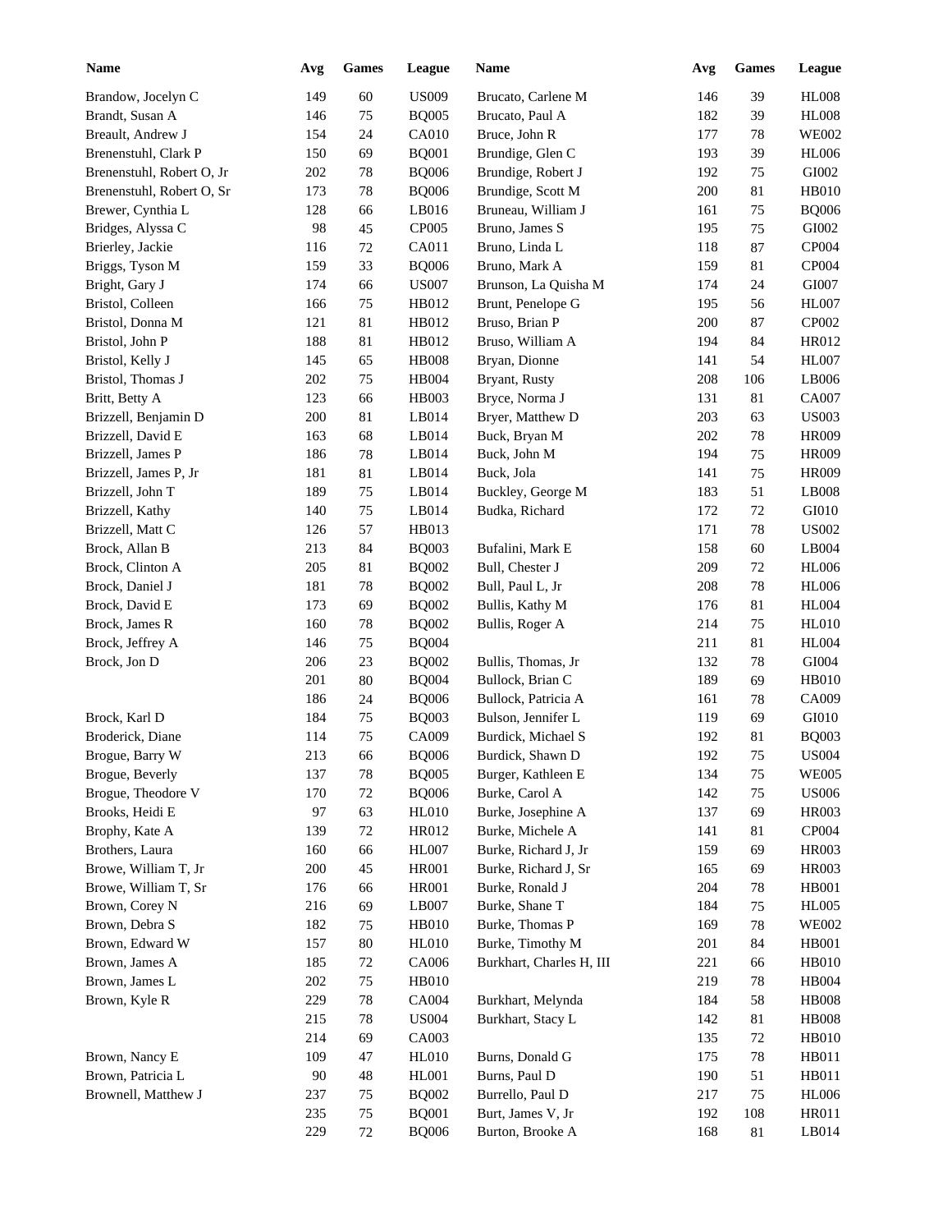| Name | Avg | Games | League | Name | Avg | Games | League |
|---|---|---|---|---|---|---|---|
| Brandow, Jocelyn C | 149 | 60 | US009 | Brucato, Carlene M | 146 | 39 | HL008 |
| Brandt, Susan A | 146 | 75 | BQ005 | Brucato, Paul A | 182 | 39 | HL008 |
| Breault, Andrew J | 154 | 24 | CA010 | Bruce, John R | 177 | 78 | WE002 |
| Brenenstuhl, Clark P | 150 | 69 | BQ001 | Brundige, Glen C | 193 | 39 | HL006 |
| Brenenstuhl, Robert O, Jr | 202 | 78 | BQ006 | Brundige, Robert J | 192 | 75 | GI002 |
| Brenenstuhl, Robert O, Sr | 173 | 78 | BQ006 | Brundige, Scott M | 200 | 81 | HB010 |
| Brewer, Cynthia L | 128 | 66 | LB016 | Bruneau, William J | 161 | 75 | BQ006 |
| Bridges, Alyssa C | 98 | 45 | CP005 | Bruno, James S | 195 | 75 | GI002 |
| Brierley, Jackie | 116 | 72 | CA011 | Bruno, Linda L | 118 | 87 | CP004 |
| Briggs, Tyson M | 159 | 33 | BQ006 | Bruno, Mark A | 159 | 81 | CP004 |
| Bright, Gary J | 174 | 66 | US007 | Brunson, La Quisha M | 174 | 24 | GI007 |
| Bristol, Colleen | 166 | 75 | HB012 | Brunt, Penelope G | 195 | 56 | HL007 |
| Bristol, Donna M | 121 | 81 | HB012 | Bruso, Brian P | 200 | 87 | CP002 |
| Bristol, John P | 188 | 81 | HB012 | Bruso, William A | 194 | 84 | HR012 |
| Bristol, Kelly J | 145 | 65 | HB008 | Bryan, Dionne | 141 | 54 | HL007 |
| Bristol, Thomas J | 202 | 75 | HB004 | Bryant, Rusty | 208 | 106 | LB006 |
| Britt, Betty A | 123 | 66 | HB003 | Bryce, Norma J | 131 | 81 | CA007 |
| Brizzell, Benjamin D | 200 | 81 | LB014 | Bryer, Matthew D | 203 | 63 | US003 |
| Brizzell, David E | 163 | 68 | LB014 | Buck, Bryan M | 202 | 78 | HR009 |
| Brizzell, James P | 186 | 78 | LB014 | Buck, John M | 194 | 75 | HR009 |
| Brizzell, James P, Jr | 181 | 81 | LB014 | Buck, Jola | 141 | 75 | HR009 |
| Brizzell, John T | 189 | 75 | LB014 | Buckley, George M | 183 | 51 | LB008 |
| Brizzell, Kathy | 140 | 75 | LB014 | Budka, Richard | 172 | 72 | GI010 |
| Brizzell, Matt C | 126 | 57 | HB013 | | 171 | 78 | US002 |
| Brock, Allan B | 213 | 84 | BQ003 | Bufalini, Mark E | 158 | 60 | LB004 |
| Brock, Clinton A | 205 | 81 | BQ002 | Bull, Chester J | 209 | 72 | HL006 |
| Brock, Daniel J | 181 | 78 | BQ002 | Bull, Paul L, Jr | 208 | 78 | HL006 |
| Brock, David E | 173 | 69 | BQ002 | Bullis, Kathy M | 176 | 81 | HL004 |
| Brock, James R | 160 | 78 | BQ002 | Bullis, Roger A | 214 | 75 | HL010 |
| Brock, Jeffrey A | 146 | 75 | BQ004 | | 211 | 81 | HL004 |
| Brock, Jon D | 206 | 23 | BQ002 | Bullis, Thomas, Jr | 132 | 78 | GI004 |
| | 201 | 80 | BQ004 | Bullock, Brian C | 189 | 69 | HB010 |
| | 186 | 24 | BQ006 | Bullock, Patricia A | 161 | 78 | CA009 |
| Brock, Karl D | 184 | 75 | BQ003 | Bulson, Jennifer L | 119 | 69 | GI010 |
| Broderick, Diane | 114 | 75 | CA009 | Burdick, Michael S | 192 | 81 | BQ003 |
| Brogue, Barry W | 213 | 66 | BQ006 | Burdick, Shawn D | 192 | 75 | US004 |
| Brogue, Beverly | 137 | 78 | BQ005 | Burger, Kathleen E | 134 | 75 | WE005 |
| Brogue, Theodore V | 170 | 72 | BQ006 | Burke, Carol A | 142 | 75 | US006 |
| Brooks, Heidi E | 97 | 63 | HL010 | Burke, Josephine A | 137 | 69 | HR003 |
| Brophy, Kate A | 139 | 72 | HR012 | Burke, Michele A | 141 | 81 | CP004 |
| Brothers, Laura | 160 | 66 | HL007 | Burke, Richard J, Jr | 159 | 69 | HR003 |
| Browe, William T, Jr | 200 | 45 | HR001 | Burke, Richard J, Sr | 165 | 69 | HR003 |
| Browe, William T, Sr | 176 | 66 | HR001 | Burke, Ronald J | 204 | 78 | HB001 |
| Brown, Corey N | 216 | 69 | LB007 | Burke, Shane T | 184 | 75 | HL005 |
| Brown, Debra S | 182 | 75 | HB010 | Burke, Thomas P | 169 | 78 | WE002 |
| Brown, Edward W | 157 | 80 | HL010 | Burke, Timothy M | 201 | 84 | HB001 |
| Brown, James A | 185 | 72 | CA006 | Burkhart, Charles H, III | 221 | 66 | HB010 |
| Brown, James L | 202 | 75 | HB010 | | 219 | 78 | HB004 |
| Brown, Kyle R | 229 | 78 | CA004 | Burkhart, Melynda | 184 | 58 | HB008 |
| | 215 | 78 | US004 | Burkhart, Stacy L | 142 | 81 | HB008 |
| | 214 | 69 | CA003 | | 135 | 72 | HB010 |
| Brown, Nancy E | 109 | 47 | HL010 | Burns, Donald G | 175 | 78 | HB011 |
| Brown, Patricia L | 90 | 48 | HL001 | Burns, Paul D | 190 | 51 | HB011 |
| Brownell, Matthew J | 237 | 75 | BQ002 | Burrello, Paul D | 217 | 75 | HL006 |
| | 235 | 75 | BQ001 | Burt, James V, Jr | 192 | 108 | HR011 |
| | 229 | 72 | BQ006 | Burton, Brooke A | 168 | 81 | LB014 |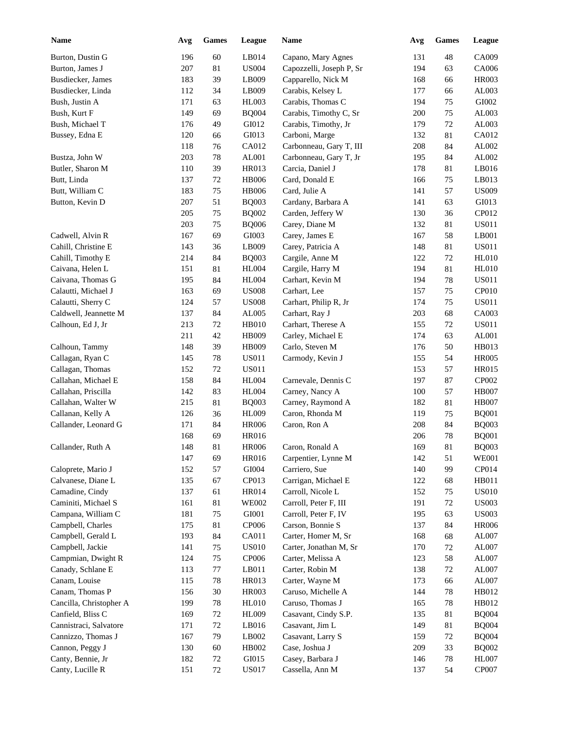| Name | Avg | Games | League |
|---|---|---|---|
| Burton, Dustin G | 196 | 60 | LB014 |
| Burton, James J | 207 | 81 | US004 |
| Busdiecker, James | 183 | 39 | LB009 |
| Busdiecker, Linda | 112 | 34 | LB009 |
| Bush, Justin A | 171 | 63 | HL003 |
| Bush, Kurt F | 149 | 69 | BQ004 |
| Bush, Michael T | 176 | 49 | GI012 |
| Bussey, Edna E | 120 | 66 | GI013 |
| | 118 | 76 | CA012 |
| Bustza, John W | 203 | 78 | AL001 |
| Butler, Sharon M | 110 | 39 | HR013 |
| Butt, Linda | 137 | 72 | HB006 |
| Butt, William C | 183 | 75 | HB006 |
| Button, Kevin D | 207 | 51 | BQ003 |
| | 205 | 75 | BQ002 |
| | 203 | 75 | BQ006 |
| Cadwell, Alvin R | 167 | 69 | GI003 |
| Cahill, Christine E | 143 | 36 | LB009 |
| Cahill, Timothy E | 214 | 84 | BQ003 |
| Caivana, Helen L | 151 | 81 | HL004 |
| Caivana, Thomas G | 195 | 84 | HL004 |
| Calautti, Michael J | 163 | 69 | US008 |
| Calautti, Sherry C | 124 | 57 | US008 |
| Caldwell, Jeannette M | 137 | 84 | AL005 |
| Calhoun, Ed J, Jr | 213 | 72 | HB010 |
| | 211 | 42 | HB009 |
| Calhoun, Tammy | 148 | 39 | HB009 |
| Callagan, Ryan C | 145 | 78 | US011 |
| Callagan, Thomas | 152 | 72 | US011 |
| Callahan, Michael E | 158 | 84 | HL004 |
| Callahan, Priscilla | 142 | 83 | HL004 |
| Callahan, Walter W | 215 | 81 | BQ003 |
| Callanan, Kelly A | 126 | 36 | HL009 |
| Callander, Leonard G | 171 | 84 | HR006 |
| | 168 | 69 | HR016 |
| Callander, Ruth A | 148 | 81 | HR006 |
| | 147 | 69 | HR016 |
| Caloprete, Mario J | 152 | 57 | GI004 |
| Calvanese, Diane L | 135 | 67 | CP013 |
| Camadine, Cindy | 137 | 61 | HR014 |
| Caminiti, Michael S | 161 | 81 | WE002 |
| Campana, William C | 181 | 75 | GI001 |
| Campbell, Charles | 175 | 81 | CP006 |
| Campbell, Gerald L | 193 | 84 | CA011 |
| Campbell, Jackie | 141 | 75 | US010 |
| Campmian, Dwight R | 124 | 75 | CP006 |
| Canady, Schlane E | 113 | 77 | LB011 |
| Canam, Louise | 115 | 78 | HR013 |
| Canam, Thomas P | 156 | 30 | HR003 |
| Cancilla, Christopher A | 199 | 78 | HL010 |
| Canfield, Bliss C | 169 | 72 | HL009 |
| Cannistraci, Salvatore | 171 | 72 | LB016 |
| Cannizzo, Thomas J | 167 | 79 | LB002 |
| Cannon, Peggy J | 130 | 60 | HB002 |
| Canty, Bennie, Jr | 182 | 72 | GI015 |
| Canty, Lucille R | 151 | 72 | US017 |
| Capano, Mary Agnes | 131 | 48 | CA009 |
| Capozzelli, Joseph P, Sr | 194 | 63 | CA006 |
| Capparello, Nick M | 168 | 66 | HR003 |
| Carabis, Kelsey L | 177 | 66 | AL003 |
| Carabis, Thomas C | 194 | 75 | GI002 |
| Carabis, Timothy C, Sr | 200 | 75 | AL003 |
| Carabis, Timothy, Jr | 179 | 72 | AL003 |
| Carboni, Marge | 132 | 81 | CA012 |
| Carbonneau, Gary T, III | 208 | 84 | AL002 |
| Carbonneau, Gary T, Jr | 195 | 84 | AL002 |
| Carcia, Daniel J | 178 | 81 | LB016 |
| Card, Donald E | 166 | 75 | LB013 |
| Card, Julie A | 141 | 57 | US009 |
| Cardany, Barbara A | 141 | 63 | GI013 |
| Carden, Jeffery W | 130 | 36 | CP012 |
| Carey, Diane M | 132 | 81 | US011 |
| Carey, James E | 167 | 58 | LB001 |
| Carey, Patricia A | 148 | 81 | US011 |
| Cargile, Anne M | 122 | 72 | HL010 |
| Cargile, Harry M | 194 | 81 | HL010 |
| Carhart, Kevin M | 194 | 78 | US011 |
| Carhart, Lee | 157 | 75 | CP010 |
| Carhart, Philip R, Jr | 174 | 75 | US011 |
| Carhart, Ray J | 203 | 68 | CA003 |
| Carhart, Therese A | 155 | 72 | US011 |
| Carley, Michael E | 174 | 63 | AL001 |
| Carlo, Steven M | 176 | 50 | HB013 |
| Carmody, Kevin J | 155 | 54 | HR005 |
| | 153 | 57 | HR015 |
| Carnevale, Dennis C | 197 | 87 | CP002 |
| Carney, Nancy A | 100 | 57 | HB007 |
| Carney, Raymond A | 182 | 81 | HB007 |
| Caron, Rhonda M | 119 | 75 | BQ001 |
| Caron, Ron A | 208 | 84 | BQ003 |
| | 206 | 78 | BQ001 |
| Caron, Ronald A | 169 | 81 | BQ003 |
| Carpentier, Lynne M | 142 | 51 | WE001 |
| Carriero, Sue | 140 | 99 | CP014 |
| Carrigan, Michael E | 122 | 68 | HB011 |
| Carroll, Nicole L | 152 | 75 | US010 |
| Carroll, Peter F, III | 191 | 72 | US003 |
| Carroll, Peter F, IV | 195 | 63 | US003 |
| Carson, Bonnie S | 137 | 84 | HR006 |
| Carter, Homer M, Sr | 168 | 68 | AL007 |
| Carter, Jonathan M, Sr | 170 | 72 | AL007 |
| Carter, Melissa A | 123 | 58 | AL007 |
| Carter, Robin M | 138 | 72 | AL007 |
| Carter, Wayne M | 173 | 66 | AL007 |
| Caruso, Michelle A | 144 | 78 | HB012 |
| Caruso, Thomas J | 165 | 78 | HB012 |
| Casavant, Cindy S.P. | 135 | 81 | BQ004 |
| Casavant, Jim L | 149 | 81 | BQ004 |
| Casavant, Larry S | 159 | 72 | BQ004 |
| Case, Joshua J | 209 | 33 | BQ002 |
| Casey, Barbara J | 146 | 78 | HL007 |
| Cassella, Ann M | 137 | 54 | CP007 |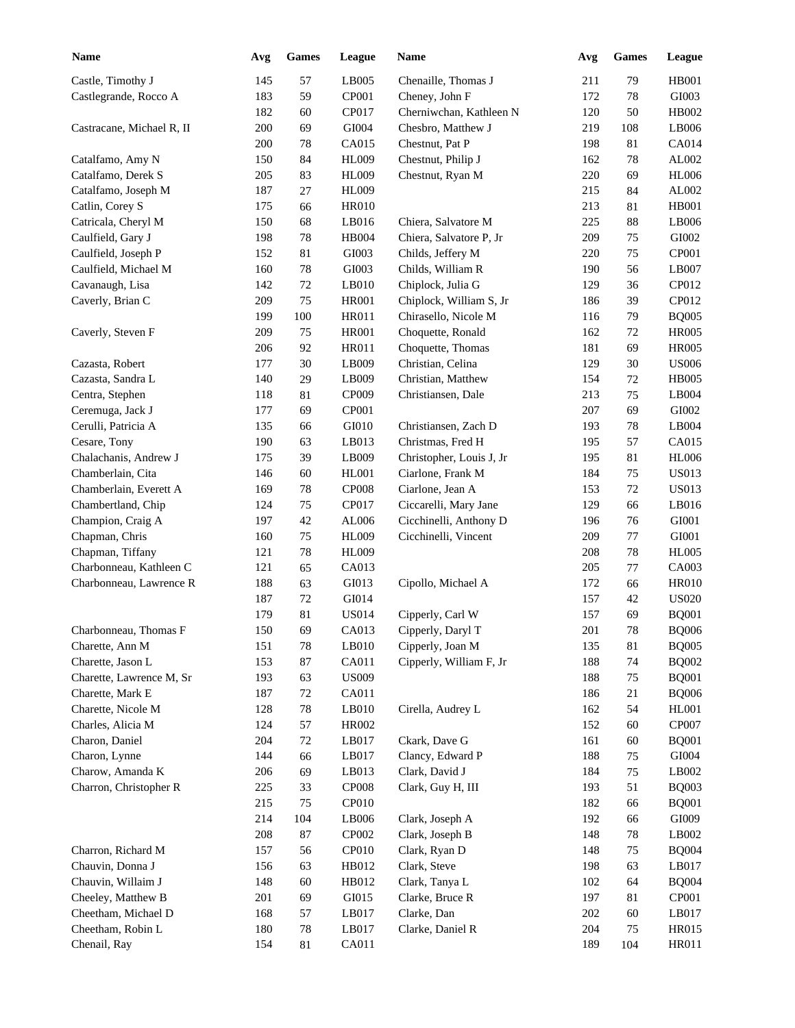| Name | Avg | Games | League |
| --- | --- | --- | --- |
| Castle, Timothy J | 145 | 57 | LB005 |
| Castlegrande, Rocco A | 183 | 59 | CP001 |
| | 182 | 60 | CP017 |
| Castracane, Michael R, II | 200 | 69 | GI004 |
| | 200 | 78 | CA015 |
| Catalfamo, Amy N | 150 | 84 | HL009 |
| Catalfamo, Derek S | 205 | 83 | HL009 |
| Catalfamo, Joseph M | 187 | 27 | HL009 |
| Catlin, Corey S | 175 | 66 | HR010 |
| Catricala, Cheryl M | 150 | 68 | LB016 |
| Caulfield, Gary J | 198 | 78 | HB004 |
| Caulfield, Joseph P | 152 | 81 | GI003 |
| Caulfield, Michael M | 160 | 78 | GI003 |
| Cavanaugh, Lisa | 142 | 72 | LB010 |
| Caverly, Brian C | 209 | 75 | HR001 |
| | 199 | 100 | HR011 |
| Caverly, Steven F | 209 | 75 | HR001 |
| | 206 | 92 | HR011 |
| Cazasta, Robert | 177 | 30 | LB009 |
| Cazasta, Sandra L | 140 | 29 | LB009 |
| Centra, Stephen | 118 | 81 | CP009 |
| Ceremuga, Jack J | 177 | 69 | CP001 |
| Cerulli, Patricia A | 135 | 66 | GI010 |
| Cesare, Tony | 190 | 63 | LB013 |
| Chalachanis, Andrew J | 175 | 39 | LB009 |
| Chamberlain, Cita | 146 | 60 | HL001 |
| Chamberlain, Everett A | 169 | 78 | CP008 |
| Chambertland, Chip | 124 | 75 | CP017 |
| Champion, Craig A | 197 | 42 | AL006 |
| Chapman, Chris | 160 | 75 | HL009 |
| Chapman, Tiffany | 121 | 78 | HL009 |
| Charbonneau, Kathleen C | 121 | 65 | CA013 |
| Charbonneau, Lawrence R | 188 | 63 | GI013 |
| | 187 | 72 | GI014 |
| | 179 | 81 | US014 |
| Charbonneau, Thomas F | 150 | 69 | CA013 |
| Charette, Ann M | 151 | 78 | LB010 |
| Charette, Jason L | 153 | 87 | CA011 |
| Charette, Lawrence M, Sr | 193 | 63 | US009 |
| Charette, Mark E | 187 | 72 | CA011 |
| Charette, Nicole M | 128 | 78 | LB010 |
| Charles, Alicia M | 124 | 57 | HR002 |
| Charon, Daniel | 204 | 72 | LB017 |
| Charon, Lynne | 144 | 66 | LB017 |
| Charow, Amanda K | 206 | 69 | LB013 |
| Charron, Christopher R | 225 | 33 | CP008 |
| | 215 | 75 | CP010 |
| | 214 | 104 | LB006 |
| | 208 | 87 | CP002 |
| Charron, Richard M | 157 | 56 | CP010 |
| Chauvin, Donna J | 156 | 63 | HB012 |
| Chauvin, Willaim J | 148 | 60 | HB012 |
| Cheeley, Matthew B | 201 | 69 | GI015 |
| Cheetham, Michael D | 168 | 57 | LB017 |
| Cheetham, Robin L | 180 | 78 | LB017 |
| Chenail, Ray | 154 | 81 | CA011 |
| Chenaille, Thomas J | 211 | 79 | HB001 |
| Cheney, John F | 172 | 78 | GI003 |
| Cherniwchan, Kathleen N | 120 | 50 | HB002 |
| Chesbro, Matthew J | 219 | 108 | LB006 |
| Chestnut, Pat P | 198 | 81 | CA014 |
| Chestnut, Philip J | 162 | 78 | AL002 |
| Chestnut, Ryan M | 220 | 69 | HL006 |
| | 215 | 84 | AL002 |
| | 213 | 81 | HB001 |
| Chiera, Salvatore M | 225 | 88 | LB006 |
| Chiera, Salvatore P, Jr | 209 | 75 | GI002 |
| Childs, Jeffery M | 220 | 75 | CP001 |
| Childs, William R | 190 | 56 | LB007 |
| Chiplock, Julia G | 129 | 36 | CP012 |
| Chiplock, William S, Jr | 186 | 39 | CP012 |
| Chirasello, Nicole M | 116 | 79 | BQ005 |
| Choquette, Ronald | 162 | 72 | HR005 |
| Choquette, Thomas | 181 | 69 | HR005 |
| Christian, Celina | 129 | 30 | US006 |
| Christian, Matthew | 154 | 72 | HB005 |
| Christiansen, Dale | 213 | 75 | LB004 |
| | 207 | 69 | GI002 |
| Christiansen, Zach D | 193 | 78 | LB004 |
| Christmas, Fred H | 195 | 57 | CA015 |
| Christopher, Louis J, Jr | 195 | 81 | HL006 |
| Ciarlone, Frank M | 184 | 75 | US013 |
| Ciarlone, Jean A | 153 | 72 | US013 |
| Ciccarelli, Mary Jane | 129 | 66 | LB016 |
| Cicchinelli, Anthony D | 196 | 76 | GI001 |
| Cicchinelli, Vincent | 209 | 77 | GI001 |
| | 208 | 78 | HL005 |
| | 205 | 77 | CA003 |
| Cipollo, Michael A | 172 | 66 | HR010 |
| | 157 | 42 | US020 |
| Cipperly, Carl W | 157 | 69 | BQ001 |
| Cipperly, Daryl T | 201 | 78 | BQ006 |
| Cipperly, Joan M | 135 | 81 | BQ005 |
| Cipperly, William F, Jr | 188 | 74 | BQ002 |
| | 188 | 75 | BQ001 |
| | 186 | 21 | BQ006 |
| Cirella, Audrey L | 162 | 54 | HL001 |
| | 152 | 60 | CP007 |
| Ckark, Dave G | 161 | 60 | BQ001 |
| Clancy, Edward P | 188 | 75 | GI004 |
| Clark, David J | 184 | 75 | LB002 |
| Clark, Guy H, III | 193 | 51 | BQ003 |
| | 182 | 66 | BQ001 |
| Clark, Joseph A | 192 | 66 | GI009 |
| Clark, Joseph B | 148 | 78 | LB002 |
| Clark, Ryan D | 148 | 75 | BQ004 |
| Clark, Steve | 198 | 63 | LB017 |
| Clark, Tanya L | 102 | 64 | BQ004 |
| Clarke, Bruce R | 197 | 81 | CP001 |
| Clarke, Dan | 202 | 60 | LB017 |
| Clarke, Daniel R | 204 | 75 | HR015 |
| | 189 | 104 | HR011 |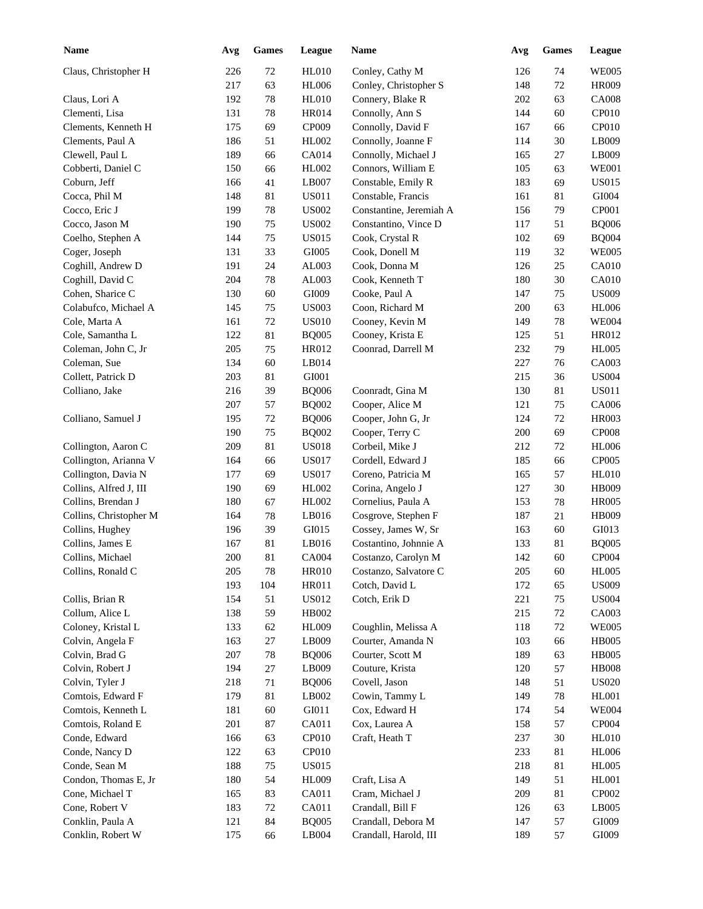| Name | Avg | Games | League | Name | Avg | Games | League |
|---|---|---|---|---|---|---|---|
| Claus, Christopher H | 226 | 72 | HL010 | Conley, Cathy M | 126 | 74 | WE005 |
| | 217 | 63 | HL006 | Conley, Christopher S | 148 | 72 | HR009 |
| Claus, Lori A | 192 | 78 | HL010 | Connery, Blake R | 202 | 63 | CA008 |
| Clementi, Lisa | 131 | 78 | HR014 | Connolly, Ann S | 144 | 60 | CP010 |
| Clements, Kenneth H | 175 | 69 | CP009 | Connolly, David F | 167 | 66 | CP010 |
| Clements, Paul A | 186 | 51 | HL002 | Connolly, Joanne F | 114 | 30 | LB009 |
| Clewell, Paul L | 189 | 66 | CA014 | Connolly, Michael J | 165 | 27 | LB009 |
| Cobberti, Daniel C | 150 | 66 | HL002 | Connors, William E | 105 | 63 | WE001 |
| Coburn, Jeff | 166 | 41 | LB007 | Constable, Emily R | 183 | 69 | US015 |
| Cocca, Phil M | 148 | 81 | US011 | Constable, Francis | 161 | 81 | GI004 |
| Cocco, Eric J | 199 | 78 | US002 | Constantine, Jeremiah A | 156 | 79 | CP001 |
| Cocco, Jason M | 190 | 75 | US002 | Constantino, Vince D | 117 | 51 | BQ006 |
| Coelho, Stephen A | 144 | 75 | US015 | Cook, Crystal R | 102 | 69 | BQ004 |
| Coger, Joseph | 131 | 33 | GI005 | Cook, Donell M | 119 | 32 | WE005 |
| Coghill, Andrew D | 191 | 24 | AL003 | Cook, Donna M | 126 | 25 | CA010 |
| Coghill, David C | 204 | 78 | AL003 | Cook, Kenneth T | 180 | 30 | CA010 |
| Cohen, Sharice C | 130 | 60 | GI009 | Cooke, Paul A | 147 | 75 | US009 |
| Colabufco, Michael A | 145 | 75 | US003 | Coon, Richard M | 200 | 63 | HL006 |
| Cole, Marta A | 161 | 72 | US010 | Cooney, Kevin M | 149 | 78 | WE004 |
| Cole, Samantha L | 122 | 81 | BQ005 | Cooney, Krista E | 125 | 51 | HR012 |
| Coleman, John C, Jr | 205 | 75 | HR012 | Coonrad, Darrell M | 232 | 79 | HL005 |
| Coleman, Sue | 134 | 60 | LB014 | | 227 | 76 | CA003 |
| Collett, Patrick D | 203 | 81 | GI001 | | 215 | 36 | US004 |
| Colliano, Jake | 216 | 39 | BQ006 | Coonradt, Gina M | 130 | 81 | US011 |
| | 207 | 57 | BQ002 | Cooper, Alice M | 121 | 75 | CA006 |
| Colliano, Samuel J | 195 | 72 | BQ006 | Cooper, John G, Jr | 124 | 72 | HR003 |
| | 190 | 75 | BQ002 | Cooper, Terry C | 200 | 69 | CP008 |
| Collington, Aaron C | 209 | 81 | US018 | Corbeil, Mike J | 212 | 72 | HL006 |
| Collington, Arianna V | 164 | 66 | US017 | Cordell, Edward J | 185 | 66 | CP005 |
| Collington, Davia N | 177 | 69 | US017 | Coreno, Patricia M | 165 | 57 | HL010 |
| Collins, Alfred J, III | 190 | 69 | HL002 | Corina, Angelo J | 127 | 30 | HB009 |
| Collins, Brendan J | 180 | 67 | HL002 | Cornelius, Paula A | 153 | 78 | HR005 |
| Collins, Christopher M | 164 | 78 | LB016 | Cosgrove, Stephen F | 187 | 21 | HB009 |
| Collins, Hughey | 196 | 39 | GI015 | Cossey, James W, Sr | 163 | 60 | GI013 |
| Collins, James E | 167 | 81 | LB016 | Costantino, Johnnie A | 133 | 81 | BQ005 |
| Collins, Michael | 200 | 81 | CA004 | Costanzo, Carolyn M | 142 | 60 | CP004 |
| Collins, Ronald C | 205 | 78 | HR010 | Costanzo, Salvatore C | 205 | 60 | HL005 |
| | 193 | 104 | HR011 | Cotch, David L | 172 | 65 | US009 |
| Collis, Brian R | 154 | 51 | US012 | Cotch, Erik D | 221 | 75 | US004 |
| Collum, Alice L | 138 | 59 | HB002 | | 215 | 72 | CA003 |
| Coloney, Kristal L | 133 | 62 | HL009 | Coughlin, Melissa A | 118 | 72 | WE005 |
| Colvin, Angela F | 163 | 27 | LB009 | Courter, Amanda N | 103 | 66 | HB005 |
| Colvin, Brad G | 207 | 78 | BQ006 | Courter, Scott M | 189 | 63 | HB005 |
| Colvin, Robert J | 194 | 27 | LB009 | Couture, Krista | 120 | 57 | HB008 |
| Colvin, Tyler J | 218 | 71 | BQ006 | Covell, Jason | 148 | 51 | US020 |
| Comtois, Edward F | 179 | 81 | LB002 | Cowin, Tammy L | 149 | 78 | HL001 |
| Comtois, Kenneth L | 181 | 60 | GI011 | Cox, Edward H | 174 | 54 | WE004 |
| Comtois, Roland E | 201 | 87 | CA011 | Cox, Laurea A | 158 | 57 | CP004 |
| Conde, Edward | 166 | 63 | CP010 | Craft, Heath T | 237 | 30 | HL010 |
| Conde, Nancy D | 122 | 63 | CP010 | | 233 | 81 | HL006 |
| Conde, Sean M | 188 | 75 | US015 | | 218 | 81 | HL005 |
| Condon, Thomas E, Jr | 180 | 54 | HL009 | Craft, Lisa A | 149 | 51 | HL001 |
| Cone, Michael T | 165 | 83 | CA011 | Cram, Michael J | 209 | 81 | CP002 |
| Cone, Robert V | 183 | 72 | CA011 | Crandall, Bill F | 126 | 63 | LB005 |
| Conklin, Paula A | 121 | 84 | BQ005 | Crandall, Debora M | 147 | 57 | GI009 |
| Conklin, Robert W | 175 | 66 | LB004 | Crandall, Harold, III | 189 | 57 | GI009 |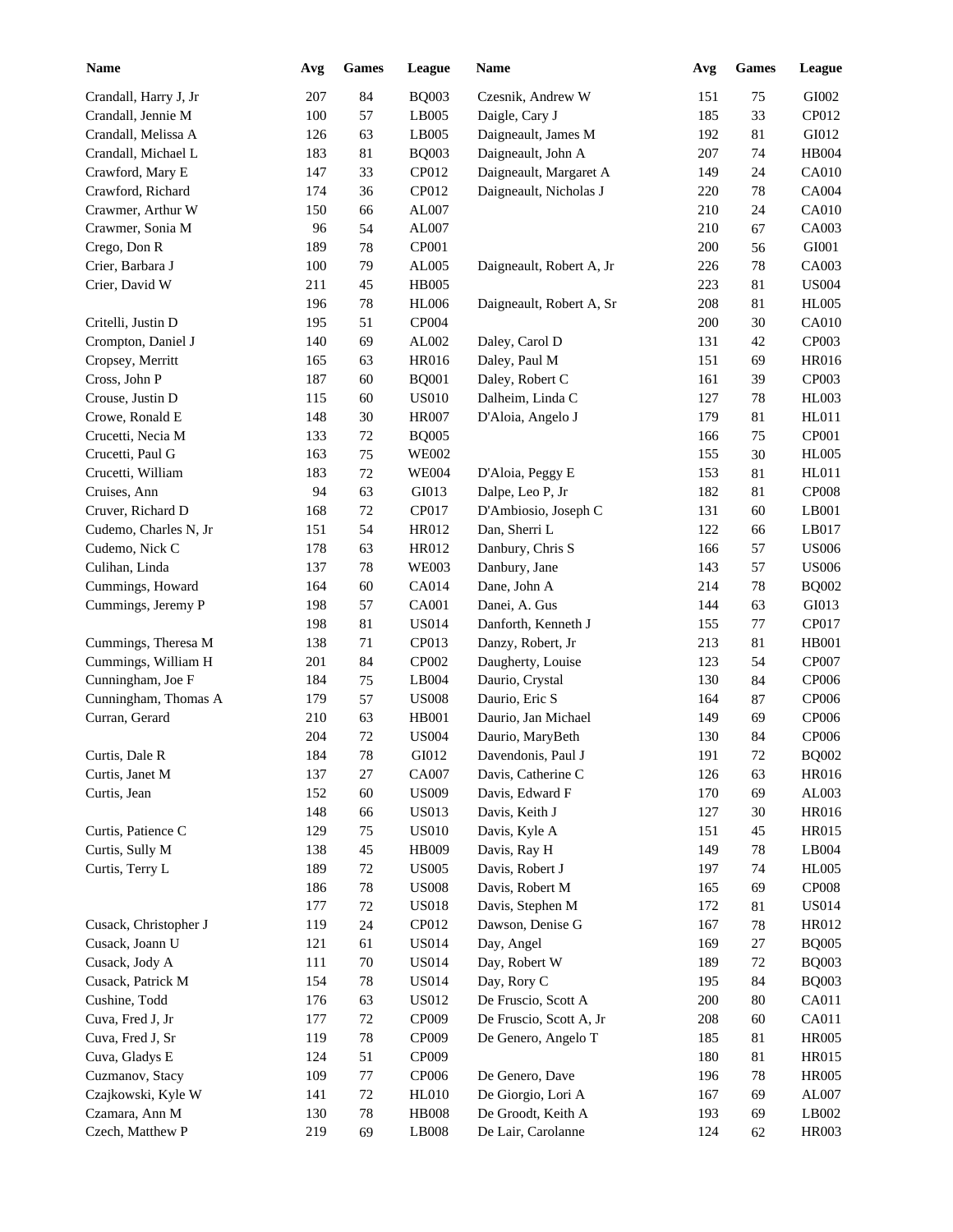| Name | Avg | Games | League |
|---|---|---|---|
| Crandall, Harry J, Jr | 207 | 84 | BQ003 |
| Crandall, Jennie M | 100 | 57 | LB005 |
| Crandall, Melissa A | 126 | 63 | LB005 |
| Crandall, Michael L | 183 | 81 | BQ003 |
| Crawford, Mary E | 147 | 33 | CP012 |
| Crawford, Richard | 174 | 36 | CP012 |
| Crawmer, Arthur W | 150 | 66 | AL007 |
| Crawmer, Sonia M | 96 | 54 | AL007 |
| Crego, Don R | 189 | 78 | CP001 |
| Crier, Barbara J | 100 | 79 | AL005 |
| Crier, David W | 211 | 45 | HB005 |
| | 196 | 78 | HL006 |
| Critelli, Justin D | 195 | 51 | CP004 |
| Crompton, Daniel J | 140 | 69 | AL002 |
| Cropsey, Merritt | 165 | 63 | HR016 |
| Cross, John P | 187 | 60 | BQ001 |
| Crouse, Justin D | 115 | 60 | US010 |
| Crowe, Ronald E | 148 | 30 | HR007 |
| Crucetti, Necia M | 133 | 72 | BQ005 |
| Crucetti, Paul G | 163 | 75 | WE002 |
| Crucetti, William | 183 | 72 | WE004 |
| Cruises, Ann | 94 | 63 | GI013 |
| Cruver, Richard D | 168 | 72 | CP017 |
| Cudemo, Charles N, Jr | 151 | 54 | HR012 |
| Cudemo, Nick C | 178 | 63 | HR012 |
| Culihan, Linda | 137 | 78 | WE003 |
| Cummings, Howard | 164 | 60 | CA014 |
| Cummings, Jeremy P | 198 | 57 | CA001 |
| | 198 | 81 | US014 |
| Cummings, Theresa M | 138 | 71 | CP013 |
| Cummings, William H | 201 | 84 | CP002 |
| Cunningham, Joe F | 184 | 75 | LB004 |
| Cunningham, Thomas A | 179 | 57 | US008 |
| Curran, Gerard | 210 | 63 | HB001 |
| | 204 | 72 | US004 |
| Curtis, Dale R | 184 | 78 | GI012 |
| Curtis, Janet M | 137 | 27 | CA007 |
| Curtis, Jean | 152 | 60 | US009 |
| | 148 | 66 | US013 |
| Curtis, Patience C | 129 | 75 | US010 |
| Curtis, Sully M | 138 | 45 | HB009 |
| Curtis, Terry L | 189 | 72 | US005 |
| | 186 | 78 | US008 |
| | 177 | 72 | US018 |
| Cusack, Christopher J | 119 | 24 | CP012 |
| Cusack, Joann U | 121 | 61 | US014 |
| Cusack, Jody A | 111 | 70 | US014 |
| Cusack, Patrick M | 154 | 78 | US014 |
| Cushine, Todd | 176 | 63 | US012 |
| Cuva, Fred J, Jr | 177 | 72 | CP009 |
| Cuva, Fred J, Sr | 119 | 78 | CP009 |
| Cuva, Gladys E | 124 | 51 | CP009 |
| Cuzmanov, Stacy | 109 | 77 | CP006 |
| Czajkowski, Kyle W | 141 | 72 | HL010 |
| Czamara, Ann M | 130 | 78 | HB008 |
| Czech, Matthew P | 219 | 69 | LB008 |
| Czesnik, Andrew W | 151 | 75 | GI002 |
| Daigle, Cary J | 185 | 33 | CP012 |
| Daigneault, James M | 192 | 81 | GI012 |
| Daigneault, John A | 207 | 74 | HB004 |
| Daigneault, Margaret A | 149 | 24 | CA010 |
| Daigneault, Nicholas J | 220 | 78 | CA004 |
| | 210 | 24 | CA010 |
| | 210 | 67 | CA003 |
| | 200 | 56 | GI001 |
| Daigneault, Robert A, Jr | 226 | 78 | CA003 |
| | 223 | 81 | US004 |
| Daigneault, Robert A, Sr | 208 | 81 | HL005 |
| | 200 | 30 | CA010 |
| Daley, Carol D | 131 | 42 | CP003 |
| Daley, Paul M | 151 | 69 | HR016 |
| Daley, Robert C | 161 | 39 | CP003 |
| Dalheim, Linda C | 127 | 78 | HL003 |
| D'Aloia, Angelo J | 179 | 81 | HL011 |
| | 166 | 75 | CP001 |
| | 155 | 30 | HL005 |
| D'Aloia, Peggy E | 153 | 81 | HL011 |
| Dalpe, Leo P, Jr | 182 | 81 | CP008 |
| D'Ambiosio, Joseph C | 131 | 60 | LB001 |
| Dan, Sherri L | 122 | 66 | LB017 |
| Danbury, Chris S | 166 | 57 | US006 |
| Danbury, Jane | 143 | 57 | US006 |
| Dane, John A | 214 | 78 | BQ002 |
| Danei, A. Gus | 144 | 63 | GI013 |
| Danforth, Kenneth J | 155 | 77 | CP017 |
| Danzy, Robert, Jr | 213 | 81 | HB001 |
| Daugherty, Louise | 123 | 54 | CP007 |
| Daurio, Crystal | 130 | 84 | CP006 |
| Daurio, Eric S | 164 | 87 | CP006 |
| Daurio, Jan Michael | 149 | 69 | CP006 |
| Daurio, MaryBeth | 130 | 84 | CP006 |
| Davendonis, Paul J | 191 | 72 | BQ002 |
| Davis, Catherine C | 126 | 63 | HR016 |
| Davis, Edward F | 170 | 69 | AL003 |
| Davis, Keith J | 127 | 30 | HR016 |
| Davis, Kyle A | 151 | 45 | HR015 |
| Davis, Ray H | 149 | 78 | LB004 |
| Davis, Robert J | 197 | 74 | HL005 |
| Davis, Robert M | 165 | 69 | CP008 |
| Davis, Stephen M | 172 | 81 | US014 |
| Dawson, Denise G | 167 | 78 | HR012 |
| Day, Angel | 169 | 27 | BQ005 |
| Day, Robert W | 189 | 72 | BQ003 |
| Day, Rory C | 195 | 84 | BQ003 |
| De Fruscio, Scott A | 200 | 80 | CA011 |
| De Fruscio, Scott A, Jr | 208 | 60 | CA011 |
| De Genero, Angelo T | 185 | 81 | HR005 |
| | 180 | 81 | HR015 |
| De Genero, Dave | 196 | 78 | HR005 |
| De Giorgio, Lori A | 167 | 69 | AL007 |
| De Groodt, Keith A | 193 | 69 | LB002 |
| De Lair, Carolanne | 124 | 62 | HR003 |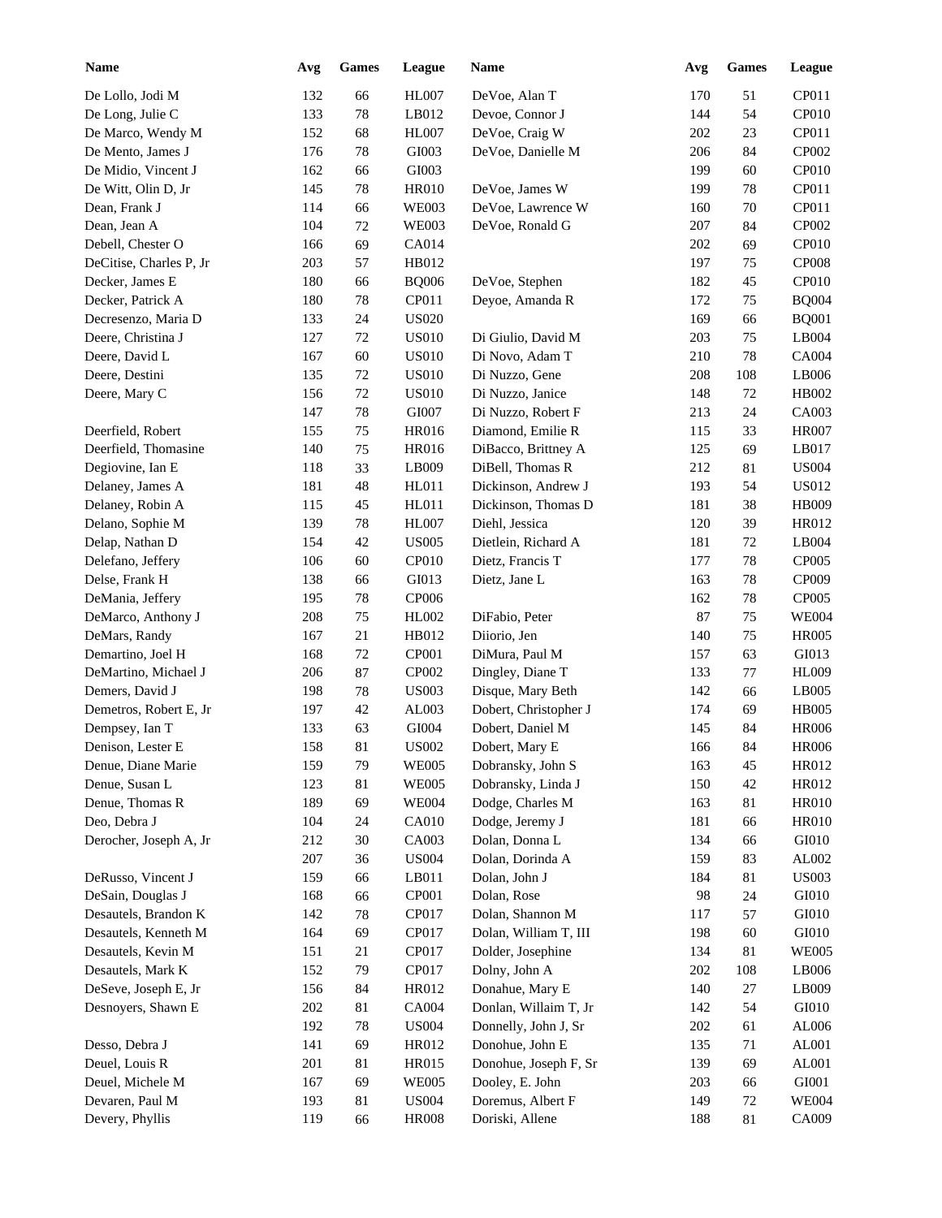| Name | Avg | Games | League | Name | Avg | Games | League |
|---|---|---|---|---|---|---|---|
| De Lollo, Jodi M | 132 | 66 | HL007 | DeVoe, Alan T | 170 | 51 | CP011 |
| De Long, Julie C | 133 | 78 | LB012 | Devoe, Connor J | 144 | 54 | CP010 |
| De Marco, Wendy M | 152 | 68 | HL007 | DeVoe, Craig W | 202 | 23 | CP011 |
| De Mento, James J | 176 | 78 | GI003 | DeVoe, Danielle M | 206 | 84 | CP002 |
| De Midio, Vincent J | 162 | 66 | GI003 | | 199 | 60 | CP010 |
| De Witt, Olin D, Jr | 145 | 78 | HR010 | DeVoe, James W | 199 | 78 | CP011 |
| Dean, Frank J | 114 | 66 | WE003 | DeVoe, Lawrence W | 160 | 70 | CP011 |
| Dean, Jean A | 104 | 72 | WE003 | DeVoe, Ronald G | 207 | 84 | CP002 |
| Debell, Chester O | 166 | 69 | CA014 | | 202 | 69 | CP010 |
| DeCitise, Charles P, Jr | 203 | 57 | HB012 | | 197 | 75 | CP008 |
| Decker, James E | 180 | 66 | BQ006 | DeVoe, Stephen | 182 | 45 | CP010 |
| Decker, Patrick A | 180 | 78 | CP011 | Deyoe, Amanda R | 172 | 75 | BQ004 |
| Decresenzo, Maria D | 133 | 24 | US020 | | 169 | 66 | BQ001 |
| Deere, Christina J | 127 | 72 | US010 | Di Giulio, David M | 203 | 75 | LB004 |
| Deere, David L | 167 | 60 | US010 | Di Novo, Adam T | 210 | 78 | CA004 |
| Deere, Destini | 135 | 72 | US010 | Di Nuzzo, Gene | 208 | 108 | LB006 |
| Deere, Mary C | 156 | 72 | US010 | Di Nuzzo, Janice | 148 | 72 | HB002 |
| | 147 | 78 | GI007 | Di Nuzzo, Robert F | 213 | 24 | CA003 |
| Deerfield, Robert | 155 | 75 | HR016 | Diamond, Emilie R | 115 | 33 | HR007 |
| Deerfield, Thomasine | 140 | 75 | HR016 | DiBacco, Brittney A | 125 | 69 | LB017 |
| Degiovine, Ian E | 118 | 33 | LB009 | DiBell, Thomas R | 212 | 81 | US004 |
| Delaney, James A | 181 | 48 | HL011 | Dickinson, Andrew J | 193 | 54 | US012 |
| Delaney, Robin A | 115 | 45 | HL011 | Dickinson, Thomas D | 181 | 38 | HB009 |
| Delano, Sophie M | 139 | 78 | HL007 | Diehl, Jessica | 120 | 39 | HR012 |
| Delap, Nathan D | 154 | 42 | US005 | Dietlein, Richard A | 181 | 72 | LB004 |
| Delefano, Jeffery | 106 | 60 | CP010 | Dietz, Francis T | 177 | 78 | CP005 |
| Delse, Frank H | 138 | 66 | GI013 | Dietz, Jane L | 163 | 78 | CP009 |
| DeMania, Jeffery | 195 | 78 | CP006 | | 162 | 78 | CP005 |
| DeMarco, Anthony J | 208 | 75 | HL002 | DiFabio, Peter | 87 | 75 | WE004 |
| DeMars, Randy | 167 | 21 | HB012 | Diiorio, Jen | 140 | 75 | HR005 |
| Demartino, Joel H | 168 | 72 | CP001 | DiMura, Paul M | 157 | 63 | GI013 |
| DeMartino, Michael J | 206 | 87 | CP002 | Dingley, Diane T | 133 | 77 | HL009 |
| Demers, David J | 198 | 78 | US003 | Disque, Mary Beth | 142 | 66 | LB005 |
| Demetros, Robert E, Jr | 197 | 42 | AL003 | Dobert, Christopher J | 174 | 69 | HB005 |
| Dempsey, Ian T | 133 | 63 | GI004 | Dobert, Daniel M | 145 | 84 | HR006 |
| Denison, Lester E | 158 | 81 | US002 | Dobert, Mary E | 166 | 84 | HR006 |
| Denue, Diane Marie | 159 | 79 | WE005 | Dobransky, John S | 163 | 45 | HR012 |
| Denue, Susan L | 123 | 81 | WE005 | Dobransky, Linda J | 150 | 42 | HR012 |
| Denue, Thomas R | 189 | 69 | WE004 | Dodge, Charles M | 163 | 81 | HR010 |
| Deo, Debra J | 104 | 24 | CA010 | Dodge, Jeremy J | 181 | 66 | HR010 |
| Derocher, Joseph A, Jr | 212 | 30 | CA003 | Dolan, Donna L | 134 | 66 | GI010 |
| | 207 | 36 | US004 | Dolan, Dorinda A | 159 | 83 | AL002 |
| DeRusso, Vincent J | 159 | 66 | LB011 | Dolan, John J | 184 | 81 | US003 |
| DeSain, Douglas J | 168 | 66 | CP001 | Dolan, Rose | 98 | 24 | GI010 |
| Desautels, Brandon K | 142 | 78 | CP017 | Dolan, Shannon M | 117 | 57 | GI010 |
| Desautels, Kenneth M | 164 | 69 | CP017 | Dolan, William T, III | 198 | 60 | GI010 |
| Desautels, Kevin M | 151 | 21 | CP017 | Dolder, Josephine | 134 | 81 | WE005 |
| Desautels, Mark K | 152 | 79 | CP017 | Dolny, John A | 202 | 108 | LB006 |
| DeSeve, Joseph E, Jr | 156 | 84 | HR012 | Donahue, Mary E | 140 | 27 | LB009 |
| Desnoyers, Shawn E | 202 | 81 | CA004 | Donlan, Willaim T, Jr | 142 | 54 | GI010 |
| | 192 | 78 | US004 | Donnelly, John J, Sr | 202 | 61 | AL006 |
| Desso, Debra J | 141 | 69 | HR012 | Donohue, John E | 135 | 71 | AL001 |
| Deuel, Louis R | 201 | 81 | HR015 | Donohue, Joseph F, Sr | 139 | 69 | AL001 |
| Deuel, Michele M | 167 | 69 | WE005 | Dooley, E. John | 203 | 66 | GI001 |
| Devaren, Paul M | 193 | 81 | US004 | Doremus, Albert F | 149 | 72 | WE004 |
| Devery, Phyllis | 119 | 66 | HR008 | Doriski, Allene | 188 | 81 | CA009 |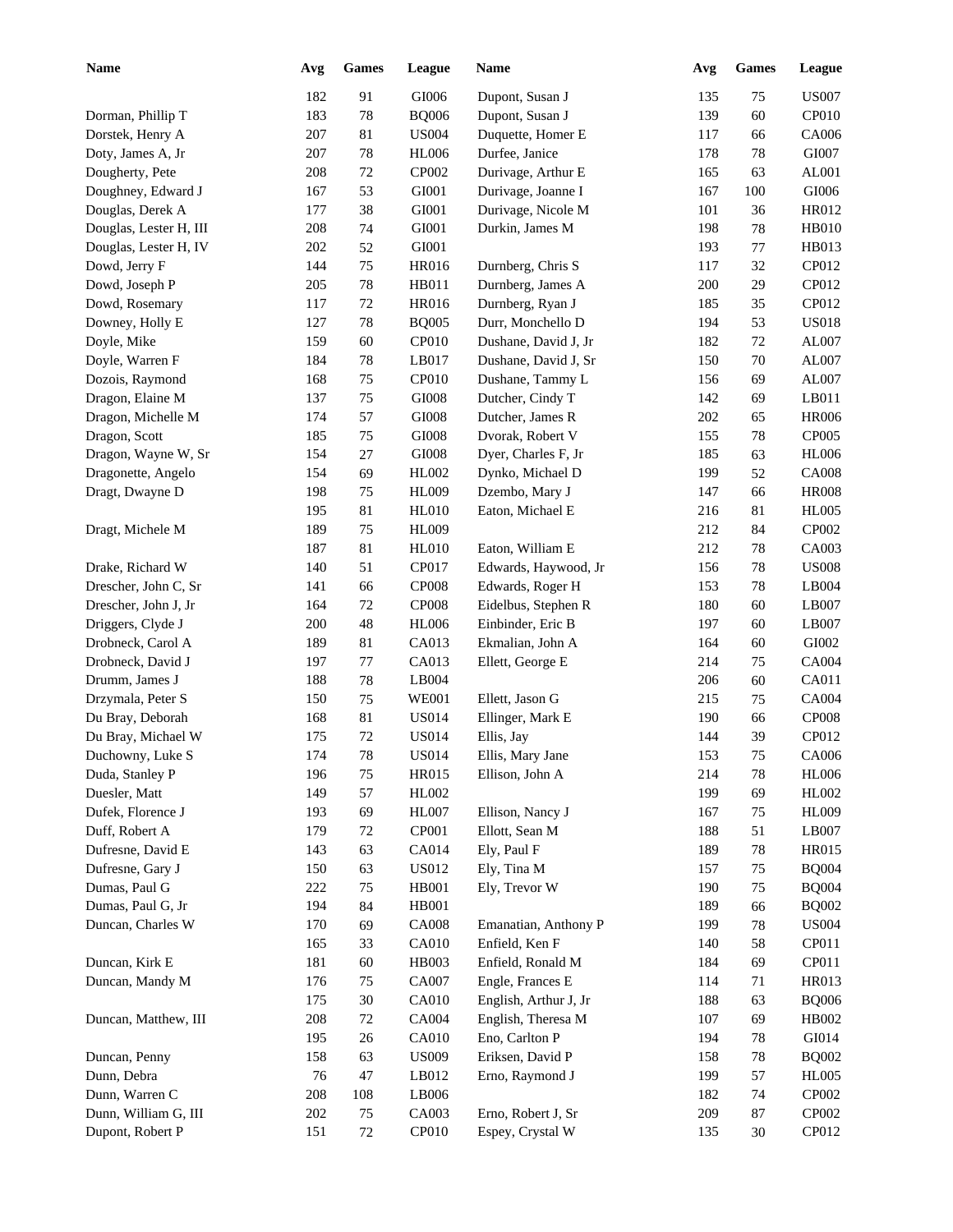| Name | Avg | Games | League | Name | Avg | Games | League |
|---|---|---|---|---|---|---|---|
| | 182 | 91 | GI006 | Dupont, Susan J | 135 | 75 | US007 |
| Dorman, Phillip T | 183 | 78 | BQ006 | Dupont, Susan J | 139 | 60 | CP010 |
| Dorstek, Henry A | 207 | 81 | US004 | Duquette, Homer E | 117 | 66 | CA006 |
| Doty, James A, Jr | 207 | 78 | HL006 | Durfee, Janice | 178 | 78 | GI007 |
| Dougherty, Pete | 208 | 72 | CP002 | Durivage, Arthur E | 165 | 63 | AL001 |
| Doughney, Edward J | 167 | 53 | GI001 | Durivage, Joanne I | 167 | 100 | GI006 |
| Douglas, Derek A | 177 | 38 | GI001 | Durivage, Nicole M | 101 | 36 | HR012 |
| Douglas, Lester H, III | 208 | 74 | GI001 | Durkin, James M | 198 | 78 | HB010 |
| Douglas, Lester H, IV | 202 | 52 | GI001 | | 193 | 77 | HB013 |
| Dowd, Jerry F | 144 | 75 | HR016 | Durnberg, Chris S | 117 | 32 | CP012 |
| Dowd, Joseph P | 205 | 78 | HB011 | Durnberg, James A | 200 | 29 | CP012 |
| Dowd, Rosemary | 117 | 72 | HR016 | Durnberg, Ryan J | 185 | 35 | CP012 |
| Downey, Holly E | 127 | 78 | BQ005 | Durr, Monchello D | 194 | 53 | US018 |
| Doyle, Mike | 159 | 60 | CP010 | Dushane, David J, Jr | 182 | 72 | AL007 |
| Doyle, Warren F | 184 | 78 | LB017 | Dushane, David J, Sr | 150 | 70 | AL007 |
| Dozois, Raymond | 168 | 75 | CP010 | Dushane, Tammy L | 156 | 69 | AL007 |
| Dragon, Elaine M | 137 | 75 | GI008 | Dutcher, Cindy T | 142 | 69 | LB011 |
| Dragon, Michelle M | 174 | 57 | GI008 | Dutcher, James R | 202 | 65 | HR006 |
| Dragon, Scott | 185 | 75 | GI008 | Dvorak, Robert V | 155 | 78 | CP005 |
| Dragon, Wayne W, Sr | 154 | 27 | GI008 | Dyer, Charles F, Jr | 185 | 63 | HL006 |
| Dragonette, Angelo | 154 | 69 | HL002 | Dynko, Michael D | 199 | 52 | CA008 |
| Dragt, Dwayne D | 198 | 75 | HL009 | Dzembo, Mary J | 147 | 66 | HR008 |
| | 195 | 81 | HL010 | Eaton, Michael E | 216 | 81 | HL005 |
| Dragt, Michele M | 189 | 75 | HL009 | | 212 | 84 | CP002 |
| | 187 | 81 | HL010 | Eaton, William E | 212 | 78 | CA003 |
| Drake, Richard W | 140 | 51 | CP017 | Edwards, Haywood, Jr | 156 | 78 | US008 |
| Drescher, John C, Sr | 141 | 66 | CP008 | Edwards, Roger H | 153 | 78 | LB004 |
| Drescher, John J, Jr | 164 | 72 | CP008 | Eidelbus, Stephen R | 180 | 60 | LB007 |
| Driggers, Clyde J | 200 | 48 | HL006 | Einbinder, Eric B | 197 | 60 | LB007 |
| Drobneck, Carol A | 189 | 81 | CA013 | Ekmalian, John A | 164 | 60 | GI002 |
| Drobneck, David J | 197 | 77 | CA013 | Ellett, George E | 214 | 75 | CA004 |
| Drumm, James J | 188 | 78 | LB004 | | 206 | 60 | CA011 |
| Drzymala, Peter S | 150 | 75 | WE001 | Ellett, Jason G | 215 | 75 | CA004 |
| Du Bray, Deborah | 168 | 81 | US014 | Ellinger, Mark E | 190 | 66 | CP008 |
| Du Bray, Michael W | 175 | 72 | US014 | Ellis, Jay | 144 | 39 | CP012 |
| Duchowny, Luke S | 174 | 78 | US014 | Ellis, Mary Jane | 153 | 75 | CA006 |
| Duda, Stanley P | 196 | 75 | HR015 | Ellison, John A | 214 | 78 | HL006 |
| Duesler, Matt | 149 | 57 | HL002 | | 199 | 69 | HL002 |
| Dufek, Florence J | 193 | 69 | HL007 | Ellison, Nancy J | 167 | 75 | HL009 |
| Duff, Robert A | 179 | 72 | CP001 | Ellott, Sean M | 188 | 51 | LB007 |
| Dufresne, David E | 143 | 63 | CA014 | Ely, Paul F | 189 | 78 | HR015 |
| Dufresne, Gary J | 150 | 63 | US012 | Ely, Tina M | 157 | 75 | BQ004 |
| Dumas, Paul G | 222 | 75 | HB001 | Ely, Trevor W | 190 | 75 | BQ004 |
| Dumas, Paul G, Jr | 194 | 84 | HB001 | | 189 | 66 | BQ002 |
| Duncan, Charles W | 170 | 69 | CA008 | Emanatian, Anthony P | 199 | 78 | US004 |
| | 165 | 33 | CA010 | Enfield, Ken F | 140 | 58 | CP011 |
| Duncan, Kirk E | 181 | 60 | HB003 | Enfield, Ronald M | 184 | 69 | CP011 |
| Duncan, Mandy M | 176 | 75 | CA007 | Engle, Frances E | 114 | 71 | HR013 |
| | 175 | 30 | CA010 | English, Arthur J, Jr | 188 | 63 | BQ006 |
| Duncan, Matthew, III | 208 | 72 | CA004 | English, Theresa M | 107 | 69 | HB002 |
| | 195 | 26 | CA010 | Eno, Carlton P | 194 | 78 | GI014 |
| Duncan, Penny | 158 | 63 | US009 | Eriksen, David P | 158 | 78 | BQ002 |
| Dunn, Debra | 76 | 47 | LB012 | Erno, Raymond J | 199 | 57 | HL005 |
| Dunn, Warren C | 208 | 108 | LB006 | | 182 | 74 | CP002 |
| Dunn, William G, III | 202 | 75 | CA003 | Erno, Robert J, Sr | 209 | 87 | CP002 |
| Dupont, Robert P | 151 | 72 | CP010 | Espey, Crystal W | 135 | 30 | CP012 |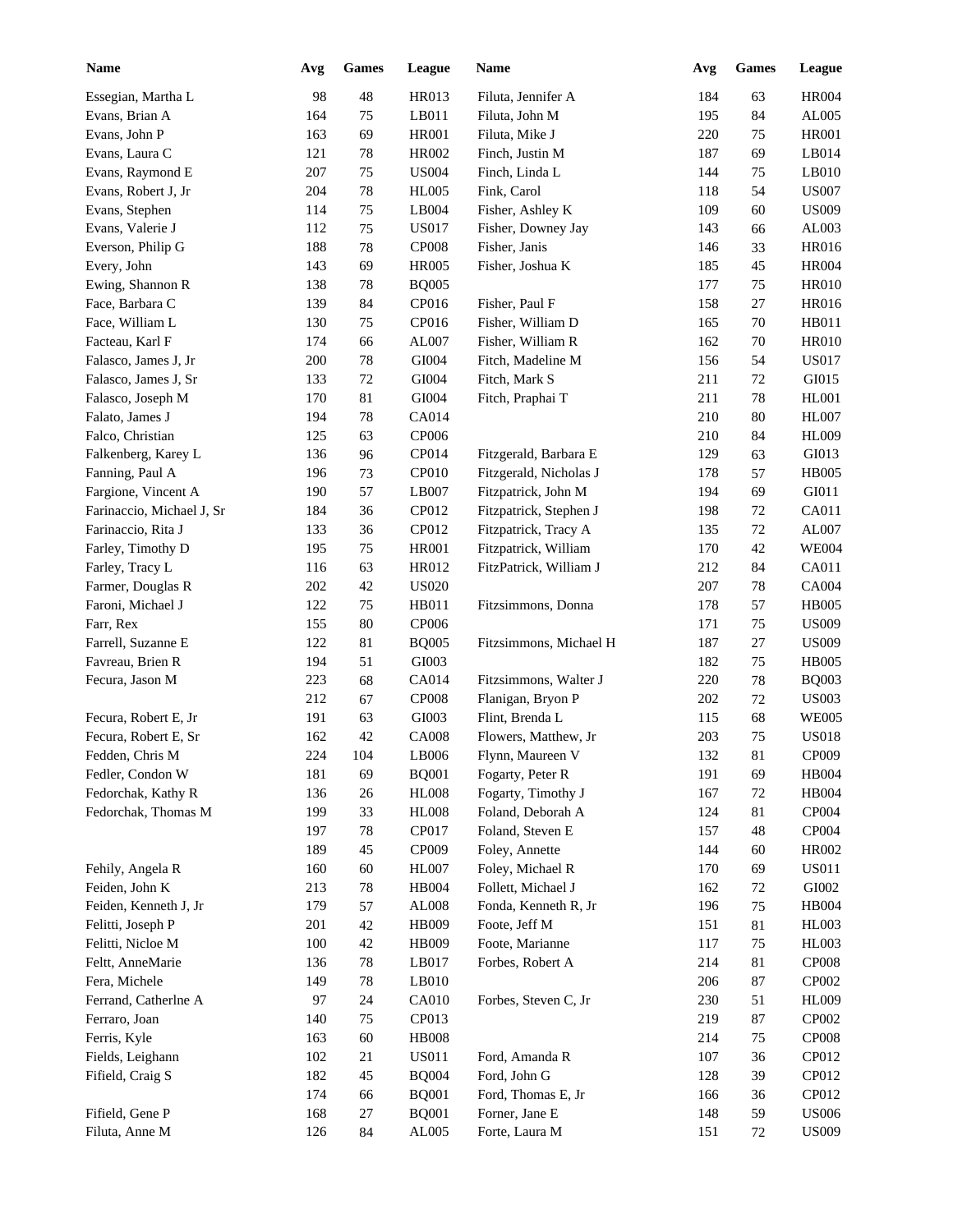| Name | Avg | Games | League | Name | Avg | Games | League |
|---|---|---|---|---|---|---|---|
| Essegian, Martha L | 98 | 48 | HR013 | Filuta, Jennifer A | 184 | 63 | HR004 |
| Evans, Brian A | 164 | 75 | LB011 | Filuta, John M | 195 | 84 | AL005 |
| Evans, John P | 163 | 69 | HR001 | Filuta, Mike J | 220 | 75 | HR001 |
| Evans, Laura C | 121 | 78 | HR002 | Finch, Justin M | 187 | 69 | LB014 |
| Evans, Raymond E | 207 | 75 | US004 | Finch, Linda L | 144 | 75 | LB010 |
| Evans, Robert J, Jr | 204 | 78 | HL005 | Fink, Carol | 118 | 54 | US007 |
| Evans, Stephen | 114 | 75 | LB004 | Fisher, Ashley K | 109 | 60 | US009 |
| Evans, Valerie J | 112 | 75 | US017 | Fisher, Downey Jay | 143 | 66 | AL003 |
| Everson, Philip G | 188 | 78 | CP008 | Fisher, Janis | 146 | 33 | HR016 |
| Every, John | 143 | 69 | HR005 | Fisher, Joshua K | 185 | 45 | HR004 |
| Ewing, Shannon R | 138 | 78 | BQ005 | | 177 | 75 | HR010 |
| Face, Barbara C | 139 | 84 | CP016 | Fisher, Paul F | 158 | 27 | HR016 |
| Face, William L | 130 | 75 | CP016 | Fisher, William D | 165 | 70 | HB011 |
| Facteau, Karl F | 174 | 66 | AL007 | Fisher, William R | 162 | 70 | HR010 |
| Falasco, James J, Jr | 200 | 78 | GI004 | Fitch, Madeline M | 156 | 54 | US017 |
| Falasco, James J, Sr | 133 | 72 | GI004 | Fitch, Mark S | 211 | 72 | GI015 |
| Falasco, Joseph M | 170 | 81 | GI004 | Fitch, Praphai T | 211 | 78 | HL001 |
| Falato, James J | 194 | 78 | CA014 | | 210 | 80 | HL007 |
| Falco, Christian | 125 | 63 | CP006 | | 210 | 84 | HL009 |
| Falkenberg, Karey L | 136 | 96 | CP014 | Fitzgerald, Barbara E | 129 | 63 | GI013 |
| Fanning, Paul A | 196 | 73 | CP010 | Fitzgerald, Nicholas J | 178 | 57 | HB005 |
| Fargione, Vincent A | 190 | 57 | LB007 | Fitzpatrick, John M | 194 | 69 | GI011 |
| Farinaccio, Michael J, Sr | 184 | 36 | CP012 | Fitzpatrick, Stephen J | 198 | 72 | CA011 |
| Farinaccio, Rita J | 133 | 36 | CP012 | Fitzpatrick, Tracy A | 135 | 72 | AL007 |
| Farley, Timothy D | 195 | 75 | HR001 | Fitzpatrick, William | 170 | 42 | WE004 |
| Farley, Tracy L | 116 | 63 | HR012 | FitzPatrick, William J | 212 | 84 | CA011 |
| Farmer, Douglas R | 202 | 42 | US020 | | 207 | 78 | CA004 |
| Faroni, Michael J | 122 | 75 | HB011 | Fitzsimmons, Donna | 178 | 57 | HB005 |
| Farr, Rex | 155 | 80 | CP006 | | 171 | 75 | US009 |
| Farrell, Suzanne E | 122 | 81 | BQ005 | Fitzsimmons, Michael H | 187 | 27 | US009 |
| Favreau, Brien R | 194 | 51 | GI003 | | 182 | 75 | HB005 |
| Fecura, Jason M | 223 | 68 | CA014 | Fitzsimmons, Walter J | 220 | 78 | BQ003 |
| | 212 | 67 | CP008 | Flanigan, Bryon P | 202 | 72 | US003 |
| Fecura, Robert E, Jr | 191 | 63 | GI003 | Flint, Brenda L | 115 | 68 | WE005 |
| Fecura, Robert E, Sr | 162 | 42 | CA008 | Flowers, Matthew, Jr | 203 | 75 | US018 |
| Fedden, Chris M | 224 | 104 | LB006 | Flynn, Maureen V | 132 | 81 | CP009 |
| Fedler, Condon W | 181 | 69 | BQ001 | Fogarty, Peter R | 191 | 69 | HB004 |
| Fedorchak, Kathy R | 136 | 26 | HL008 | Fogarty, Timothy J | 167 | 72 | HB004 |
| Fedorchak, Thomas M | 199 | 33 | HL008 | Foland, Deborah A | 124 | 81 | CP004 |
| | 197 | 78 | CP017 | Foland, Steven E | 157 | 48 | CP004 |
| | 189 | 45 | CP009 | Foley, Annette | 144 | 60 | HR002 |
| Fehily, Angela R | 160 | 60 | HL007 | Foley, Michael R | 170 | 69 | US011 |
| Feiden, John K | 213 | 78 | HB004 | Follett, Michael J | 162 | 72 | GI002 |
| Feiden, Kenneth J, Jr | 179 | 57 | AL008 | Fonda, Kenneth R, Jr | 196 | 75 | HB004 |
| Felitti, Joseph P | 201 | 42 | HB009 | Foote, Jeff M | 151 | 81 | HL003 |
| Felitti, Nicloe M | 100 | 42 | HB009 | Foote, Marianne | 117 | 75 | HL003 |
| Feltt, AnneMarie | 136 | 78 | LB017 | Forbes, Robert A | 214 | 81 | CP008 |
| Fera, Michele | 149 | 78 | LB010 | | 206 | 87 | CP002 |
| Ferrand, Catherlne A | 97 | 24 | CA010 | Forbes, Steven C, Jr | 230 | 51 | HL009 |
| Ferraro, Joan | 140 | 75 | CP013 | | 219 | 87 | CP002 |
| Ferris, Kyle | 163 | 60 | HB008 | | 214 | 75 | CP008 |
| Fields, Leighann | 102 | 21 | US011 | Ford, Amanda R | 107 | 36 | CP012 |
| Fifield, Craig S | 182 | 45 | BQ004 | Ford, John G | 128 | 39 | CP012 |
| | 174 | 66 | BQ001 | Ford, Thomas E, Jr | 166 | 36 | CP012 |
| Fifield, Gene P | 168 | 27 | BQ001 | Forner, Jane E | 148 | 59 | US006 |
| Filuta, Anne M | 126 | 84 | AL005 | Forte, Laura M | 151 | 72 | US009 |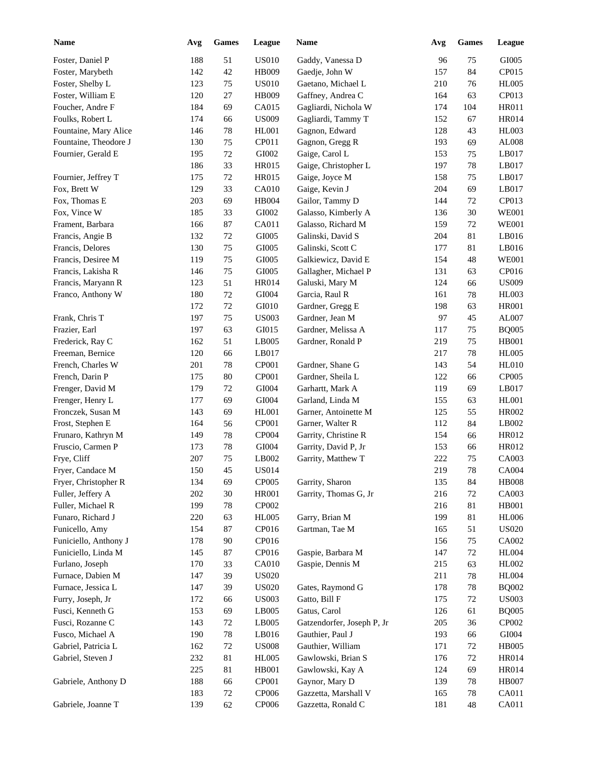| Name | Avg | Games | League | Name | Avg | Games | League |
|---|---|---|---|---|---|---|---|
| Foster, Daniel P | 188 | 51 | US010 | Gaddy, Vanessa D | 96 | 75 | GI005 |
| Foster, Marybeth | 142 | 42 | HB009 | Gaedje, John W | 157 | 84 | CP015 |
| Foster, Shelby L | 123 | 75 | US010 | Gaetano, Michael L | 210 | 76 | HL005 |
| Foster, William E | 120 | 27 | HB009 | Gaffney, Andrea C | 164 | 63 | CP013 |
| Foucher, Andre F | 184 | 69 | CA015 | Gagliardi, Nichola W | 174 | 104 | HR011 |
| Foulks, Robert L | 174 | 66 | US009 | Gagliardi, Tammy T | 152 | 67 | HR014 |
| Fountaine, Mary Alice | 146 | 78 | HL001 | Gagnon, Edward | 128 | 43 | HL003 |
| Fountaine, Theodore J | 130 | 75 | CP011 | Gagnon, Gregg R | 193 | 69 | AL008 |
| Fournier, Gerald E | 195 | 72 | GI002 | Gaige, Carol L | 153 | 75 | LB017 |
| | 186 | 33 | HR015 | Gaige, Christopher L | 197 | 78 | LB017 |
| Fournier, Jeffrey T | 175 | 72 | HR015 | Gaige, Joyce M | 158 | 75 | LB017 |
| Fox, Brett W | 129 | 33 | CA010 | Gaige, Kevin J | 204 | 69 | LB017 |
| Fox, Thomas E | 203 | 69 | HB004 | Gailor, Tammy D | 144 | 72 | CP013 |
| Fox, Vince W | 185 | 33 | GI002 | Galasso, Kimberly A | 136 | 30 | WE001 |
| Frament, Barbara | 166 | 87 | CA011 | Galasso, Richard M | 159 | 72 | WE001 |
| Francis, Angie B | 132 | 72 | GI005 | Galinski, David S | 204 | 81 | LB016 |
| Francis, Delores | 130 | 75 | GI005 | Galinski, Scott C | 177 | 81 | LB016 |
| Francis, Desiree M | 119 | 75 | GI005 | Galkiewicz, David E | 154 | 48 | WE001 |
| Francis, Lakisha R | 146 | 75 | GI005 | Gallagher, Michael P | 131 | 63 | CP016 |
| Francis, Maryann R | 123 | 51 | HR014 | Galuski, Mary M | 124 | 66 | US009 |
| Franco, Anthony W | 180 | 72 | GI004 | Garcia, Raul R | 161 | 78 | HL003 |
| | 172 | 72 | GI010 | Gardner, Gregg E | 198 | 63 | HR001 |
| Frank, Chris T | 197 | 75 | US003 | Gardner, Jean M | 97 | 45 | AL007 |
| Frazier, Earl | 197 | 63 | GI015 | Gardner, Melissa A | 117 | 75 | BQ005 |
| Frederick, Ray C | 162 | 51 | LB005 | Gardner, Ronald P | 219 | 75 | HB001 |
| Freeman, Bernice | 120 | 66 | LB017 | | 217 | 78 | HL005 |
| French, Charles W | 201 | 78 | CP001 | Gardner, Shane G | 143 | 54 | HL010 |
| French, Darin P | 175 | 80 | CP001 | Gardner, Sheila L | 122 | 66 | CP005 |
| Frenger, David M | 179 | 72 | GI004 | Garhartt, Mark A | 119 | 69 | LB017 |
| Frenger, Henry L | 177 | 69 | GI004 | Garland, Linda M | 155 | 63 | HL001 |
| Fronczek, Susan M | 143 | 69 | HL001 | Garner, Antoinette M | 125 | 55 | HR002 |
| Frost, Stephen E | 164 | 56 | CP001 | Garner, Walter R | 112 | 84 | LB002 |
| Frunaro, Kathryn M | 149 | 78 | CP004 | Garrity, Christine R | 154 | 66 | HR012 |
| Fruscio, Carmen P | 173 | 78 | GI004 | Garrity, David P, Jr | 153 | 66 | HR012 |
| Frye, Cliff | 207 | 75 | LB002 | Garrity, Matthew T | 222 | 75 | CA003 |
| Fryer, Candace M | 150 | 45 | US014 | | 219 | 78 | CA004 |
| Fryer, Christopher R | 134 | 69 | CP005 | Garrity, Sharon | 135 | 84 | HB008 |
| Fuller, Jeffery A | 202 | 30 | HR001 | Garrity, Thomas G, Jr | 216 | 72 | CA003 |
| Fuller, Michael R | 199 | 78 | CP002 | | 216 | 81 | HB001 |
| Funaro, Richard J | 220 | 63 | HL005 | Garry, Brian M | 199 | 81 | HL006 |
| Funicello, Amy | 154 | 87 | CP016 | Gartman, Tae M | 165 | 51 | US020 |
| Funiciello, Anthony J | 178 | 90 | CP016 | | 156 | 75 | CA002 |
| Funiciello, Linda M | 145 | 87 | CP016 | Gaspie, Barbara M | 147 | 72 | HL004 |
| Furlano, Joseph | 170 | 33 | CA010 | Gaspie, Dennis M | 215 | 63 | HL002 |
| Furnace, Dabien M | 147 | 39 | US020 | | 211 | 78 | HL004 |
| Furnace, Jessica L | 147 | 39 | US020 | Gates, Raymond G | 178 | 78 | BQ002 |
| Furry, Joseph, Jr | 172 | 66 | US003 | Gatto, Bill F | 175 | 72 | US003 |
| Fusci, Kenneth G | 153 | 69 | LB005 | Gatus, Carol | 126 | 61 | BQ005 |
| Fusci, Rozanne C | 143 | 72 | LB005 | Gatzendorfer, Joseph P, Jr | 205 | 36 | CP002 |
| Fusco, Michael A | 190 | 78 | LB016 | Gauthier, Paul J | 193 | 66 | GI004 |
| Gabriel, Patricia L | 162 | 72 | US008 | Gauthier, William | 171 | 72 | HB005 |
| Gabriel, Steven J | 232 | 81 | HL005 | Gawlowski, Brian S | 176 | 72 | HR014 |
| | 225 | 81 | HB001 | Gawlowski, Kay A | 124 | 69 | HR014 |
| Gabriele, Anthony D | 188 | 66 | CP001 | Gaynor, Mary D | 139 | 78 | HB007 |
| | 183 | 72 | CP006 | Gazzetta, Marshall V | 165 | 78 | CA011 |
| Gabriele, Joanne T | 139 | 62 | CP006 | Gazzetta, Ronald C | 181 | 48 | CA011 |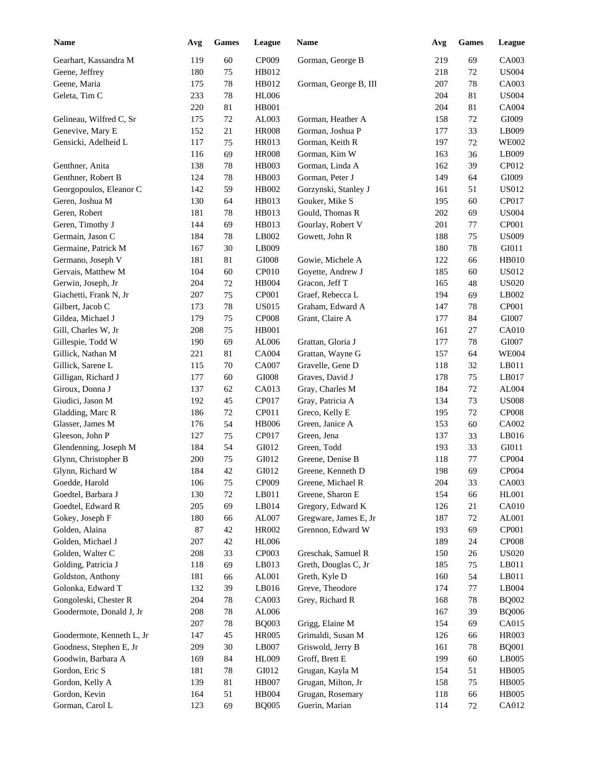| Name | Avg | Games | League |
|---|---|---|---|
| Gearhart, Kassandra M | 119 | 60 | CP009 |
| Geene, Jeffrey | 180 | 75 | HB012 |
| Geene, Maria | 175 | 78 | HB012 |
| Geleta, Tim C | 233 | 78 | HL006 |
| | 220 | 81 | HB001 |
| Gelineau, Wilfred C, Sr | 175 | 72 | AL003 |
| Genevive, Mary E | 152 | 21 | HR008 |
| Gensicki, Adelheid L | 117 | 75 | HR013 |
| | 116 | 69 | HR008 |
| Genthner, Anita | 138 | 78 | HB003 |
| Genthner, Robert B | 124 | 78 | HB003 |
| Georgopoulos, Eleanor C | 142 | 59 | HB002 |
| Geren, Joshua M | 130 | 64 | HB013 |
| Geren, Robert | 181 | 78 | HB013 |
| Geren, Timothy J | 144 | 69 | HB013 |
| Germain, Jason C | 184 | 78 | LB002 |
| Germaine, Patrick M | 167 | 30 | LB009 |
| Germano, Joseph V | 181 | 81 | GI008 |
| Gervais, Matthew M | 104 | 60 | CP010 |
| Gerwin, Joseph, Jr | 204 | 72 | HB004 |
| Giachetti, Frank N, Jr | 207 | 75 | CP001 |
| Gilbert, Jacob C | 173 | 78 | US015 |
| Gildea, Michael J | 179 | 75 | CP008 |
| Gill, Charles W, Jr | 208 | 75 | HB001 |
| Gillespie, Todd W | 190 | 69 | AL006 |
| Gillick, Nathan M | 221 | 81 | CA004 |
| Gillick, Sarene L | 115 | 70 | CA007 |
| Gilligan, Richard J | 177 | 60 | GI008 |
| Giroux, Donna J | 137 | 62 | CA013 |
| Giudici, Jason M | 192 | 45 | CP017 |
| Gladding, Marc R | 186 | 72 | CP011 |
| Glasser, James M | 176 | 54 | HB006 |
| Gleeson, John P | 127 | 75 | CP017 |
| Glendenning, Joseph M | 184 | 54 | GI012 |
| Glynn, Christopher B | 200 | 75 | GI012 |
| Glynn, Richard W | 184 | 42 | GI012 |
| Goedde, Harold | 106 | 75 | CP009 |
| Goedtel, Barbara J | 130 | 72 | LB011 |
| Goedtel, Edward R | 205 | 69 | LB014 |
| Gokey, Joseph F | 180 | 66 | AL007 |
| Golden, Alaina | 87 | 42 | HR002 |
| Golden, Michael J | 207 | 42 | HL006 |
| Golden, Walter C | 208 | 33 | CP003 |
| Golding, Patricia J | 118 | 69 | LB013 |
| Goldston, Anthony | 181 | 66 | AL001 |
| Golonka, Edward T | 132 | 39 | LB016 |
| Gongoleski, Chester R | 204 | 78 | CA003 |
| Goodermote, Donald J, Jr | 208 | 78 | AL006 |
| | 207 | 78 | BQ003 |
| Goodermote, Kenneth L, Jr | 147 | 45 | HR005 |
| Goodness, Stephen E, Jr | 209 | 30 | LB007 |
| Goodwin, Barbara A | 169 | 84 | HL009 |
| Gordon, Eric S | 181 | 78 | GI012 |
| Gordon, Kelly A | 139 | 81 | HB007 |
| Gordon, Kevin | 164 | 51 | HB004 |
| Gorman, Carol L | 123 | 69 | BQ005 |
| Gorman, George B | 219 | 69 | CA003 |
| | 218 | 72 | US004 |
| Gorman, George B, III | 207 | 78 | CA003 |
| | 204 | 81 | US004 |
| | 204 | 81 | CA004 |
| Gorman, Heather A | 158 | 72 | GI009 |
| Gorman, Joshua P | 177 | 33 | LB009 |
| Gorman, Keith R | 197 | 72 | WE002 |
| Gorman, Kim W | 163 | 36 | LB009 |
| Gorman, Linda A | 162 | 39 | CP012 |
| Gorman, Peter J | 149 | 64 | GI009 |
| Gorzynski, Stanley J | 161 | 51 | US012 |
| Gouker, Mike S | 195 | 60 | CP017 |
| Gould, Thomas R | 202 | 69 | US004 |
| Gourlay, Robert V | 201 | 77 | CP001 |
| Gowett, John R | 188 | 75 | US009 |
| | 180 | 78 | GI011 |
| Gowie, Michele A | 122 | 66 | HB010 |
| Goyette, Andrew J | 185 | 60 | US012 |
| Gracon, Jeff T | 165 | 48 | US020 |
| Graef, Rebecca L | 194 | 69 | LB002 |
| Graham, Edward A | 147 | 78 | CP001 |
| Grant, Claire A | 177 | 84 | GI007 |
| | 161 | 27 | CA010 |
| Grattan, Gloria J | 177 | 78 | GI007 |
| Grattan, Wayne G | 157 | 64 | WE004 |
| Gravelle, Gene D | 118 | 32 | LB011 |
| Graves, David J | 178 | 75 | LB017 |
| Gray, Charles M | 184 | 72 | AL004 |
| Gray, Patricia A | 134 | 73 | US008 |
| Greco, Kelly E | 195 | 72 | CP008 |
| Green, Janice A | 153 | 60 | CA002 |
| Green, Jena | 137 | 33 | LB016 |
| Green, Todd | 193 | 33 | GI011 |
| Greene, Denise B | 118 | 77 | CP004 |
| Greene, Kenneth D | 198 | 69 | CP004 |
| Greene, Michael R | 204 | 33 | CA003 |
| Greene, Sharon E | 154 | 66 | HL001 |
| Gregory, Edward K | 126 | 21 | CA010 |
| Gregware, James E, Jr | 187 | 72 | AL001 |
| Grennon, Edward W | 193 | 69 | CP001 |
| | 189 | 24 | CP008 |
| Greschak, Samuel R | 150 | 26 | US020 |
| Greth, Douglas C, Jr | 185 | 75 | LB011 |
| Greth, Kyle D | 160 | 54 | LB011 |
| Greve, Theodore | 174 | 77 | LB004 |
| Grey, Richard R | 168 | 78 | BQ002 |
| | 167 | 39 | BQ006 |
| Grigg, Elaine M | 154 | 69 | CA015 |
| Grimaldi, Susan M | 126 | 66 | HR003 |
| Griswold, Jerry B | 161 | 78 | BQ001 |
| Groff, Brett E | 199 | 60 | LB005 |
| Grugan, Kayla M | 154 | 51 | HB005 |
| Grugan, Milton, Jr | 158 | 75 | HB005 |
| Grugan, Rosemary | 118 | 66 | HB005 |
| Guerin, Marian | 114 | 72 | CA012 |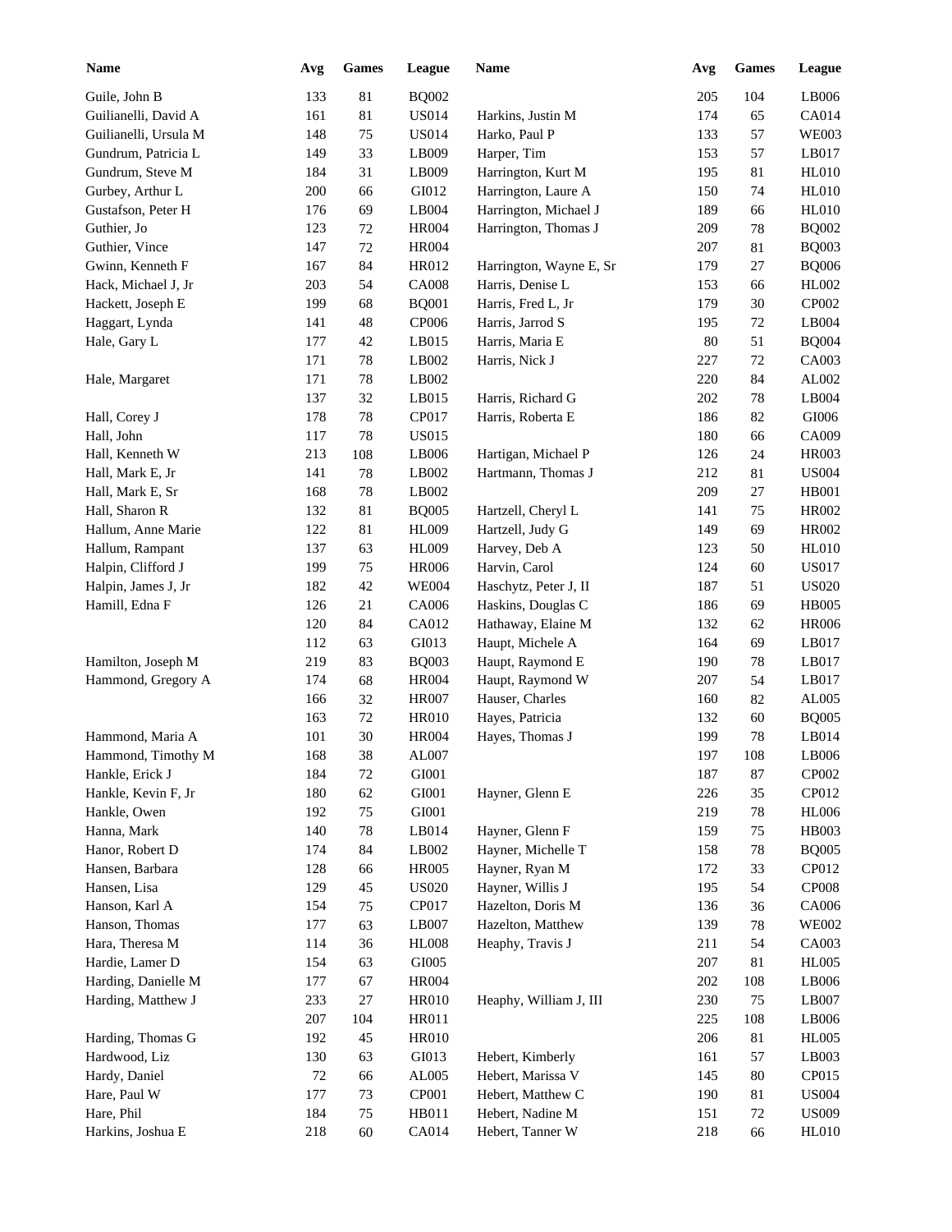| Name | Avg | Games | League | Name | Avg | Games | League |
|---|---|---|---|---|---|---|---|
| Guile, John B | 133 | 81 | BQ002 | | 205 | 104 | LB006 |
| Guilianelli, David A | 161 | 81 | US014 | Harkins, Justin M | 174 | 65 | CA014 |
| Guilianelli, Ursula M | 148 | 75 | US014 | Harko, Paul P | 133 | 57 | WE003 |
| Gundrum, Patricia L | 149 | 33 | LB009 | Harper, Tim | 153 | 57 | LB017 |
| Gundrum, Steve M | 184 | 31 | LB009 | Harrington, Kurt M | 195 | 81 | HL010 |
| Gurbey, Arthur L | 200 | 66 | GI012 | Harrington, Laure A | 150 | 74 | HL010 |
| Gustafson, Peter H | 176 | 69 | LB004 | Harrington, Michael J | 189 | 66 | HL010 |
| Guthier, Jo | 123 | 72 | HR004 | Harrington, Thomas J | 209 | 78 | BQ002 |
| Guthier, Vince | 147 | 72 | HR004 | | 207 | 81 | BQ003 |
| Gwinn, Kenneth F | 167 | 84 | HR012 | Harrington, Wayne E, Sr | 179 | 27 | BQ006 |
| Hack, Michael J, Jr | 203 | 54 | CA008 | Harris, Denise L | 153 | 66 | HL002 |
| Hackett, Joseph E | 199 | 68 | BQ001 | Harris, Fred L, Jr | 179 | 30 | CP002 |
| Haggart, Lynda | 141 | 48 | CP006 | Harris, Jarrod S | 195 | 72 | LB004 |
| Hale, Gary L | 177 | 42 | LB015 | Harris, Maria E | 80 | 51 | BQ004 |
| | 171 | 78 | LB002 | Harris, Nick J | 227 | 72 | CA003 |
| Hale, Margaret | 171 | 78 | LB002 | | 220 | 84 | AL002 |
| | 137 | 32 | LB015 | Harris, Richard G | 202 | 78 | LB004 |
| Hall, Corey J | 178 | 78 | CP017 | Harris, Roberta E | 186 | 82 | GI006 |
| Hall, John | 117 | 78 | US015 | | 180 | 66 | CA009 |
| Hall, Kenneth W | 213 | 108 | LB006 | Hartigan, Michael P | 126 | 24 | HR003 |
| Hall, Mark E, Jr | 141 | 78 | LB002 | Hartmann, Thomas J | 212 | 81 | US004 |
| Hall, Mark E, Sr | 168 | 78 | LB002 | | 209 | 27 | HB001 |
| Hall, Sharon R | 132 | 81 | BQ005 | Hartzell, Cheryl L | 141 | 75 | HR002 |
| Hallum, Anne Marie | 122 | 81 | HL009 | Hartzell, Judy G | 149 | 69 | HR002 |
| Hallum, Rampant | 137 | 63 | HL009 | Harvey, Deb A | 123 | 50 | HL010 |
| Halpin, Clifford J | 199 | 75 | HR006 | Harvin, Carol | 124 | 60 | US017 |
| Halpin, James J, Jr | 182 | 42 | WE004 | Haschytz, Peter J, II | 187 | 51 | US020 |
| Hamill, Edna F | 126 | 21 | CA006 | Haskins, Douglas C | 186 | 69 | HB005 |
| | 120 | 84 | CA012 | Hathaway, Elaine M | 132 | 62 | HR006 |
| | 112 | 63 | GI013 | Haupt, Michele A | 164 | 69 | LB017 |
| Hamilton, Joseph M | 219 | 83 | BQ003 | Haupt, Raymond E | 190 | 78 | LB017 |
| Hammond, Gregory A | 174 | 68 | HR004 | Haupt, Raymond W | 207 | 54 | LB017 |
| | 166 | 32 | HR007 | Hauser, Charles | 160 | 82 | AL005 |
| | 163 | 72 | HR010 | Hayes, Patricia | 132 | 60 | BQ005 |
| Hammond, Maria A | 101 | 30 | HR004 | Hayes, Thomas J | 199 | 78 | LB014 |
| Hammond, Timothy M | 168 | 38 | AL007 | | 197 | 108 | LB006 |
| Hankle, Erick J | 184 | 72 | GI001 | | 187 | 87 | CP002 |
| Hankle, Kevin F, Jr | 180 | 62 | GI001 | Hayner, Glenn E | 226 | 35 | CP012 |
| Hankle, Owen | 192 | 75 | GI001 | | 219 | 78 | HL006 |
| Hanna, Mark | 140 | 78 | LB014 | Hayner, Glenn F | 159 | 75 | HB003 |
| Hanor, Robert D | 174 | 84 | LB002 | Hayner, Michelle T | 158 | 78 | BQ005 |
| Hansen, Barbara | 128 | 66 | HR005 | Hayner, Ryan M | 172 | 33 | CP012 |
| Hansen, Lisa | 129 | 45 | US020 | Hayner, Willis J | 195 | 54 | CP008 |
| Hanson, Karl A | 154 | 75 | CP017 | Hazelton, Doris M | 136 | 36 | CA006 |
| Hanson, Thomas | 177 | 63 | LB007 | Hazelton, Matthew | 139 | 78 | WE002 |
| Hara, Theresa M | 114 | 36 | HL008 | Heaphy, Travis J | 211 | 54 | CA003 |
| Hardie, Lamer D | 154 | 63 | GI005 | | 207 | 81 | HL005 |
| Harding, Danielle M | 177 | 67 | HR004 | | 202 | 108 | LB006 |
| Harding, Matthew J | 233 | 27 | HR010 | Heaphy, William J, III | 230 | 75 | LB007 |
| | 207 | 104 | HR011 | | 225 | 108 | LB006 |
| Harding, Thomas G | 192 | 45 | HR010 | | 206 | 81 | HL005 |
| Hardwood, Liz | 130 | 63 | GI013 | Hebert, Kimberly | 161 | 57 | LB003 |
| Hardy, Daniel | 72 | 66 | AL005 | Hebert, Marissa V | 145 | 80 | CP015 |
| Hare, Paul W | 177 | 73 | CP001 | Hebert, Matthew C | 190 | 81 | US004 |
| Hare, Phil | 184 | 75 | HB011 | Hebert, Nadine M | 151 | 72 | US009 |
| Harkins, Joshua E | 218 | 60 | CA014 | Hebert, Tanner W | 218 | 66 | HL010 |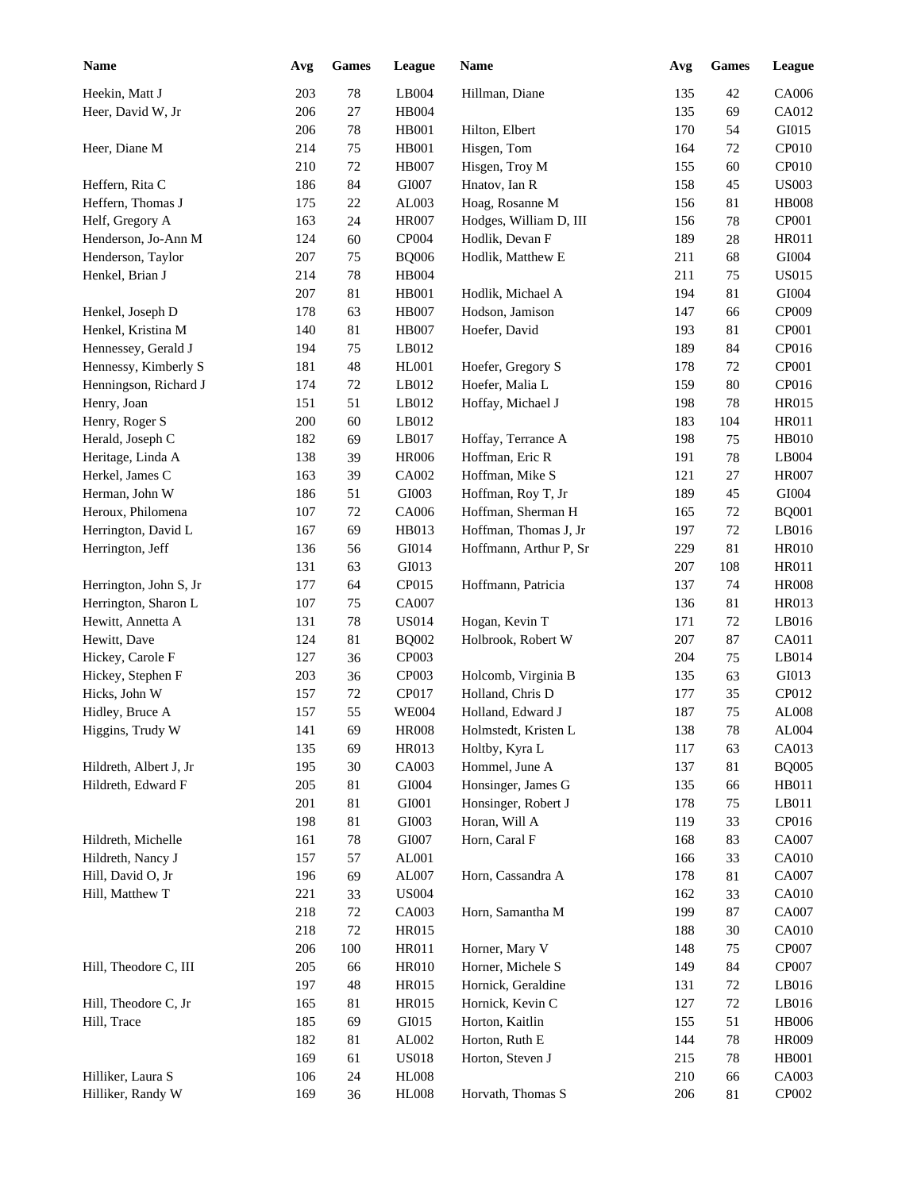| Name | Avg | Games | League |
|---|---|---|---|
| Heekin, Matt J | 203 | 78 | LB004 |
| Heer, David W, Jr | 206 | 27 | HB004 |
| | 206 | 78 | HB001 |
| Heer, Diane M | 214 | 75 | HB001 |
| | 210 | 72 | HB007 |
| Heffern, Rita C | 186 | 84 | GI007 |
| Heffern, Thomas J | 175 | 22 | AL003 |
| Helf, Gregory A | 163 | 24 | HR007 |
| Henderson, Jo-Ann M | 124 | 60 | CP004 |
| Henderson, Taylor | 207 | 75 | BQ006 |
| Henkel, Brian J | 214 | 78 | HB004 |
| | 207 | 81 | HB001 |
| Henkel, Joseph D | 178 | 63 | HB007 |
| Henkel, Kristina M | 140 | 81 | HB007 |
| Hennessey, Gerald J | 194 | 75 | LB012 |
| Hennessy, Kimberly S | 181 | 48 | HL001 |
| Henningson, Richard J | 174 | 72 | LB012 |
| Henry, Joan | 151 | 51 | LB012 |
| Henry, Roger S | 200 | 60 | LB012 |
| Herald, Joseph C | 182 | 69 | LB017 |
| Heritage, Linda A | 138 | 39 | HR006 |
| Herkel, James C | 163 | 39 | CA002 |
| Herman, John W | 186 | 51 | GI003 |
| Heroux, Philomena | 107 | 72 | CA006 |
| Herrington, David L | 167 | 69 | HB013 |
| Herrington, Jeff | 136 | 56 | GI014 |
| | 131 | 63 | GI013 |
| Herrington, John S, Jr | 177 | 64 | CP015 |
| Herrington, Sharon L | 107 | 75 | CA007 |
| Hewitt, Annetta A | 131 | 78 | US014 |
| Hewitt, Dave | 124 | 81 | BQ002 |
| Hickey, Carole F | 127 | 36 | CP003 |
| Hickey, Stephen F | 203 | 36 | CP003 |
| Hicks, John W | 157 | 72 | CP017 |
| Hidley, Bruce A | 157 | 55 | WE004 |
| Higgins, Trudy W | 141 | 69 | HR008 |
| | 135 | 69 | HR013 |
| Hildreth, Albert J, Jr | 195 | 30 | CA003 |
| Hildreth, Edward F | 205 | 81 | GI004 |
| | 201 | 81 | GI001 |
| | 198 | 81 | GI003 |
| Hildreth, Michelle | 161 | 78 | GI007 |
| Hildreth, Nancy J | 157 | 57 | AL001 |
| Hill, David O, Jr | 196 | 69 | AL007 |
| Hill, Matthew T | 221 | 33 | US004 |
| | 218 | 72 | CA003 |
| | 218 | 72 | HR015 |
| | 206 | 100 | HR011 |
| Hill, Theodore C, III | 205 | 66 | HR010 |
| | 197 | 48 | HR015 |
| Hill, Theodore C, Jr | 165 | 81 | HR015 |
| Hill, Trace | 185 | 69 | GI015 |
| | 182 | 81 | AL002 |
| | 169 | 61 | US018 |
| Hilliker, Laura S | 106 | 24 | HL008 |
| Hilliker, Randy W | 169 | 36 | HL008 |
| Hillman, Diane | 135 | 42 | CA006 |
| | 135 | 69 | CA012 |
| Hilton, Elbert | 170 | 54 | GI015 |
| Hisgen, Tom | 164 | 72 | CP010 |
| Hisgen, Troy M | 155 | 60 | CP010 |
| Hnatov, Ian R | 158 | 45 | US003 |
| Hoag, Rosanne M | 156 | 81 | HB008 |
| Hodges, William D, III | 156 | 78 | CP001 |
| Hodlik, Devan F | 189 | 28 | HR011 |
| Hodlik, Matthew E | 211 | 68 | GI004 |
| | 211 | 75 | US015 |
| Hodlik, Michael A | 194 | 81 | GI004 |
| Hodson, Jamison | 147 | 66 | CP009 |
| Hoefer, David | 193 | 81 | CP001 |
| | 189 | 84 | CP016 |
| Hoefer, Gregory S | 178 | 72 | CP001 |
| Hoefer, Malia L | 159 | 80 | CP016 |
| Hoffay, Michael J | 198 | 78 | HR015 |
| | 183 | 104 | HR011 |
| Hoffay, Terrance A | 198 | 75 | HB010 |
| Hoffman, Eric R | 191 | 78 | LB004 |
| Hoffman, Mike S | 121 | 27 | HR007 |
| Hoffman, Roy T, Jr | 189 | 45 | GI004 |
| Hoffman, Sherman H | 165 | 72 | BQ001 |
| Hoffman, Thomas J, Jr | 197 | 72 | LB016 |
| Hoffmann, Arthur P, Sr | 229 | 81 | HR010 |
| | 207 | 108 | HR011 |
| Hoffmann, Patricia | 137 | 74 | HR008 |
| | 136 | 81 | HR013 |
| Hogan, Kevin T | 171 | 72 | LB016 |
| Holbrook, Robert W | 207 | 87 | CA011 |
| | 204 | 75 | LB014 |
| Holcomb, Virginia B | 135 | 63 | GI013 |
| Holland, Chris D | 177 | 35 | CP012 |
| Holland, Edward J | 187 | 75 | AL008 |
| Holmstedt, Kristen L | 138 | 78 | AL004 |
| Holtby, Kyra L | 117 | 63 | CA013 |
| Hommel, June A | 137 | 81 | BQ005 |
| Honsinger, James G | 135 | 66 | HB011 |
| Honsinger, Robert J | 178 | 75 | LB011 |
| Horan, Will A | 119 | 33 | CP016 |
| Horn, Caral F | 168 | 83 | CA007 |
| | 166 | 33 | CA010 |
| Horn, Cassandra A | 178 | 81 | CA007 |
| | 162 | 33 | CA010 |
| Horn, Samantha M | 199 | 87 | CA007 |
| | 188 | 30 | CA010 |
| Horner, Mary V | 148 | 75 | CP007 |
| Horner, Michele S | 149 | 84 | CP007 |
| Hornick, Geraldine | 131 | 72 | LB016 |
| Hornick, Kevin C | 127 | 72 | LB016 |
| Horton, Kaitlin | 155 | 51 | HB006 |
| Horton, Ruth E | 144 | 78 | HR009 |
| Horton, Steven J | 215 | 78 | HB001 |
| | 210 | 66 | CA003 |
| Horvath, Thomas S | 206 | 81 | CP002 |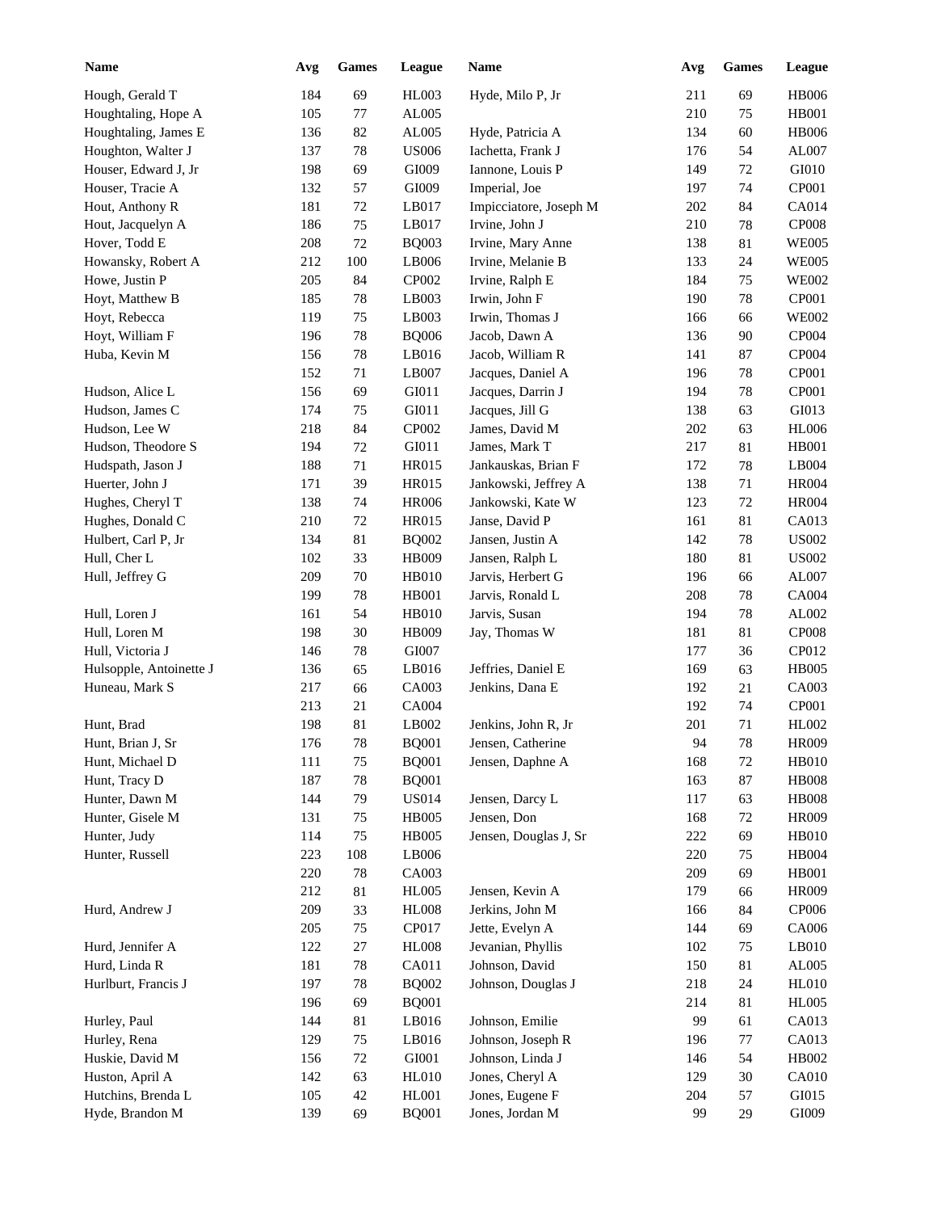| Name | Avg | Games | League |
|---|---|---|---|
| Hough, Gerald T | 184 | 69 | HL003 |
| Houghtaling, Hope A | 105 | 77 | AL005 |
| Houghtaling, James E | 136 | 82 | AL005 |
| Houghton, Walter J | 137 | 78 | US006 |
| Houser, Edward J, Jr | 198 | 69 | GI009 |
| Houser, Tracie A | 132 | 57 | GI009 |
| Hout, Anthony R | 181 | 72 | LB017 |
| Hout, Jacquelyn A | 186 | 75 | LB017 |
| Hover, Todd E | 208 | 72 | BQ003 |
| Howansky, Robert A | 212 | 100 | LB006 |
| Howe, Justin P | 205 | 84 | CP002 |
| Hoyt, Matthew B | 185 | 78 | LB003 |
| Hoyt, Rebecca | 119 | 75 | LB003 |
| Hoyt, William F | 196 | 78 | BQ006 |
| Huba, Kevin M | 156 | 78 | LB016 |
| | 152 | 71 | LB007 |
| Hudson, Alice L | 156 | 69 | GI011 |
| Hudson, James C | 174 | 75 | GI011 |
| Hudson, Lee W | 218 | 84 | CP002 |
| Hudson, Theodore S | 194 | 72 | GI011 |
| Hudspath, Jason J | 188 | 71 | HR015 |
| Huerter, John J | 171 | 39 | HR015 |
| Hughes, Cheryl T | 138 | 74 | HR006 |
| Hughes, Donald C | 210 | 72 | HR015 |
| Hulbert, Carl P, Jr | 134 | 81 | BQ002 |
| Hull, Cher L | 102 | 33 | HB009 |
| Hull, Jeffrey G | 209 | 70 | HB010 |
| | 199 | 78 | HB001 |
| Hull, Loren J | 161 | 54 | HB010 |
| Hull, Loren M | 198 | 30 | HB009 |
| Hull, Victoria J | 146 | 78 | GI007 |
| Hulsopple, Antoinette J | 136 | 65 | LB016 |
| Huneau, Mark S | 217 | 66 | CA003 |
| | 213 | 21 | CA004 |
| Hunt, Brad | 198 | 81 | LB002 |
| Hunt, Brian J, Sr | 176 | 78 | BQ001 |
| Hunt, Michael D | 111 | 75 | BQ001 |
| Hunt, Tracy D | 187 | 78 | BQ001 |
| Hunter, Dawn M | 144 | 79 | US014 |
| Hunter, Gisele M | 131 | 75 | HB005 |
| Hunter, Judy | 114 | 75 | HB005 |
| Hunter, Russell | 223 | 108 | LB006 |
| | 220 | 78 | CA003 |
| | 212 | 81 | HL005 |
| Hurd, Andrew J | 209 | 33 | HL008 |
| | 205 | 75 | CP017 |
| Hurd, Jennifer A | 122 | 27 | HL008 |
| Hurd, Linda R | 181 | 78 | CA011 |
| Hurlburt, Francis J | 197 | 78 | BQ002 |
| | 196 | 69 | BQ001 |
| Hurley, Paul | 144 | 81 | LB016 |
| Hurley, Rena | 129 | 75 | LB016 |
| Huskie, David M | 156 | 72 | GI001 |
| Huston, April A | 142 | 63 | HL010 |
| Hutchins, Brenda L | 105 | 42 | HL001 |
| Hyde, Brandon M | 139 | 69 | BQ001 |
| Hyde, Milo P, Jr | 211 | 69 | HB006 |
| | 210 | 75 | HB001 |
| Hyde, Patricia A | 134 | 60 | HB006 |
| Iachetta, Frank J | 176 | 54 | AL007 |
| Iannone, Louis P | 149 | 72 | GI010 |
| Imperial, Joe | 197 | 74 | CP001 |
| Impicciatore, Joseph M | 202 | 84 | CA014 |
| Irvine, John J | 210 | 78 | CP008 |
| Irvine, Mary Anne | 138 | 81 | WE005 |
| Irvine, Melanie B | 133 | 24 | WE005 |
| Irvine, Ralph E | 184 | 75 | WE002 |
| Irwin, John F | 190 | 78 | CP001 |
| Irwin, Thomas J | 166 | 66 | WE002 |
| Jacob, Dawn A | 136 | 90 | CP004 |
| Jacob, William R | 141 | 87 | CP004 |
| Jacques, Daniel A | 196 | 78 | CP001 |
| Jacques, Darrin J | 194 | 78 | CP001 |
| Jacques, Jill G | 138 | 63 | GI013 |
| James, David M | 202 | 63 | HL006 |
| James, Mark T | 217 | 81 | HB001 |
| Jankauskas, Brian F | 172 | 78 | LB004 |
| Jankowski, Jeffrey A | 138 | 71 | HR004 |
| Jankowski, Kate W | 123 | 72 | HR004 |
| Janse, David P | 161 | 81 | CA013 |
| Jansen, Justin A | 142 | 78 | US002 |
| Jansen, Ralph L | 180 | 81 | US002 |
| Jarvis, Herbert G | 196 | 66 | AL007 |
| Jarvis, Ronald L | 208 | 78 | CA004 |
| Jarvis, Susan | 194 | 78 | AL002 |
| Jay, Thomas W | 181 | 81 | CP008 |
| | 177 | 36 | CP012 |
| Jeffries, Daniel E | 169 | 63 | HB005 |
| Jenkins, Dana E | 192 | 21 | CA003 |
| | 192 | 74 | CP001 |
| Jenkins, John R, Jr | 201 | 71 | HL002 |
| Jensen, Catherine | 94 | 78 | HR009 |
| Jensen, Daphne A | 168 | 72 | HB010 |
| | 163 | 87 | HB008 |
| Jensen, Darcy L | 117 | 63 | HB008 |
| Jensen, Don | 168 | 72 | HR009 |
| Jensen, Douglas J, Sr | 222 | 69 | HB010 |
| | 220 | 75 | HB004 |
| | 209 | 69 | HB001 |
| Jensen, Kevin A | 179 | 66 | HR009 |
| Jerkins, John M | 166 | 84 | CP006 |
| Jette, Evelyn A | 144 | 69 | CA006 |
| Jevanian, Phyllis | 102 | 75 | LB010 |
| Johnson, David | 150 | 81 | AL005 |
| Johnson, Douglas J | 218 | 24 | HL010 |
| | 214 | 81 | HL005 |
| Johnson, Emilie | 99 | 61 | CA013 |
| Johnson, Joseph R | 196 | 77 | CA013 |
| Johnson, Linda J | 146 | 54 | HB002 |
| Jones, Cheryl A | 129 | 30 | CA010 |
| Jones, Eugene F | 204 | 57 | GI015 |
| Jones, Jordan M | 99 | 29 | GI009 |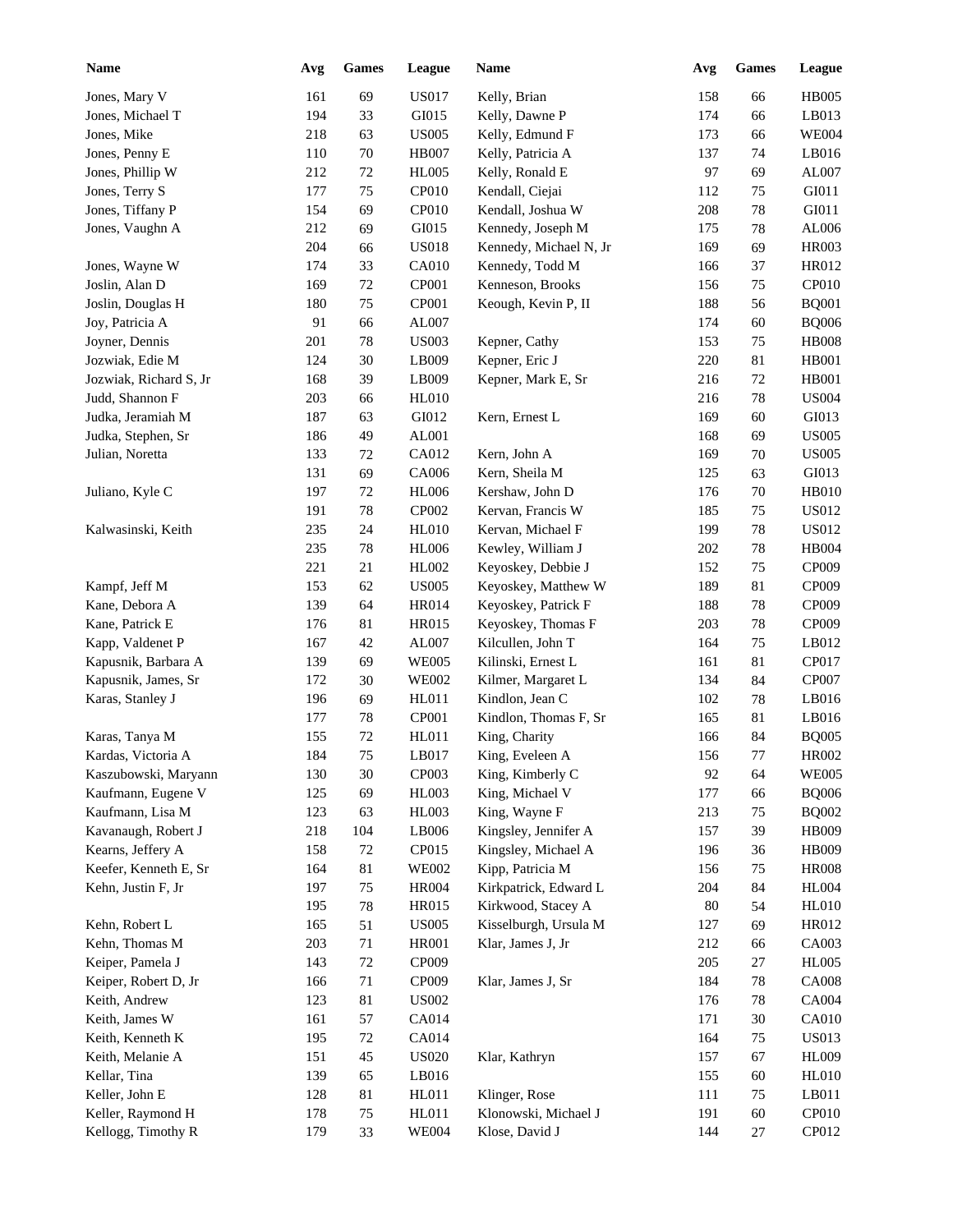| Name | Avg | Games | League |
|---|---|---|---|
| Jones, Mary V | 161 | 69 | US017 |
| Jones, Michael T | 194 | 33 | GI015 |
| Jones, Mike | 218 | 63 | US005 |
| Jones, Penny E | 110 | 70 | HB007 |
| Jones, Phillip W | 212 | 72 | HL005 |
| Jones, Terry S | 177 | 75 | CP010 |
| Jones, Tiffany P | 154 | 69 | CP010 |
| Jones, Vaughn A | 212 | 69 | GI015 |
| | 204 | 66 | US018 |
| Jones, Wayne W | 174 | 33 | CA010 |
| Joslin, Alan D | 169 | 72 | CP001 |
| Joslin, Douglas H | 180 | 75 | CP001 |
| Joy, Patricia A | 91 | 66 | AL007 |
| Joyner, Dennis | 201 | 78 | US003 |
| Jozwiak, Edie M | 124 | 30 | LB009 |
| Jozwiak, Richard S, Jr | 168 | 39 | LB009 |
| Judd, Shannon F | 203 | 66 | HL010 |
| Judka, Jeramiah M | 187 | 63 | GI012 |
| Judka, Stephen, Sr | 186 | 49 | AL001 |
| Julian, Noretta | 133 | 72 | CA012 |
| | 131 | 69 | CA006 |
| Juliano, Kyle C | 197 | 72 | HL006 |
| | 191 | 78 | CP002 |
| Kalwasinski, Keith | 235 | 24 | HL010 |
| | 235 | 78 | HL006 |
| | 221 | 21 | HL002 |
| Kampf, Jeff M | 153 | 62 | US005 |
| Kane, Debora A | 139 | 64 | HR014 |
| Kane, Patrick E | 176 | 81 | HR015 |
| Kapp, Valdenet P | 167 | 42 | AL007 |
| Kapusnik, Barbara A | 139 | 69 | WE005 |
| Kapusnik, James, Sr | 172 | 30 | WE002 |
| Karas, Stanley J | 196 | 69 | HL011 |
| | 177 | 78 | CP001 |
| Karas, Tanya M | 155 | 72 | HL011 |
| Kardas, Victoria A | 184 | 75 | LB017 |
| Kaszubowski, Maryann | 130 | 30 | CP003 |
| Kaufmann, Eugene V | 125 | 69 | HL003 |
| Kaufmann, Lisa M | 123 | 63 | HL003 |
| Kavanaugh, Robert J | 218 | 104 | LB006 |
| Kearns, Jeffery A | 158 | 72 | CP015 |
| Keefer, Kenneth E, Sr | 164 | 81 | WE002 |
| Kehn, Justin F, Jr | 197 | 75 | HR004 |
| | 195 | 78 | HR015 |
| Kehn, Robert L | 165 | 51 | US005 |
| Kehn, Thomas M | 203 | 71 | HR001 |
| Keiper, Pamela J | 143 | 72 | CP009 |
| Keiper, Robert D, Jr | 166 | 71 | CP009 |
| Keith, Andrew | 123 | 81 | US002 |
| Keith, James W | 161 | 57 | CA014 |
| Keith, Kenneth K | 195 | 72 | CA014 |
| Keith, Melanie A | 151 | 45 | US020 |
| Kellar, Tina | 139 | 65 | LB016 |
| Keller, John E | 128 | 81 | HL011 |
| Keller, Raymond H | 178 | 75 | HL011 |
| Kellogg, Timothy R | 179 | 33 | WE004 |
| Kelly, Brian | 158 | 66 | HB005 |
| Kelly, Dawne P | 174 | 66 | LB013 |
| Kelly, Edmund F | 173 | 66 | WE004 |
| Kelly, Patricia A | 137 | 74 | LB016 |
| Kelly, Ronald E | 97 | 69 | AL007 |
| Kendall, Ciejai | 112 | 75 | GI011 |
| Kendall, Joshua W | 208 | 78 | GI011 |
| Kennedy, Joseph M | 175 | 78 | AL006 |
| Kennedy, Michael N, Jr | 169 | 69 | HR003 |
| Kennedy, Todd M | 166 | 37 | HR012 |
| Kenneson, Brooks | 156 | 75 | CP010 |
| Keough, Kevin P, II | 188 | 56 | BQ001 |
| | 174 | 60 | BQ006 |
| Kepner, Cathy | 153 | 75 | HB008 |
| Kepner, Eric J | 220 | 81 | HB001 |
| Kepner, Mark E, Sr | 216 | 72 | HB001 |
| | 216 | 78 | US004 |
| Kern, Ernest L | 169 | 60 | GI013 |
| | 168 | 69 | US005 |
| Kern, John A | 169 | 70 | US005 |
| Kern, Sheila M | 125 | 63 | GI013 |
| Kershaw, John D | 176 | 70 | HB010 |
| Kervan, Francis W | 185 | 75 | US012 |
| Kervan, Michael F | 199 | 78 | US012 |
| Kewley, William J | 202 | 78 | HB004 |
| Keyoskey, Debbie J | 152 | 75 | CP009 |
| Keyoskey, Matthew W | 189 | 81 | CP009 |
| Keyoskey, Patrick F | 188 | 78 | CP009 |
| Keyoskey, Thomas F | 203 | 78 | CP009 |
| Kilcullen, John T | 164 | 75 | LB012 |
| Kilinski, Ernest L | 161 | 81 | CP017 |
| Kilmer, Margaret L | 134 | 84 | CP007 |
| Kindlon, Jean C | 102 | 78 | LB016 |
| Kindlon, Thomas F, Sr | 165 | 81 | LB016 |
| King, Charity | 166 | 84 | BQ005 |
| King, Eveleen A | 156 | 77 | HR002 |
| King, Kimberly C | 92 | 64 | WE005 |
| King, Michael V | 177 | 66 | BQ006 |
| King, Wayne F | 213 | 75 | BQ002 |
| Kingsley, Jennifer A | 157 | 39 | HB009 |
| Kingsley, Michael A | 196 | 36 | HB009 |
| Kipp, Patricia M | 156 | 75 | HR008 |
| Kirkpatrick, Edward L | 204 | 84 | HL004 |
| Kirkwood, Stacey A | 80 | 54 | HL010 |
| Kisselburgh, Ursula M | 127 | 69 | HR012 |
| Klar, James J, Jr | 212 | 66 | CA003 |
| | 205 | 27 | HL005 |
| Klar, James J, Sr | 184 | 78 | CA008 |
| | 176 | 78 | CA004 |
| | 171 | 30 | CA010 |
| | 164 | 75 | US013 |
| Klar, Kathryn | 157 | 67 | HL009 |
| | 155 | 60 | HL010 |
| Klinger, Rose | 111 | 75 | LB011 |
| Klonowski, Michael J | 191 | 60 | CP010 |
| Klose, David J | 144 | 27 | CP012 |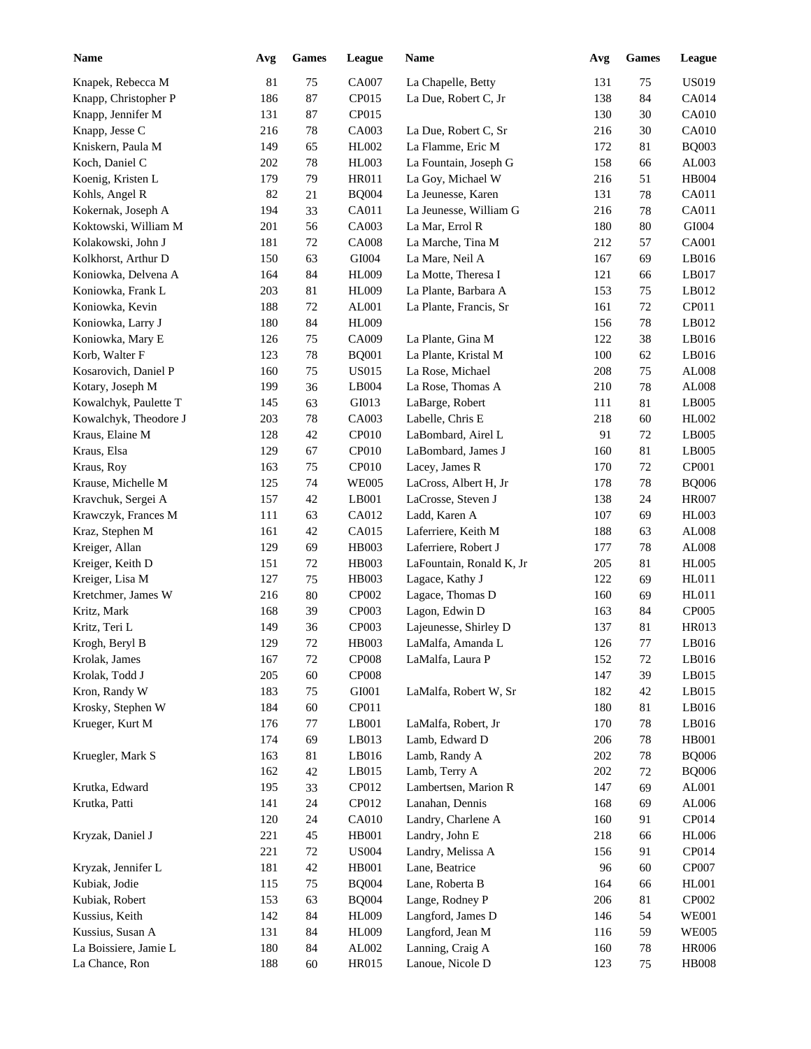| Name | Avg | Games | League | Name | Avg | Games | League |
|---|---|---|---|---|---|---|---|
| Knapek, Rebecca M | 81 | 75 | CA007 | La Chapelle, Betty | 131 | 75 | US019 |
| Knapp, Christopher P | 186 | 87 | CP015 | La Due, Robert C, Jr | 138 | 84 | CA014 |
| Knapp, Jennifer M | 131 | 87 | CP015 | | 130 | 30 | CA010 |
| Knapp, Jesse C | 216 | 78 | CA003 | La Due, Robert C, Sr | 216 | 30 | CA010 |
| Kniskern, Paula M | 149 | 65 | HL002 | La Flamme, Eric M | 172 | 81 | BQ003 |
| Koch, Daniel C | 202 | 78 | HL003 | La Fountain, Joseph G | 158 | 66 | AL003 |
| Koenig, Kristen L | 179 | 79 | HR011 | La Goy, Michael W | 216 | 51 | HB004 |
| Kohls, Angel R | 82 | 21 | BQ004 | La Jeunesse, Karen | 131 | 78 | CA011 |
| Kokernak, Joseph A | 194 | 33 | CA011 | La Jeunesse, William G | 216 | 78 | CA011 |
| Koktowski, William M | 201 | 56 | CA003 | La Mar, Errol R | 180 | 80 | GI004 |
| Kolakowski, John J | 181 | 72 | CA008 | La Marche, Tina M | 212 | 57 | CA001 |
| Kolkhorst, Arthur D | 150 | 63 | GI004 | La Mare, Neil A | 167 | 69 | LB016 |
| Koniowka, Delvena A | 164 | 84 | HL009 | La Motte, Theresa I | 121 | 66 | LB017 |
| Koniowka, Frank L | 203 | 81 | HL009 | La Plante, Barbara A | 153 | 75 | LB012 |
| Koniowka, Kevin | 188 | 72 | AL001 | La Plante, Francis, Sr | 161 | 72 | CP011 |
| Koniowka, Larry J | 180 | 84 | HL009 | | 156 | 78 | LB012 |
| Koniowka, Mary E | 126 | 75 | CA009 | La Plante, Gina M | 122 | 38 | LB016 |
| Korb, Walter F | 123 | 78 | BQ001 | La Plante, Kristal M | 100 | 62 | LB016 |
| Kosarovich, Daniel P | 160 | 75 | US015 | La Rose, Michael | 208 | 75 | AL008 |
| Kotary, Joseph M | 199 | 36 | LB004 | La Rose, Thomas A | 210 | 78 | AL008 |
| Kowalchyk, Paulette T | 145 | 63 | GI013 | LaBarge, Robert | 111 | 81 | LB005 |
| Kowalchyk, Theodore J | 203 | 78 | CA003 | Labelle, Chris E | 218 | 60 | HL002 |
| Kraus, Elaine M | 128 | 42 | CP010 | LaBombard, Airel L | 91 | 72 | LB005 |
| Kraus, Elsa | 129 | 67 | CP010 | LaBombard, James J | 160 | 81 | LB005 |
| Kraus, Roy | 163 | 75 | CP010 | Lacey, James R | 170 | 72 | CP001 |
| Krause, Michelle M | 125 | 74 | WE005 | LaCross, Albert H, Jr | 178 | 78 | BQ006 |
| Kravchuk, Sergei A | 157 | 42 | LB001 | LaCrosse, Steven J | 138 | 24 | HR007 |
| Krawczyk, Frances M | 111 | 63 | CA012 | Ladd, Karen A | 107 | 69 | HL003 |
| Kraz, Stephen M | 161 | 42 | CA015 | Laferriere, Keith M | 188 | 63 | AL008 |
| Kreiger, Allan | 129 | 69 | HB003 | Laferriere, Robert J | 177 | 78 | AL008 |
| Kreiger, Keith D | 151 | 72 | HB003 | LaFountain, Ronald K, Jr | 205 | 81 | HL005 |
| Kreiger, Lisa M | 127 | 75 | HB003 | Lagace, Kathy J | 122 | 69 | HL011 |
| Kretchmer, James W | 216 | 80 | CP002 | Lagace, Thomas D | 160 | 69 | HL011 |
| Kritz, Mark | 168 | 39 | CP003 | Lagon, Edwin D | 163 | 84 | CP005 |
| Kritz, Teri L | 149 | 36 | CP003 | Lajeunesse, Shirley D | 137 | 81 | HR013 |
| Krogh, Beryl B | 129 | 72 | HB003 | LaMalfa, Amanda L | 126 | 77 | LB016 |
| Krolak, James | 167 | 72 | CP008 | LaMalfa, Laura P | 152 | 72 | LB016 |
| Krolak, Todd J | 205 | 60 | CP008 | | 147 | 39 | LB015 |
| Kron, Randy W | 183 | 75 | GI001 | LaMalfa, Robert W, Sr | 182 | 42 | LB015 |
| Krosky, Stephen W | 184 | 60 | CP011 | | 180 | 81 | LB016 |
| Krueger, Kurt M | 176 | 77 | LB001 | LaMalfa, Robert, Jr | 170 | 78 | LB016 |
| | 174 | 69 | LB013 | Lamb, Edward D | 206 | 78 | HB001 |
| Kruegler, Mark S | 163 | 81 | LB016 | Lamb, Randy A | 202 | 78 | BQ006 |
| | 162 | 42 | LB015 | Lamb, Terry A | 202 | 72 | BQ006 |
| Krutka, Edward | 195 | 33 | CP012 | Lambertsen, Marion R | 147 | 69 | AL001 |
| Krutka, Patti | 141 | 24 | CP012 | Lanahan, Dennis | 168 | 69 | AL006 |
| | 120 | 24 | CA010 | Landry, Charlene A | 160 | 91 | CP014 |
| Kryzak, Daniel J | 221 | 45 | HB001 | Landry, John E | 218 | 66 | HL006 |
| | 221 | 72 | US004 | Landry, Melissa A | 156 | 91 | CP014 |
| Kryzak, Jennifer L | 181 | 42 | HB001 | Lane, Beatrice | 96 | 60 | CP007 |
| Kubiak, Jodie | 115 | 75 | BQ004 | Lane, Roberta B | 164 | 66 | HL001 |
| Kubiak, Robert | 153 | 63 | BQ004 | Lange, Rodney P | 206 | 81 | CP002 |
| Kussius, Keith | 142 | 84 | HL009 | Langford, James D | 146 | 54 | WE001 |
| Kussius, Susan A | 131 | 84 | HL009 | Langford, Jean M | 116 | 59 | WE005 |
| La Boissiere, Jamie L | 180 | 84 | AL002 | Lanning, Craig A | 160 | 78 | HR006 |
| La Chance, Ron | 188 | 60 | HR015 | Lanoue, Nicole D | 123 | 75 | HB008 |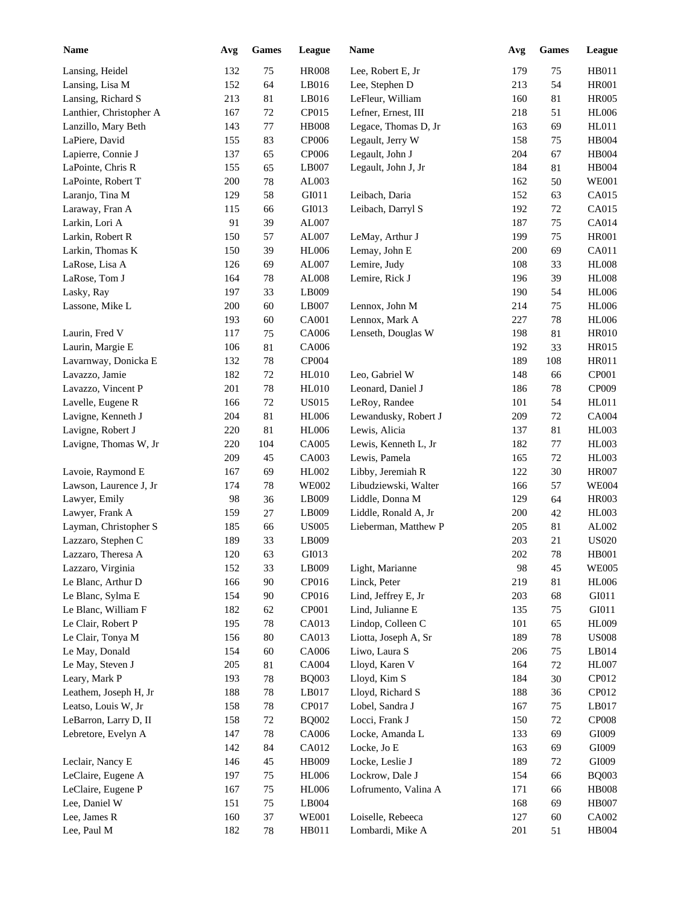| Name | Avg | Games | League |
|---|---|---|---|
| Lansing, Heidel | 132 | 75 | HR008 |
| Lansing, Lisa M | 152 | 64 | LB016 |
| Lansing, Richard S | 213 | 81 | LB016 |
| Lanthier, Christopher A | 167 | 72 | CP015 |
| Lanzillo, Mary Beth | 143 | 77 | HB008 |
| LaPiere, David | 155 | 83 | CP006 |
| Lapierre, Connie J | 137 | 65 | CP006 |
| LaPointe, Chris R | 155 | 65 | LB007 |
| LaPointe, Robert T | 200 | 78 | AL003 |
| Laranjo, Tina M | 129 | 58 | GI011 |
| Laraway, Fran A | 115 | 66 | GI013 |
| Larkin, Lori A | 91 | 39 | AL007 |
| Larkin, Robert R | 150 | 57 | AL007 |
| Larkin, Thomas K | 150 | 39 | HL006 |
| LaRose, Lisa A | 126 | 69 | AL007 |
| LaRose, Tom J | 164 | 78 | AL008 |
| Lasky, Ray | 197 | 33 | LB009 |
| Lassone, Mike L | 200 | 60 | LB007 |
| | 193 | 60 | CA001 |
| Laurin, Fred V | 117 | 75 | CA006 |
| Laurin, Margie E | 106 | 81 | CA006 |
| Lavarnway, Donicka E | 132 | 78 | CP004 |
| Lavazzo, Jamie | 182 | 72 | HL010 |
| Lavazzo, Vincent P | 201 | 78 | HL010 |
| Lavelle, Eugene R | 166 | 72 | US015 |
| Lavigne, Kenneth J | 204 | 81 | HL006 |
| Lavigne, Robert J | 220 | 81 | HL006 |
| Lavigne, Thomas W, Jr | 220 | 104 | CA005 |
| | 209 | 45 | CA003 |
| Lavoie, Raymond E | 167 | 69 | HL002 |
| Lawson, Laurence J, Jr | 174 | 78 | WE002 |
| Lawyer, Emily | 98 | 36 | LB009 |
| Lawyer, Frank A | 159 | 27 | LB009 |
| Layman, Christopher S | 185 | 66 | US005 |
| Lazzaro, Stephen C | 189 | 33 | LB009 |
| Lazzaro, Theresa A | 120 | 63 | GI013 |
| Lazzaro, Virginia | 152 | 33 | LB009 |
| Le Blanc, Arthur D | 166 | 90 | CP016 |
| Le Blanc, Sylma E | 154 | 90 | CP016 |
| Le Blanc, William F | 182 | 62 | CP001 |
| Le Clair, Robert P | 195 | 78 | CA013 |
| Le Clair, Tonya M | 156 | 80 | CA013 |
| Le May, Donald | 154 | 60 | CA006 |
| Le May, Steven J | 205 | 81 | CA004 |
| Leary, Mark P | 193 | 78 | BQ003 |
| Leathem, Joseph H, Jr | 188 | 78 | LB017 |
| Leatso, Louis W, Jr | 158 | 78 | CP017 |
| LeBarron, Larry D, II | 158 | 72 | BQ002 |
| Lebretore, Evelyn A | 147 | 78 | CA006 |
| | 142 | 84 | CA012 |
| Leclair, Nancy E | 146 | 45 | HB009 |
| LeClaire, Eugene A | 197 | 75 | HL006 |
| LeClaire, Eugene P | 167 | 75 | HL006 |
| Lee, Daniel W | 151 | 75 | LB004 |
| Lee, James R | 160 | 37 | WE001 |
| Lee, Paul M | 182 | 78 | HB011 |
| Lee, Robert E, Jr | 179 | 75 | HB011 |
| Lee, Stephen D | 213 | 54 | HR001 |
| LeFleur, William | 160 | 81 | HR005 |
| Lefner, Ernest, III | 218 | 51 | HL006 |
| Legace, Thomas D, Jr | 163 | 69 | HL011 |
| Legault, Jerry W | 158 | 75 | HB004 |
| Legault, John J | 204 | 67 | HB004 |
| Legault, John J, Jr | 184 | 81 | HB004 |
| | 162 | 50 | WE001 |
| Leibach, Daria | 152 | 63 | CA015 |
| Leibach, Darryl S | 192 | 72 | CA015 |
| | 187 | 75 | CA014 |
| LeMay, Arthur J | 199 | 75 | HR001 |
| Lemay, John E | 200 | 69 | CA011 |
| Lemire, Judy | 108 | 33 | HL008 |
| Lemire, Rick J | 196 | 39 | HL008 |
| | 190 | 54 | HL006 |
| Lennox, John M | 214 | 75 | HL006 |
| Lennox, Mark A | 227 | 78 | HL006 |
| Lenseth, Douglas W | 198 | 81 | HR010 |
| | 192 | 33 | HR015 |
| | 189 | 108 | HR011 |
| Leo, Gabriel W | 148 | 66 | CP001 |
| Leonard, Daniel J | 186 | 78 | CP009 |
| LeRoy, Randee | 101 | 54 | HL011 |
| Lewandusky, Robert J | 209 | 72 | CA004 |
| Lewis, Alicia | 137 | 81 | HL003 |
| Lewis, Kenneth L, Jr | 182 | 77 | HL003 |
| Lewis, Pamela | 165 | 72 | HL003 |
| Libby, Jeremiah R | 122 | 30 | HR007 |
| Libudziewski, Walter | 166 | 57 | WE004 |
| Liddle, Donna M | 129 | 64 | HR003 |
| Liddle, Ronald A, Jr | 200 | 42 | HL003 |
| Lieberman, Matthew P | 205 | 81 | AL002 |
| | 203 | 21 | US020 |
| | 202 | 78 | HB001 |
| Light, Marianne | 98 | 45 | WE005 |
| Linck, Peter | 219 | 81 | HL006 |
| Lind, Jeffrey E, Jr | 203 | 68 | GI011 |
| Lind, Julianne E | 135 | 75 | GI011 |
| Lindop, Colleen C | 101 | 65 | HL009 |
| Liotta, Joseph A, Sr | 189 | 78 | US008 |
| Liwo, Laura S | 206 | 75 | LB014 |
| Lloyd, Karen V | 164 | 72 | HL007 |
| Lloyd, Kim S | 184 | 30 | CP012 |
| Lloyd, Richard S | 188 | 36 | CP012 |
| Lobel, Sandra J | 167 | 75 | LB017 |
| Locci, Frank J | 150 | 72 | CP008 |
| Locke, Amanda L | 133 | 69 | GI009 |
| Locke, Jo E | 163 | 69 | GI009 |
| Locke, Leslie J | 189 | 72 | GI009 |
| Lockrow, Dale J | 154 | 66 | BQ003 |
| Lofrumento, Valina A | 171 | 66 | HB008 |
| | 168 | 69 | HB007 |
| Loiselle, Rebeeca | 127 | 60 | CA002 |
| Lombardi, Mike A | 201 | 51 | HB004 |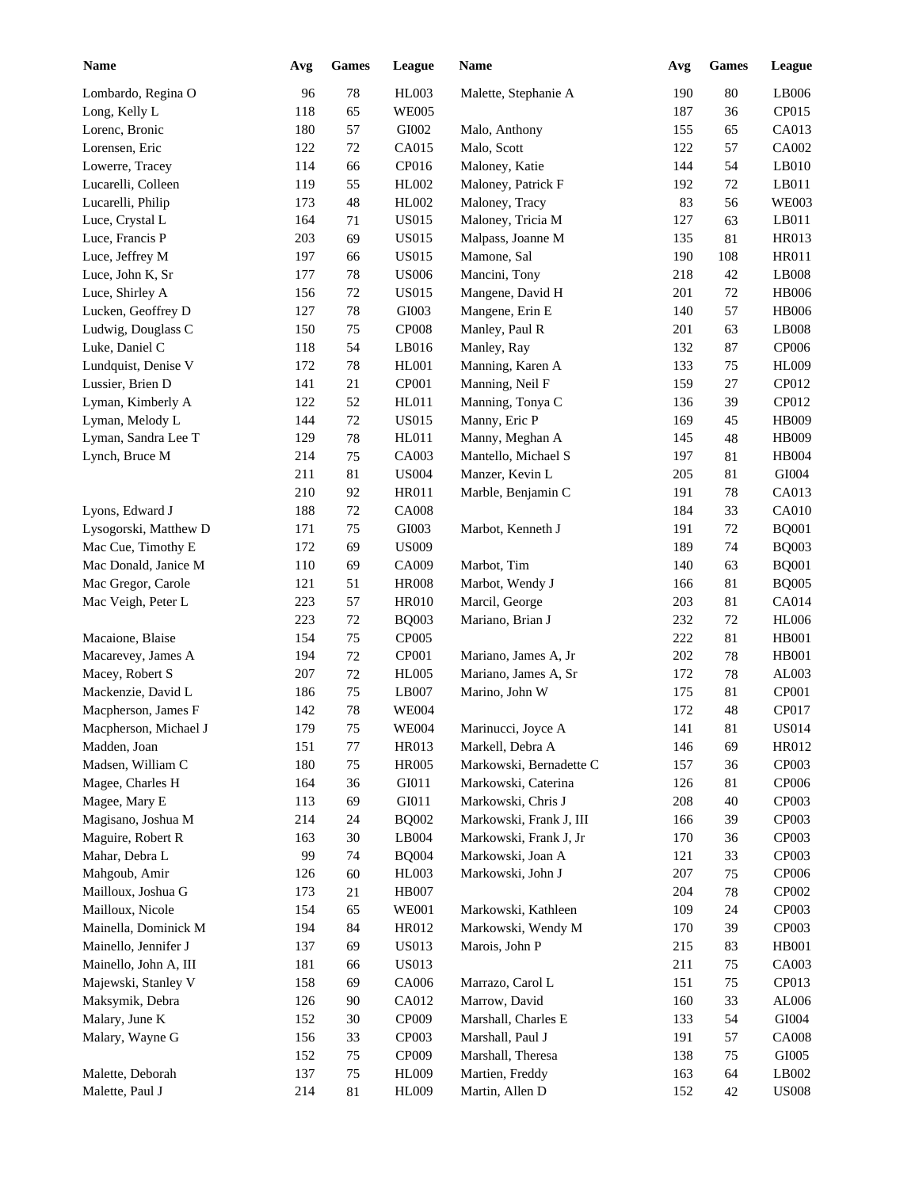| Name | Avg | Games | League |
|---|---|---|---|
| Lombardo, Regina O | 96 | 78 | HL003 |
| Long, Kelly L | 118 | 65 | WE005 |
| Lorenc, Bronic | 180 | 57 | GI002 |
| Lorensen, Eric | 122 | 72 | CA015 |
| Lowerre, Tracey | 114 | 66 | CP016 |
| Lucarelli, Colleen | 119 | 55 | HL002 |
| Lucarelli, Philip | 173 | 48 | HL002 |
| Luce, Crystal L | 164 | 71 | US015 |
| Luce, Francis P | 203 | 69 | US015 |
| Luce, Jeffrey M | 197 | 66 | US015 |
| Luce, John K, Sr | 177 | 78 | US006 |
| Luce, Shirley A | 156 | 72 | US015 |
| Lucken, Geoffrey D | 127 | 78 | GI003 |
| Ludwig, Douglass C | 150 | 75 | CP008 |
| Luke, Daniel C | 118 | 54 | LB016 |
| Lundquist, Denise V | 172 | 78 | HL001 |
| Lussier, Brien D | 141 | 21 | CP001 |
| Lyman, Kimberly A | 122 | 52 | HL011 |
| Lyman, Melody L | 144 | 72 | US015 |
| Lyman, Sandra Lee T | 129 | 78 | HL011 |
| Lynch, Bruce M | 214 | 75 | CA003 |
| | 211 | 81 | US004 |
| | 210 | 92 | HR011 |
| Lyons, Edward J | 188 | 72 | CA008 |
| Lysogorski, Matthew D | 171 | 75 | GI003 |
| Mac Cue, Timothy E | 172 | 69 | US009 |
| Mac Donald, Janice M | 110 | 69 | CA009 |
| Mac Gregor, Carole | 121 | 51 | HR008 |
| Mac Veigh, Peter L | 223 | 57 | HR010 |
| | 223 | 72 | BQ003 |
| Macaione, Blaise | 154 | 75 | CP005 |
| Macarevey, James A | 194 | 72 | CP001 |
| Macey, Robert S | 207 | 72 | HL005 |
| Mackenzie, David L | 186 | 75 | LB007 |
| Macpherson, James F | 142 | 78 | WE004 |
| Macpherson, Michael J | 179 | 75 | WE004 |
| Madden, Joan | 151 | 77 | HR013 |
| Madsen, William C | 180 | 75 | HR005 |
| Magee, Charles H | 164 | 36 | GI011 |
| Magee, Mary E | 113 | 69 | GI011 |
| Magisano, Joshua M | 214 | 24 | BQ002 |
| Maguire, Robert R | 163 | 30 | LB004 |
| Mahar, Debra L | 99 | 74 | BQ004 |
| Mahgoub, Amir | 126 | 60 | HL003 |
| Mailloux, Joshua G | 173 | 21 | HB007 |
| Mailloux, Nicole | 154 | 65 | WE001 |
| Mainella, Dominick M | 194 | 84 | HR012 |
| Mainello, Jennifer J | 137 | 69 | US013 |
| Mainello, John A, III | 181 | 66 | US013 |
| Majewski, Stanley V | 158 | 69 | CA006 |
| Maksymik, Debra | 126 | 90 | CA012 |
| Malary, June K | 152 | 30 | CP009 |
| Malary, Wayne G | 156 | 33 | CP003 |
| | 152 | 75 | CP009 |
| Malette, Deborah | 137 | 75 | HL009 |
| Malette, Paul J | 214 | 81 | HL009 |
| Malette, Stephanie A | 190 | 80 | LB006 |
| | 187 | 36 | CP015 |
| Malo, Anthony | 155 | 65 | CA013 |
| Malo, Scott | 122 | 57 | CA002 |
| Maloney, Katie | 144 | 54 | LB010 |
| Maloney, Patrick F | 192 | 72 | LB011 |
| Maloney, Tracy | 83 | 56 | WE003 |
| Maloney, Tricia M | 127 | 63 | LB011 |
| Malpass, Joanne M | 135 | 81 | HR013 |
| Mamone, Sal | 190 | 108 | HR011 |
| Mancini, Tony | 218 | 42 | LB008 |
| Mangene, David H | 201 | 72 | HB006 |
| Mangene, Erin E | 140 | 57 | HB006 |
| Manley, Paul R | 201 | 63 | LB008 |
| Manley, Ray | 132 | 87 | CP006 |
| Manning, Karen A | 133 | 75 | HL009 |
| Manning, Neil F | 159 | 27 | CP012 |
| Manning, Tonya C | 136 | 39 | CP012 |
| Manny, Eric P | 169 | 45 | HB009 |
| Manny, Meghan A | 145 | 48 | HB009 |
| Mantello, Michael S | 197 | 81 | HB004 |
| Manzer, Kevin L | 205 | 81 | GI004 |
| Marble, Benjamin C | 191 | 78 | CA013 |
| | 184 | 33 | CA010 |
| Marbot, Kenneth J | 191 | 72 | BQ001 |
| | 189 | 74 | BQ003 |
| Marbot, Tim | 140 | 63 | BQ001 |
| Marbot, Wendy J | 166 | 81 | BQ005 |
| Marcil, George | 203 | 81 | CA014 |
| Mariano, Brian J | 232 | 72 | HL006 |
| | 222 | 81 | HB001 |
| Mariano, James A, Jr | 202 | 78 | HB001 |
| Mariano, James A, Sr | 172 | 78 | AL003 |
| Marino, John W | 175 | 81 | CP001 |
| | 172 | 48 | CP017 |
| Marinucci, Joyce A | 141 | 81 | US014 |
| Markell, Debra A | 146 | 69 | HR012 |
| Markowski, Bernadette C | 157 | 36 | CP003 |
| Markowski, Caterina | 126 | 81 | CP006 |
| Markowski, Chris J | 208 | 40 | CP003 |
| Markowski, Frank J, III | 166 | 39 | CP003 |
| Markowski, Frank J, Jr | 170 | 36 | CP003 |
| Markowski, Joan A | 121 | 33 | CP003 |
| Markowski, John J | 207 | 75 | CP006 |
| | 204 | 78 | CP002 |
| Markowski, Kathleen | 109 | 24 | CP003 |
| Markowski, Wendy M | 170 | 39 | CP003 |
| Marois, John P | 215 | 83 | HB001 |
| | 211 | 75 | CA003 |
| Marrazo, Carol L | 151 | 75 | CP013 |
| Marrow, David | 160 | 33 | AL006 |
| Marshall, Charles E | 133 | 54 | GI004 |
| Marshall, Paul J | 191 | 57 | CA008 |
| Marshall, Theresa | 138 | 75 | GI005 |
| Martien, Freddy | 163 | 64 | LB002 |
| Martin, Allen D | 152 | 42 | US008 |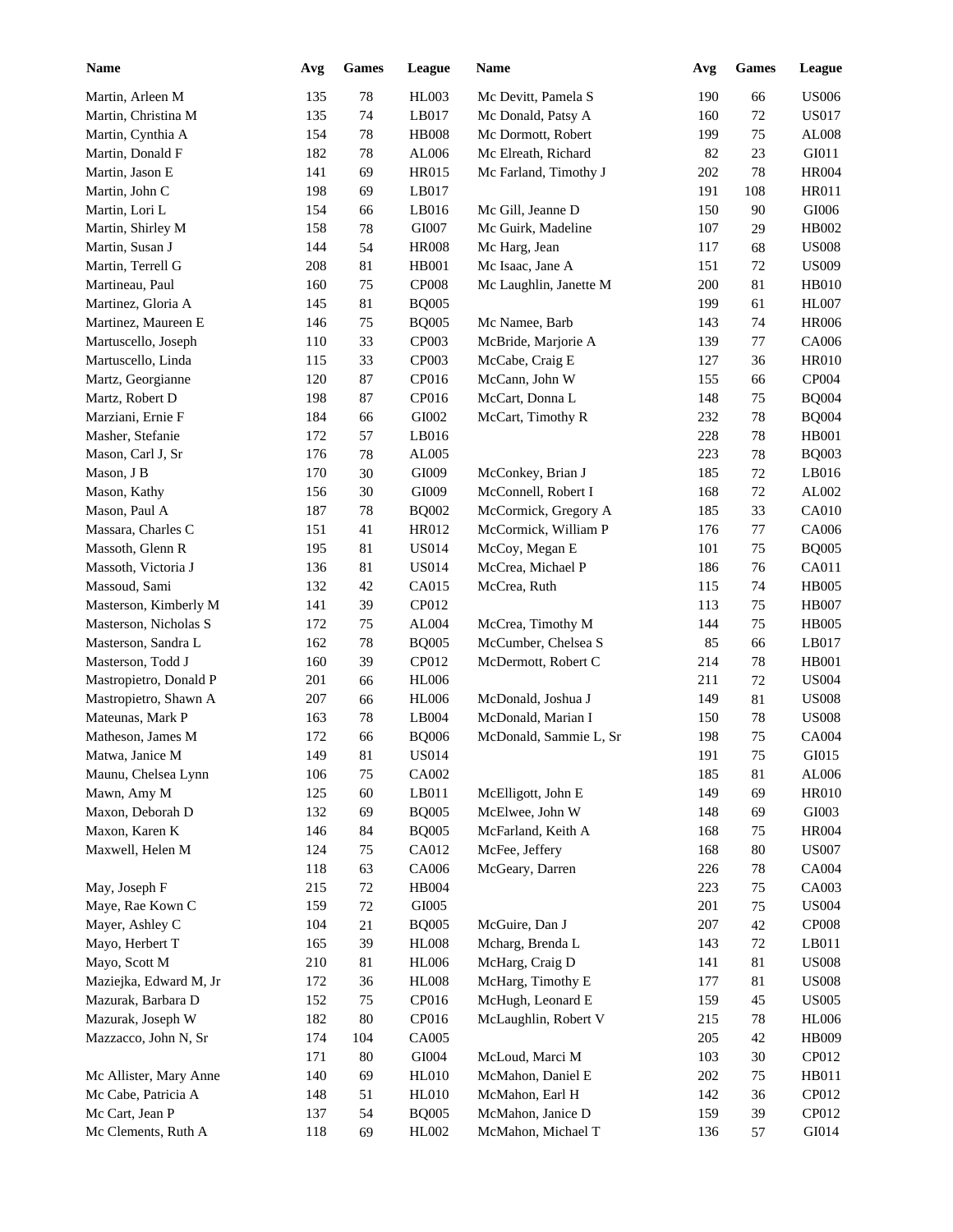| Name | Avg | Games | League | Name | Avg | Games | League |
|---|---|---|---|---|---|---|---|
| Martin, Arleen M | 135 | 78 | HL003 | Mc Devitt, Pamela S | 190 | 66 | US006 |
| Martin, Christina M | 135 | 74 | LB017 | Mc Donald, Patsy A | 160 | 72 | US017 |
| Martin, Cynthia A | 154 | 78 | HB008 | Mc Dormott, Robert | 199 | 75 | AL008 |
| Martin, Donald F | 182 | 78 | AL006 | Mc Elreath, Richard | 82 | 23 | GI011 |
| Martin, Jason E | 141 | 69 | HR015 | Mc Farland, Timothy J | 202 | 78 | HR004 |
| Martin, John C | 198 | 69 | LB017 | | 191 | 108 | HR011 |
| Martin, Lori L | 154 | 66 | LB016 | Mc Gill, Jeanne D | 150 | 90 | GI006 |
| Martin, Shirley M | 158 | 78 | GI007 | Mc Guirk, Madeline | 107 | 29 | HB002 |
| Martin, Susan J | 144 | 54 | HR008 | Mc Harg, Jean | 117 | 68 | US008 |
| Martin, Terrell G | 208 | 81 | HB001 | Mc Isaac, Jane A | 151 | 72 | US009 |
| Martineau, Paul | 160 | 75 | CP008 | Mc Laughlin, Janette M | 200 | 81 | HB010 |
| Martinez, Gloria A | 145 | 81 | BQ005 | | 199 | 61 | HL007 |
| Martinez, Maureen E | 146 | 75 | BQ005 | Mc Namee, Barb | 143 | 74 | HR006 |
| Martuscello, Joseph | 110 | 33 | CP003 | McBride, Marjorie A | 139 | 77 | CA006 |
| Martuscello, Linda | 115 | 33 | CP003 | McCabe, Craig E | 127 | 36 | HR010 |
| Martz, Georgianne | 120 | 87 | CP016 | McCann, John W | 155 | 66 | CP004 |
| Martz, Robert D | 198 | 87 | CP016 | McCart, Donna L | 148 | 75 | BQ004 |
| Marziani, Ernie F | 184 | 66 | GI002 | McCart, Timothy R | 232 | 78 | BQ004 |
| Masher, Stefanie | 172 | 57 | LB016 | | 228 | 78 | HB001 |
| Mason, Carl J, Sr | 176 | 78 | AL005 | | 223 | 78 | BQ003 |
| Mason, J B | 170 | 30 | GI009 | McConkey, Brian J | 185 | 72 | LB016 |
| Mason, Kathy | 156 | 30 | GI009 | McConnell, Robert I | 168 | 72 | AL002 |
| Mason, Paul A | 187 | 78 | BQ002 | McCormick, Gregory A | 185 | 33 | CA010 |
| Massara, Charles C | 151 | 41 | HR012 | McCormick, William P | 176 | 77 | CA006 |
| Massoth, Glenn R | 195 | 81 | US014 | McCoy, Megan E | 101 | 75 | BQ005 |
| Massoth, Victoria J | 136 | 81 | US014 | McCrea, Michael P | 186 | 76 | CA011 |
| Massoud, Sami | 132 | 42 | CA015 | McCrea, Ruth | 115 | 74 | HB005 |
| Masterson, Kimberly M | 141 | 39 | CP012 | | 113 | 75 | HB007 |
| Masterson, Nicholas S | 172 | 75 | AL004 | McCrea, Timothy M | 144 | 75 | HB005 |
| Masterson, Sandra L | 162 | 78 | BQ005 | McCumber, Chelsea S | 85 | 66 | LB017 |
| Masterson, Todd J | 160 | 39 | CP012 | McDermott, Robert C | 214 | 78 | HB001 |
| Mastropietro, Donald P | 201 | 66 | HL006 | | 211 | 72 | US004 |
| Mastropietro, Shawn A | 207 | 66 | HL006 | McDonald, Joshua J | 149 | 81 | US008 |
| Mateunas, Mark P | 163 | 78 | LB004 | McDonald, Marian I | 150 | 78 | US008 |
| Matheson, James M | 172 | 66 | BQ006 | McDonald, Sammie L, Sr | 198 | 75 | CA004 |
| Matwa, Janice M | 149 | 81 | US014 | | 191 | 75 | GI015 |
| Maunu, Chelsea Lynn | 106 | 75 | CA002 | | 185 | 81 | AL006 |
| Mawn, Amy M | 125 | 60 | LB011 | McElligott, John E | 149 | 69 | HR010 |
| Maxon, Deborah D | 132 | 69 | BQ005 | McElwee, John W | 148 | 69 | GI003 |
| Maxon, Karen K | 146 | 84 | BQ005 | McFarland, Keith A | 168 | 75 | HR004 |
| Maxwell, Helen M | 124 | 75 | CA012 | McFee, Jeffery | 168 | 80 | US007 |
| | 118 | 63 | CA006 | McGeary, Darren | 226 | 78 | CA004 |
| May, Joseph F | 215 | 72 | HB004 | | 223 | 75 | CA003 |
| Maye, Rae Kown C | 159 | 72 | GI005 | | 201 | 75 | US004 |
| Mayer, Ashley C | 104 | 21 | BQ005 | McGuire, Dan J | 207 | 42 | CP008 |
| Mayo, Herbert T | 165 | 39 | HL008 | Mcharg, Brenda L | 143 | 72 | LB011 |
| Mayo, Scott M | 210 | 81 | HL006 | McHarg, Craig D | 141 | 81 | US008 |
| Maziejka, Edward M, Jr | 172 | 36 | HL008 | McHarg, Timothy E | 177 | 81 | US008 |
| Mazurak, Barbara D | 152 | 75 | CP016 | McHugh, Leonard E | 159 | 45 | US005 |
| Mazurak, Joseph W | 182 | 80 | CP016 | McLaughlin, Robert V | 215 | 78 | HL006 |
| Mazzacco, John N, Sr | 174 | 104 | CA005 | | 205 | 42 | HB009 |
| | 171 | 80 | GI004 | McLoud, Marci M | 103 | 30 | CP012 |
| Mc Allister, Mary Anne | 140 | 69 | HL010 | McMahon, Daniel E | 202 | 75 | HB011 |
| Mc Cabe, Patricia A | 148 | 51 | HL010 | McMahon, Earl H | 142 | 36 | CP012 |
| Mc Cart, Jean P | 137 | 54 | BQ005 | McMahon, Janice D | 159 | 39 | CP012 |
| Mc Clements, Ruth A | 118 | 69 | HL002 | McMahon, Michael T | 136 | 57 | GI014 |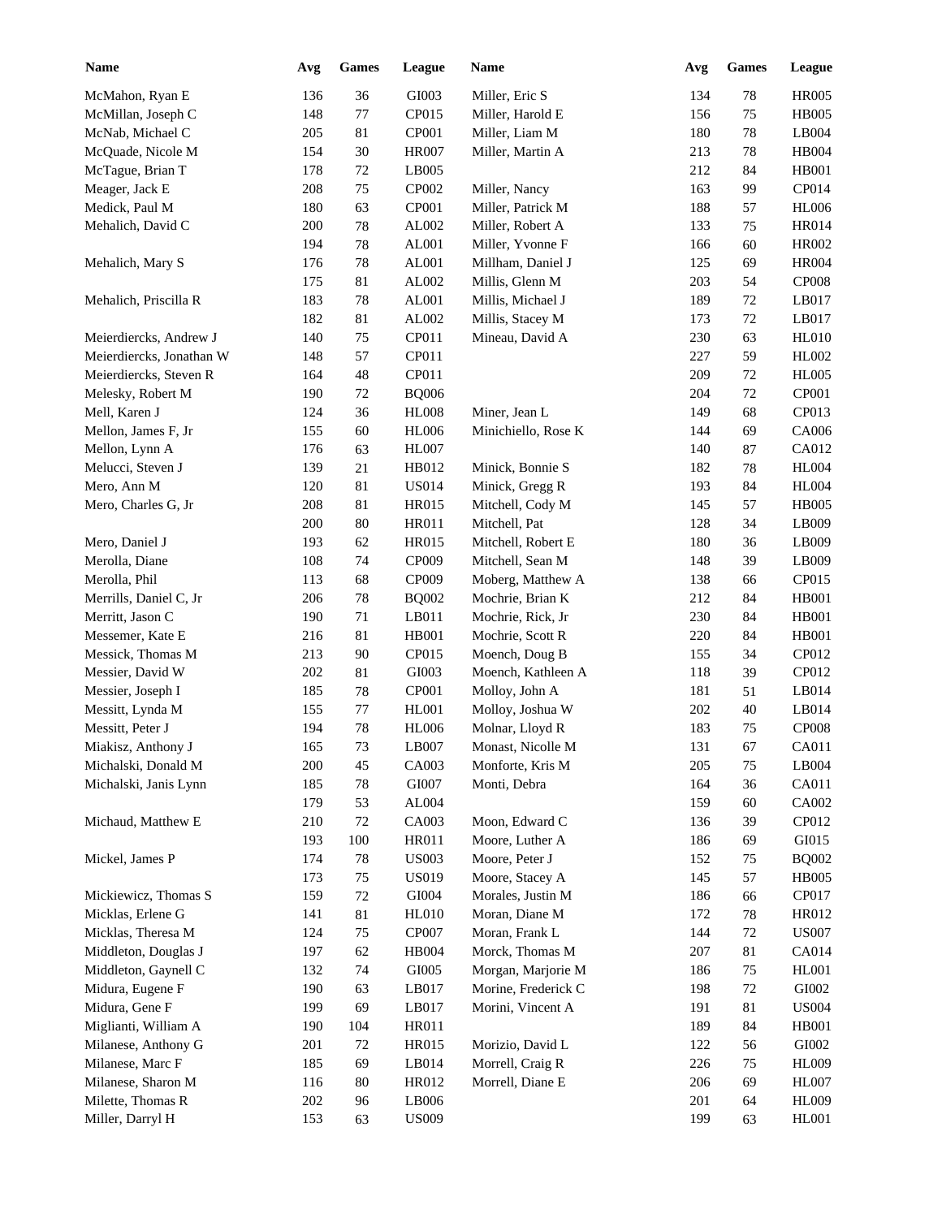| Name | Avg | Games | League |
|---|---|---|---|
| McMahon, Ryan E | 136 | 36 | GI003 |
| McMillan, Joseph C | 148 | 77 | CP015 |
| McNab, Michael C | 205 | 81 | CP001 |
| McQuade, Nicole M | 154 | 30 | HR007 |
| McTague, Brian T | 178 | 72 | LB005 |
| Meager, Jack E | 208 | 75 | CP002 |
| Medick, Paul M | 180 | 63 | CP001 |
| Mehalich, David C | 200 | 78 | AL002 |
| | 194 | 78 | AL001 |
| Mehalich, Mary S | 176 | 78 | AL001 |
| | 175 | 81 | AL002 |
| Mehalich, Priscilla R | 183 | 78 | AL001 |
| | 182 | 81 | AL002 |
| Meierdiercks, Andrew J | 140 | 75 | CP011 |
| Meierdiercks, Jonathan W | 148 | 57 | CP011 |
| Meierdiercks, Steven R | 164 | 48 | CP011 |
| Melesky, Robert M | 190 | 72 | BQ006 |
| Mell, Karen J | 124 | 36 | HL008 |
| Mellon, James F, Jr | 155 | 60 | HL006 |
| Mellon, Lynn A | 176 | 63 | HL007 |
| Melucci, Steven J | 139 | 21 | HB012 |
| Mero, Ann M | 120 | 81 | US014 |
| Mero, Charles G, Jr | 208 | 81 | HR015 |
| | 200 | 80 | HR011 |
| Mero, Daniel J | 193 | 62 | HR015 |
| Merolla, Diane | 108 | 74 | CP009 |
| Merolla, Phil | 113 | 68 | CP009 |
| Merrills, Daniel C, Jr | 206 | 78 | BQ002 |
| Merritt, Jason C | 190 | 71 | LB011 |
| Messemer, Kate E | 216 | 81 | HB001 |
| Messick, Thomas M | 213 | 90 | CP015 |
| Messier, David W | 202 | 81 | GI003 |
| Messier, Joseph I | 185 | 78 | CP001 |
| Messitt, Lynda M | 155 | 77 | HL001 |
| Messitt, Peter J | 194 | 78 | HL006 |
| Miakisz, Anthony J | 165 | 73 | LB007 |
| Michalski, Donald M | 200 | 45 | CA003 |
| Michalski, Janis Lynn | 185 | 78 | GI007 |
| | 179 | 53 | AL004 |
| Michaud, Matthew E | 210 | 72 | CA003 |
| | 193 | 100 | HR011 |
| Mickel, James P | 174 | 78 | US003 |
| | 173 | 75 | US019 |
| Mickiewicz, Thomas S | 159 | 72 | GI004 |
| Micklas, Erlene G | 141 | 81 | HL010 |
| Micklas, Theresa M | 124 | 75 | CP007 |
| Middleton, Douglas J | 197 | 62 | HB004 |
| Middleton, Gaynell C | 132 | 74 | GI005 |
| Midura, Eugene F | 190 | 63 | LB017 |
| Midura, Gene F | 199 | 69 | LB017 |
| Miglianti, William A | 190 | 104 | HR011 |
| Milanese, Anthony G | 201 | 72 | HR015 |
| Milanese, Marc F | 185 | 69 | LB014 |
| Milanese, Sharon M | 116 | 80 | HR012 |
| Milette, Thomas R | 202 | 96 | LB006 |
| Miller, Darryl H | 153 | 63 | US009 |
| Miller, Eric S | 134 | 78 | HR005 |
| Miller, Harold E | 156 | 75 | HB005 |
| Miller, Liam M | 180 | 78 | LB004 |
| Miller, Martin A | 213 | 78 | HB004 |
| | 212 | 84 | HB001 |
| Miller, Nancy | 163 | 99 | CP014 |
| Miller, Patrick M | 188 | 57 | HL006 |
| Miller, Robert A | 133 | 75 | HR014 |
| Miller, Yvonne F | 166 | 60 | HR002 |
| Millham, Daniel J | 125 | 69 | HR004 |
| Millis, Glenn M | 203 | 54 | CP008 |
| Millis, Michael J | 189 | 72 | LB017 |
| Millis, Stacey M | 173 | 72 | LB017 |
| Mineau, David A | 230 | 63 | HL010 |
| | 227 | 59 | HL002 |
| | 209 | 72 | HL005 |
| | 204 | 72 | CP001 |
| Miner, Jean L | 149 | 68 | CP013 |
| Minichiello, Rose K | 144 | 69 | CA006 |
| | 140 | 87 | CA012 |
| Minick, Bonnie S | 182 | 78 | HL004 |
| Minick, Gregg R | 193 | 84 | HL004 |
| Mitchell, Cody M | 145 | 57 | HB005 |
| Mitchell, Pat | 128 | 34 | LB009 |
| Mitchell, Robert E | 180 | 36 | LB009 |
| Mitchell, Sean M | 148 | 39 | LB009 |
| Moberg, Matthew A | 138 | 66 | CP015 |
| Mochrie, Brian K | 212 | 84 | HB001 |
| Mochrie, Rick, Jr | 230 | 84 | HB001 |
| Mochrie, Scott R | 220 | 84 | HB001 |
| Moench, Doug B | 155 | 34 | CP012 |
| Moench, Kathleen A | 118 | 39 | CP012 |
| Molloy, John A | 181 | 51 | LB014 |
| Molloy, Joshua W | 202 | 40 | LB014 |
| Molnar, Lloyd R | 183 | 75 | CP008 |
| Monast, Nicolle M | 131 | 67 | CA011 |
| Monforte, Kris M | 205 | 75 | LB004 |
| Monti, Debra | 164 | 36 | CA011 |
| | 159 | 60 | CA002 |
| Moon, Edward C | 136 | 39 | CP012 |
| Moore, Luther A | 186 | 69 | GI015 |
| Moore, Peter J | 152 | 75 | BQ002 |
| Moore, Stacey A | 145 | 57 | HB005 |
| Morales, Justin M | 186 | 66 | CP017 |
| Moran, Diane M | 172 | 78 | HR012 |
| Moran, Frank L | 144 | 72 | US007 |
| Morck, Thomas M | 207 | 81 | CA014 |
| Morgan, Marjorie M | 186 | 75 | HL001 |
| Morine, Frederick C | 198 | 72 | GI002 |
| Morini, Vincent A | 191 | 81 | US004 |
| | 189 | 84 | HB001 |
| Morizio, David L | 122 | 56 | GI002 |
| Morrell, Craig R | 226 | 75 | HL009 |
| Morrell, Diane E | 206 | 69 | HL007 |
| | 201 | 64 | HL009 |
| | 199 | 63 | HL001 |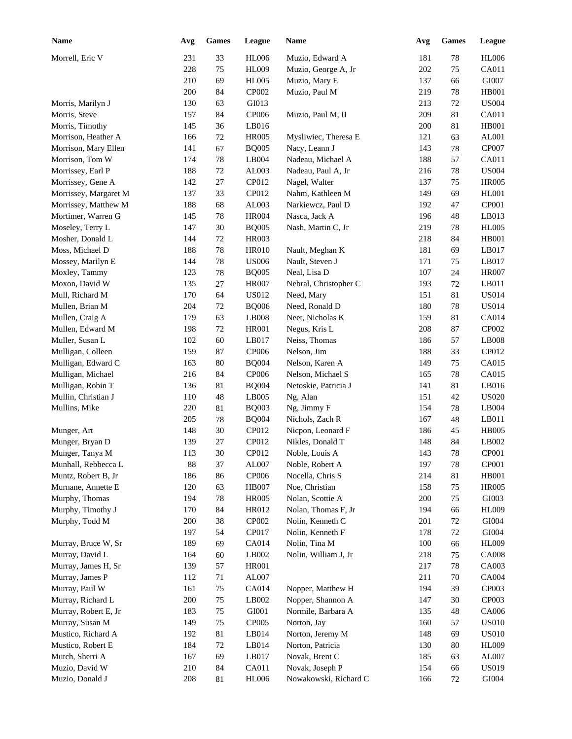| Name | Avg | Games | League | Name | Avg | Games | League |
|---|---|---|---|---|---|---|---|
| Morrell, Eric V | 231 | 33 | HL006 | Muzio, Edward A | 181 | 78 | HL006 |
| | 228 | 75 | HL009 | Muzio, George A, Jr | 202 | 75 | CA011 |
| | 210 | 69 | HL005 | Muzio, Mary E | 137 | 66 | GI007 |
| | 200 | 84 | CP002 | Muzio, Paul M | 219 | 78 | HB001 |
| Morris, Marilyn J | 130 | 63 | GI013 | | 213 | 72 | US004 |
| Morris, Steve | 157 | 84 | CP006 | Muzio, Paul M, II | 209 | 81 | CA011 |
| Morris, Timothy | 145 | 36 | LB016 | | 200 | 81 | HB001 |
| Morrison, Heather A | 166 | 72 | HR005 | Mysliwiec, Theresa E | 121 | 63 | AL001 |
| Morrison, Mary Ellen | 141 | 67 | BQ005 | Nacy, Leann J | 143 | 78 | CP007 |
| Morrison, Tom W | 174 | 78 | LB004 | Nadeau, Michael A | 188 | 57 | CA011 |
| Morrissey, Earl P | 188 | 72 | AL003 | Nadeau, Paul A, Jr | 216 | 78 | US004 |
| Morrissey, Gene A | 142 | 27 | CP012 | Nagel, Walter | 137 | 75 | HR005 |
| Morrissey, Margaret M | 137 | 33 | CP012 | Nahm, Kathleen M | 149 | 69 | HL001 |
| Morrissey, Matthew M | 188 | 68 | AL003 | Narkiewcz, Paul D | 192 | 47 | CP001 |
| Mortimer, Warren G | 145 | 78 | HR004 | Nasca, Jack A | 196 | 48 | LB013 |
| Moseley, Terry L | 147 | 30 | BQ005 | Nash, Martin C, Jr | 219 | 78 | HL005 |
| Mosher, Donald L | 144 | 72 | HR003 | | 218 | 84 | HB001 |
| Moss, Michael D | 188 | 78 | HR010 | Nault, Meghan K | 181 | 69 | LB017 |
| Mossey, Marilyn E | 144 | 78 | US006 | Nault, Steven J | 171 | 75 | LB017 |
| Moxley, Tammy | 123 | 78 | BQ005 | Neal, Lisa D | 107 | 24 | HR007 |
| Moxon, David W | 135 | 27 | HR007 | Nebral, Christopher C | 193 | 72 | LB011 |
| Mull, Richard M | 170 | 64 | US012 | Need, Mary | 151 | 81 | US014 |
| Mullen, Brian M | 204 | 72 | BQ006 | Need, Ronald D | 180 | 78 | US014 |
| Mullen, Craig A | 179 | 63 | LB008 | Neet, Nicholas K | 159 | 81 | CA014 |
| Mullen, Edward M | 198 | 72 | HR001 | Negus, Kris L | 208 | 87 | CP002 |
| Muller, Susan L | 102 | 60 | LB017 | Neiss, Thomas | 186 | 57 | LB008 |
| Mulligan, Colleen | 159 | 87 | CP006 | Nelson, Jim | 188 | 33 | CP012 |
| Mulligan, Edward C | 163 | 80 | BQ004 | Nelson, Karen A | 149 | 75 | CA015 |
| Mulligan, Michael | 216 | 84 | CP006 | Nelson, Michael S | 165 | 78 | CA015 |
| Mulligan, Robin T | 136 | 81 | BQ004 | Netoskie, Patricia J | 141 | 81 | LB016 |
| Mullin, Christian J | 110 | 48 | LB005 | Ng, Alan | 151 | 42 | US020 |
| Mullins, Mike | 220 | 81 | BQ003 | Ng, Jimmy F | 154 | 78 | LB004 |
| | 205 | 78 | BQ004 | Nichols, Zach R | 167 | 48 | LB011 |
| Munger, Art | 148 | 30 | CP012 | Nicpon, Leonard F | 186 | 45 | HB005 |
| Munger, Bryan D | 139 | 27 | CP012 | Nikles, Donald T | 148 | 84 | LB002 |
| Munger, Tanya M | 113 | 30 | CP012 | Noble, Louis A | 143 | 78 | CP001 |
| Munhall, Rebbecca L | 88 | 37 | AL007 | Noble, Robert A | 197 | 78 | CP001 |
| Muntz, Robert B, Jr | 186 | 86 | CP006 | Nocella, Chris S | 214 | 81 | HB001 |
| Murnane, Annette E | 120 | 63 | HB007 | Noe, Christian | 158 | 75 | HR005 |
| Murphy, Thomas | 194 | 78 | HR005 | Nolan, Scottie A | 200 | 75 | GI003 |
| Murphy, Timothy J | 170 | 84 | HR012 | Nolan, Thomas F, Jr | 194 | 66 | HL009 |
| Murphy, Todd M | 200 | 38 | CP002 | Nolin, Kenneth C | 201 | 72 | GI004 |
| | 197 | 54 | CP017 | Nolin, Kenneth F | 178 | 72 | GI004 |
| Murray, Bruce W, Sr | 189 | 69 | CA014 | Nolin, Tina M | 100 | 66 | HL009 |
| Murray, David L | 164 | 60 | LB002 | Nolin, William J, Jr | 218 | 75 | CA008 |
| Murray, James H, Sr | 139 | 57 | HR001 | | 217 | 78 | CA003 |
| Murray, James P | 112 | 71 | AL007 | | 211 | 70 | CA004 |
| Murray, Paul W | 161 | 75 | CA014 | Nopper, Matthew H | 194 | 39 | CP003 |
| Murray, Richard L | 200 | 75 | LB002 | Nopper, Shannon A | 147 | 30 | CP003 |
| Murray, Robert E, Jr | 183 | 75 | GI001 | Normile, Barbara A | 135 | 48 | CA006 |
| Murray, Susan M | 149 | 75 | CP005 | Norton, Jay | 160 | 57 | US010 |
| Mustico, Richard A | 192 | 81 | LB014 | Norton, Jeremy M | 148 | 69 | US010 |
| Mustico, Robert E | 184 | 72 | LB014 | Norton, Patricia | 130 | 80 | HL009 |
| Mutch, Sherri A | 167 | 69 | LB017 | Novak, Brent C | 185 | 63 | AL007 |
| Muzio, David W | 210 | 84 | CA011 | Novak, Joseph P | 154 | 66 | US019 |
| Muzio, Donald J | 208 | 81 | HL006 | Nowakowski, Richard C | 166 | 72 | GI004 |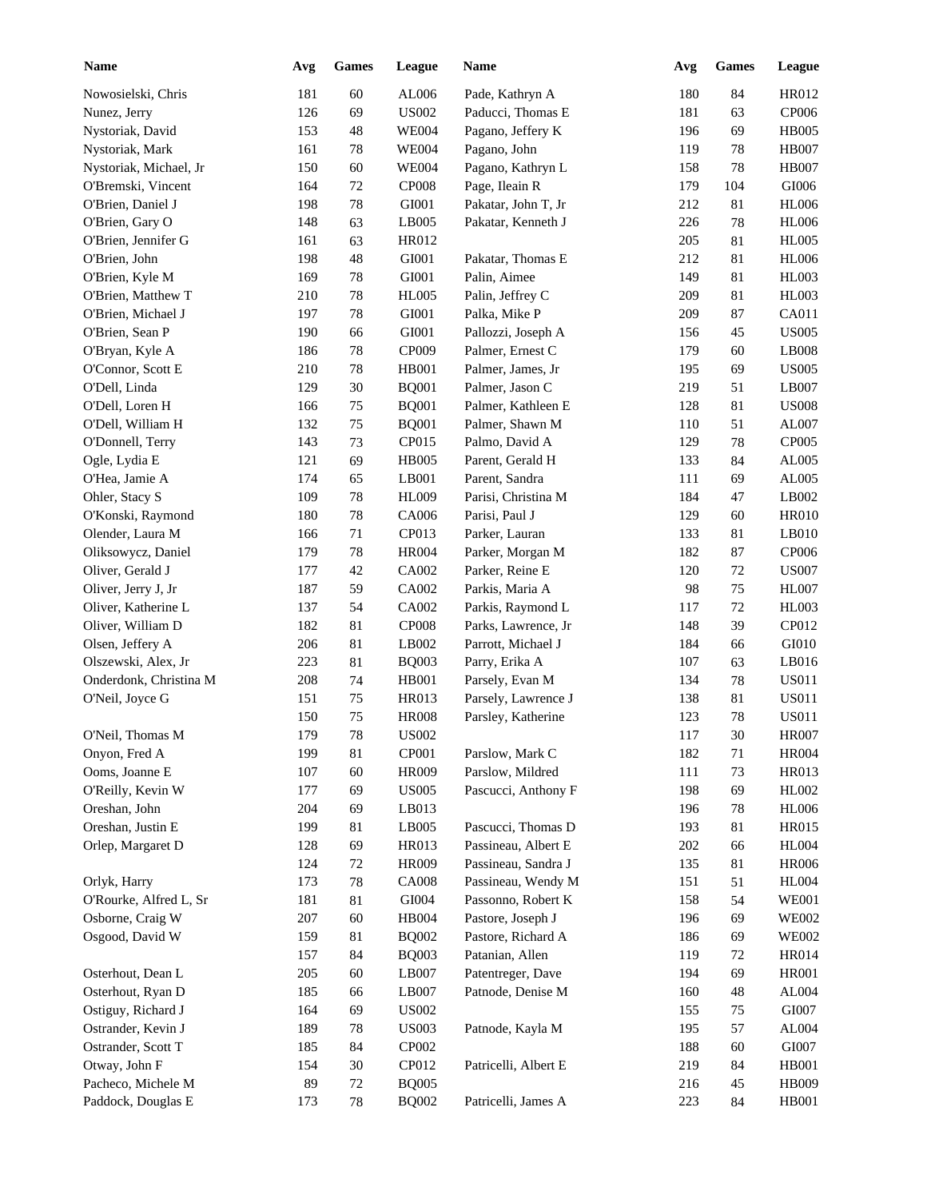| Name | Avg | Games | League | Name | Avg | Games | League |
|---|---|---|---|---|---|---|---|
| Nowosielski, Chris | 181 | 60 | AL006 | Pade, Kathryn A | 180 | 84 | HR012 |
| Nunez, Jerry | 126 | 69 | US002 | Paducci, Thomas E | 181 | 63 | CP006 |
| Nystoriak, David | 153 | 48 | WE004 | Pagano, Jeffery K | 196 | 69 | HB005 |
| Nystoriak, Mark | 161 | 78 | WE004 | Pagano, John | 119 | 78 | HB007 |
| Nystoriak, Michael, Jr | 150 | 60 | WE004 | Pagano, Kathryn L | 158 | 78 | HB007 |
| O'Bremski, Vincent | 164 | 72 | CP008 | Page, Ileain R | 179 | 104 | GI006 |
| O'Brien, Daniel J | 198 | 78 | GI001 | Pakatar, John T, Jr | 212 | 81 | HL006 |
| O'Brien, Gary O | 148 | 63 | LB005 | Pakatar, Kenneth J | 226 | 78 | HL006 |
| O'Brien, Jennifer G | 161 | 63 | HR012 | | 205 | 81 | HL005 |
| O'Brien, John | 198 | 48 | GI001 | Pakatar, Thomas E | 212 | 81 | HL006 |
| O'Brien, Kyle M | 169 | 78 | GI001 | Palin, Aimee | 149 | 81 | HL003 |
| O'Brien, Matthew T | 210 | 78 | HL005 | Palin, Jeffrey C | 209 | 81 | HL003 |
| O'Brien, Michael J | 197 | 78 | GI001 | Palka, Mike P | 209 | 87 | CA011 |
| O'Brien, Sean P | 190 | 66 | GI001 | Pallozzi, Joseph A | 156 | 45 | US005 |
| O'Bryan, Kyle A | 186 | 78 | CP009 | Palmer, Ernest C | 179 | 60 | LB008 |
| O'Connor, Scott E | 210 | 78 | HB001 | Palmer, James, Jr | 195 | 69 | US005 |
| O'Dell, Linda | 129 | 30 | BQ001 | Palmer, Jason C | 219 | 51 | LB007 |
| O'Dell, Loren H | 166 | 75 | BQ001 | Palmer, Kathleen E | 128 | 81 | US008 |
| O'Dell, William H | 132 | 75 | BQ001 | Palmer, Shawn M | 110 | 51 | AL007 |
| O'Donnell, Terry | 143 | 73 | CP015 | Palmo, David A | 129 | 78 | CP005 |
| Ogle, Lydia E | 121 | 69 | HB005 | Parent, Gerald H | 133 | 84 | AL005 |
| O'Hea, Jamie A | 174 | 65 | LB001 | Parent, Sandra | 111 | 69 | AL005 |
| Ohler, Stacy S | 109 | 78 | HL009 | Parisi, Christina M | 184 | 47 | LB002 |
| O'Konski, Raymond | 180 | 78 | CA006 | Parisi, Paul J | 129 | 60 | HR010 |
| Olender, Laura M | 166 | 71 | CP013 | Parker, Lauran | 133 | 81 | LB010 |
| Oliksowycz, Daniel | 179 | 78 | HR004 | Parker, Morgan M | 182 | 87 | CP006 |
| Oliver, Gerald J | 177 | 42 | CA002 | Parker, Reine E | 120 | 72 | US007 |
| Oliver, Jerry J, Jr | 187 | 59 | CA002 | Parkis, Maria A | 98 | 75 | HL007 |
| Oliver, Katherine L | 137 | 54 | CA002 | Parkis, Raymond L | 117 | 72 | HL003 |
| Oliver, William D | 182 | 81 | CP008 | Parks, Lawrence, Jr | 148 | 39 | CP012 |
| Olsen, Jeffery A | 206 | 81 | LB002 | Parrott, Michael J | 184 | 66 | GI010 |
| Olszewski, Alex, Jr | 223 | 81 | BQ003 | Parry, Erika A | 107 | 63 | LB016 |
| Onderdonk, Christina M | 208 | 74 | HB001 | Parsely, Evan M | 134 | 78 | US011 |
| O'Neil, Joyce G | 151 | 75 | HR013 | Parsely, Lawrence J | 138 | 81 | US011 |
| | 150 | 75 | HR008 | Parsley, Katherine | 123 | 78 | US011 |
| O'Neil, Thomas M | 179 | 78 | US002 | | 117 | 30 | HR007 |
| Onyon, Fred A | 199 | 81 | CP001 | Parslow, Mark C | 182 | 71 | HR004 |
| Ooms, Joanne E | 107 | 60 | HR009 | Parslow, Mildred | 111 | 73 | HR013 |
| O'Reilly, Kevin W | 177 | 69 | US005 | Pascucci, Anthony F | 198 | 69 | HL002 |
| Oreshan, John | 204 | 69 | LB013 | | 196 | 78 | HL006 |
| Oreshan, Justin E | 199 | 81 | LB005 | Pascucci, Thomas D | 193 | 81 | HR015 |
| Orlep, Margaret D | 128 | 69 | HR013 | Passineau, Albert E | 202 | 66 | HL004 |
| | 124 | 72 | HR009 | Passineau, Sandra J | 135 | 81 | HR006 |
| Orlyk, Harry | 173 | 78 | CA008 | Passineau, Wendy M | 151 | 51 | HL004 |
| O'Rourke, Alfred L, Sr | 181 | 81 | GI004 | Passonno, Robert K | 158 | 54 | WE001 |
| Osborne, Craig W | 207 | 60 | HB004 | Pastore, Joseph J | 196 | 69 | WE002 |
| Osgood, David W | 159 | 81 | BQ002 | Pastore, Richard A | 186 | 69 | WE002 |
| | 157 | 84 | BQ003 | Patanian, Allen | 119 | 72 | HR014 |
| Osterhout, Dean L | 205 | 60 | LB007 | Patentreger, Dave | 194 | 69 | HR001 |
| Osterhout, Ryan D | 185 | 66 | LB007 | Patnode, Denise M | 160 | 48 | AL004 |
| Ostiguy, Richard J | 164 | 69 | US002 | | 155 | 75 | GI007 |
| Ostrander, Kevin J | 189 | 78 | US003 | Patnode, Kayla M | 195 | 57 | AL004 |
| Ostrander, Scott T | 185 | 84 | CP002 | | 188 | 60 | GI007 |
| Otway, John F | 154 | 30 | CP012 | Patricelli, Albert E | 219 | 84 | HB001 |
| Pacheco, Michele M | 89 | 72 | BQ005 | | 216 | 45 | HB009 |
| Paddock, Douglas E | 173 | 78 | BQ002 | Patricelli, James A | 223 | 84 | HB001 |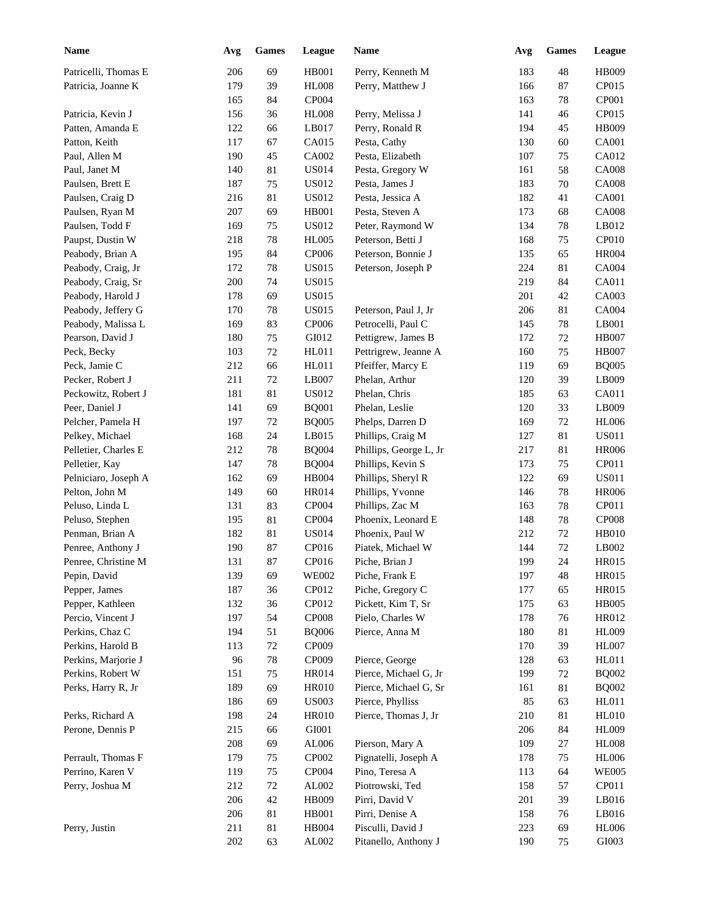| Name | Avg | Games | League | Name | Avg | Games | League |
|---|---|---|---|---|---|---|---|
| Patricelli, Thomas E | 206 | 69 | HB001 | Perry, Kenneth M | 183 | 48 | HB009 |
| Patricia, Joanne K | 179 | 39 | HL008 | Perry, Matthew J | 166 | 87 | CP015 |
| | 165 | 84 | CP004 | | 163 | 78 | CP001 |
| Patricia, Kevin J | 156 | 36 | HL008 | Perry, Melissa J | 141 | 46 | CP015 |
| Patten, Amanda E | 122 | 66 | LB017 | Perry, Ronald R | 194 | 45 | HB009 |
| Patton, Keith | 117 | 67 | CA015 | Pesta, Cathy | 130 | 60 | CA001 |
| Paul, Allen M | 190 | 45 | CA002 | Pesta, Elizabeth | 107 | 75 | CA012 |
| Paul, Janet M | 140 | 81 | US014 | Pesta, Gregory W | 161 | 58 | CA008 |
| Paulsen, Brett E | 187 | 75 | US012 | Pesta, James J | 183 | 70 | CA008 |
| Paulsen, Craig D | 216 | 81 | US012 | Pesta, Jessica A | 182 | 41 | CA001 |
| Paulsen, Ryan M | 207 | 69 | HB001 | Pesta, Steven A | 173 | 68 | CA008 |
| Paulsen, Todd F | 169 | 75 | US012 | Peter, Raymond W | 134 | 78 | LB012 |
| Paupst, Dustin W | 218 | 78 | HL005 | Peterson, Betti J | 168 | 75 | CP010 |
| Peabody, Brian A | 195 | 84 | CP006 | Peterson, Bonnie J | 135 | 65 | HR004 |
| Peabody, Craig, Jr | 172 | 78 | US015 | Peterson, Joseph P | 224 | 81 | CA004 |
| Peabody, Craig, Sr | 200 | 74 | US015 | | 219 | 84 | CA011 |
| Peabody, Harold J | 178 | 69 | US015 | | 201 | 42 | CA003 |
| Peabody, Jeffery G | 170 | 78 | US015 | Peterson, Paul J, Jr | 206 | 81 | CA004 |
| Peabody, Malissa L | 169 | 83 | CP006 | Petrocelli, Paul C | 145 | 78 | LB001 |
| Pearson, David J | 180 | 75 | GI012 | Pettigrew, James B | 172 | 72 | HB007 |
| Peck, Becky | 103 | 72 | HL011 | Pettrigrew, Jeanne A | 160 | 75 | HB007 |
| Peck, Jamie C | 212 | 66 | HL011 | Pfeiffer, Marcy E | 119 | 69 | BQ005 |
| Pecker, Robert J | 211 | 72 | LB007 | Phelan, Arthur | 120 | 39 | LB009 |
| Peckowitz, Robert J | 181 | 81 | US012 | Phelan, Chris | 185 | 63 | CA011 |
| Peer, Daniel J | 141 | 69 | BQ001 | Phelan, Leslie | 120 | 33 | LB009 |
| Pelcher, Pamela H | 197 | 72 | BQ005 | Phelps, Darren D | 169 | 72 | HL006 |
| Pelkey, Michael | 168 | 24 | LB015 | Phillips, Craig M | 127 | 81 | US011 |
| Pelletier, Charles E | 212 | 78 | BQ004 | Phillips, George L, Jr | 217 | 81 | HR006 |
| Pelletier, Kay | 147 | 78 | BQ004 | Phillips, Kevin S | 173 | 75 | CP011 |
| Pelniciaro, Joseph A | 162 | 69 | HB004 | Phillips, Sheryl R | 122 | 69 | US011 |
| Pelton, John M | 149 | 60 | HR014 | Phillips, Yvonne | 146 | 78 | HR006 |
| Peluso, Linda L | 131 | 83 | CP004 | Phillips, Zac M | 163 | 78 | CP011 |
| Peluso, Stephen | 195 | 81 | CP004 | Phoenix, Leonard E | 148 | 78 | CP008 |
| Penman, Brian A | 182 | 81 | US014 | Phoenix, Paul W | 212 | 72 | HB010 |
| Penree, Anthony J | 190 | 87 | CP016 | Piatek, Michael W | 144 | 72 | LB002 |
| Penree, Christine M | 131 | 87 | CP016 | Piche, Brian J | 199 | 24 | HR015 |
| Pepin, David | 139 | 69 | WE002 | Piche, Frank E | 197 | 48 | HR015 |
| Pepper, James | 187 | 36 | CP012 | Piche, Gregory C | 177 | 65 | HR015 |
| Pepper, Kathleen | 132 | 36 | CP012 | Pickett, Kim T, Sr | 175 | 63 | HB005 |
| Percio, Vincent J | 197 | 54 | CP008 | Pielo, Charles W | 178 | 76 | HR012 |
| Perkins, Chaz C | 194 | 51 | BQ006 | Pierce, Anna M | 180 | 81 | HL009 |
| Perkins, Harold B | 113 | 72 | CP009 | | 170 | 39 | HL007 |
| Perkins, Marjorie J | 96 | 78 | CP009 | Pierce, George | 128 | 63 | HL011 |
| Perkins, Robert W | 151 | 75 | HR014 | Pierce, Michael G, Jr | 199 | 72 | BQ002 |
| Perks, Harry R, Jr | 189 | 69 | HR010 | Pierce, Michael G, Sr | 161 | 81 | BQ002 |
| | 186 | 69 | US003 | Pierce, Phylliss | 85 | 63 | HL011 |
| Perks, Richard A | 198 | 24 | HR010 | Pierce, Thomas J, Jr | 210 | 81 | HL010 |
| Perone, Dennis P | 215 | 66 | GI001 | | 206 | 84 | HL009 |
| | 208 | 69 | AL006 | Pierson, Mary A | 109 | 27 | HL008 |
| Perrault, Thomas F | 179 | 75 | CP002 | Pignatelli, Joseph A | 178 | 75 | HL006 |
| Perrino, Karen V | 119 | 75 | CP004 | Pino, Teresa A | 113 | 64 | WE005 |
| Perry, Joshua M | 212 | 72 | AL002 | Piotrowski, Ted | 158 | 57 | CP011 |
| | 206 | 42 | HB009 | Pirri, David V | 201 | 39 | LB016 |
| | 206 | 81 | HB001 | Pirri, Denise A | 158 | 76 | LB016 |
| Perry, Justin | 211 | 81 | HB004 | Pisculli, David J | 223 | 69 | HL006 |
| | 202 | 63 | AL002 | Pitanello, Anthony J | 190 | 75 | GI003 |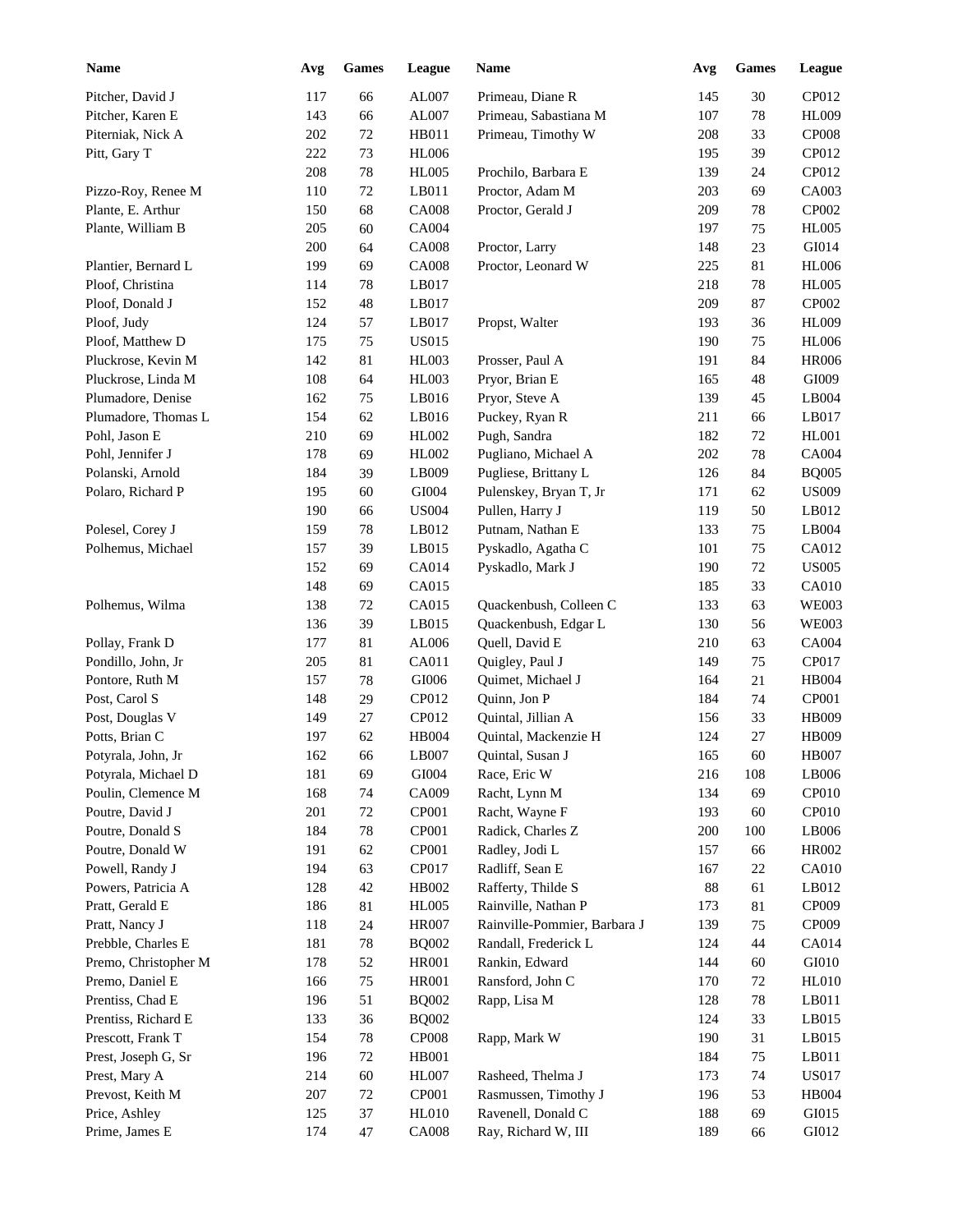| Name | Avg | Games | League | Name | Avg | Games | League |
|---|---|---|---|---|---|---|---|
| Pitcher, David J | 117 | 66 | AL007 | Primeau, Diane R | 145 | 30 | CP012 |
| Pitcher, Karen E | 143 | 66 | AL007 | Primeau, Sabastiana M | 107 | 78 | HL009 |
| Piterniak, Nick A | 202 | 72 | HB011 | Primeau, Timothy W | 208 | 33 | CP008 |
| Pitt, Gary T | 222 | 73 | HL006 | | 195 | 39 | CP012 |
| | 208 | 78 | HL005 | Prochilo, Barbara E | 139 | 24 | CP012 |
| Pizzo-Roy, Renee M | 110 | 72 | LB011 | Proctor, Adam M | 203 | 69 | CA003 |
| Plante, E. Arthur | 150 | 68 | CA008 | Proctor, Gerald J | 209 | 78 | CP002 |
| Plante, William B | 205 | 60 | CA004 | | 197 | 75 | HL005 |
| | 200 | 64 | CA008 | Proctor, Larry | 148 | 23 | GI014 |
| Plantier, Bernard L | 199 | 69 | CA008 | Proctor, Leonard W | 225 | 81 | HL006 |
| Ploof, Christina | 114 | 78 | LB017 | | 218 | 78 | HL005 |
| Ploof, Donald J | 152 | 48 | LB017 | | 209 | 87 | CP002 |
| Ploof, Judy | 124 | 57 | LB017 | Propst, Walter | 193 | 36 | HL009 |
| Ploof, Matthew D | 175 | 75 | US015 | | 190 | 75 | HL006 |
| Pluckrose, Kevin M | 142 | 81 | HL003 | Prosser, Paul A | 191 | 84 | HR006 |
| Pluckrose, Linda M | 108 | 64 | HL003 | Pryor, Brian E | 165 | 48 | GI009 |
| Plumadore, Denise | 162 | 75 | LB016 | Pryor, Steve A | 139 | 45 | LB004 |
| Plumadore, Thomas L | 154 | 62 | LB016 | Puckey, Ryan R | 211 | 66 | LB017 |
| Pohl, Jason E | 210 | 69 | HL002 | Pugh, Sandra | 182 | 72 | HL001 |
| Pohl, Jennifer J | 178 | 69 | HL002 | Pugliano, Michael A | 202 | 78 | CA004 |
| Polanski, Arnold | 184 | 39 | LB009 | Pugliese, Brittany L | 126 | 84 | BQ005 |
| Polaro, Richard P | 195 | 60 | GI004 | Pulenskey, Bryan T, Jr | 171 | 62 | US009 |
| | 190 | 66 | US004 | Pullen, Harry J | 119 | 50 | LB012 |
| Polesel, Corey J | 159 | 78 | LB012 | Putnam, Nathan E | 133 | 75 | LB004 |
| Polhemus, Michael | 157 | 39 | LB015 | Pyskadlo, Agatha C | 101 | 75 | CA012 |
| | 152 | 69 | CA014 | Pyskadlo, Mark J | 190 | 72 | US005 |
| | 148 | 69 | CA015 | | 185 | 33 | CA010 |
| Polhemus, Wilma | 138 | 72 | CA015 | Quackenbush, Colleen C | 133 | 63 | WE003 |
| | 136 | 39 | LB015 | Quackenbush, Edgar L | 130 | 56 | WE003 |
| Pollay, Frank D | 177 | 81 | AL006 | Quell, David E | 210 | 63 | CA004 |
| Pondillo, John, Jr | 205 | 81 | CA011 | Quigley, Paul J | 149 | 75 | CP017 |
| Pontore, Ruth M | 157 | 78 | GI006 | Quimet, Michael J | 164 | 21 | HB004 |
| Post, Carol S | 148 | 29 | CP012 | Quinn, Jon P | 184 | 74 | CP001 |
| Post, Douglas V | 149 | 27 | CP012 | Quintal, Jillian A | 156 | 33 | HB009 |
| Potts, Brian C | 197 | 62 | HB004 | Quintal, Mackenzie H | 124 | 27 | HB009 |
| Potyrala, John, Jr | 162 | 66 | LB007 | Quintal, Susan J | 165 | 60 | HB007 |
| Potyrala, Michael D | 181 | 69 | GI004 | Race, Eric W | 216 | 108 | LB006 |
| Poulin, Clemence M | 168 | 74 | CA009 | Racht, Lynn M | 134 | 69 | CP010 |
| Poutre, David J | 201 | 72 | CP001 | Racht, Wayne F | 193 | 60 | CP010 |
| Poutre, Donald S | 184 | 78 | CP001 | Radick, Charles Z | 200 | 100 | LB006 |
| Poutre, Donald W | 191 | 62 | CP001 | Radley, Jodi L | 157 | 66 | HR002 |
| Powell, Randy J | 194 | 63 | CP017 | Radliff, Sean E | 167 | 22 | CA010 |
| Powers, Patricia A | 128 | 42 | HB002 | Rafferty, Thilde S | 88 | 61 | LB012 |
| Pratt, Gerald E | 186 | 81 | HL005 | Rainville, Nathan P | 173 | 81 | CP009 |
| Pratt, Nancy J | 118 | 24 | HR007 | Rainville-Pommier, Barbara J | 139 | 75 | CP009 |
| Prebble, Charles E | 181 | 78 | BQ002 | Randall, Frederick L | 124 | 44 | CA014 |
| Premo, Christopher M | 178 | 52 | HR001 | Rankin, Edward | 144 | 60 | GI010 |
| Premo, Daniel E | 166 | 75 | HR001 | Ransford, John C | 170 | 72 | HL010 |
| Prentiss, Chad E | 196 | 51 | BQ002 | Rapp, Lisa M | 128 | 78 | LB011 |
| Prentiss, Richard E | 133 | 36 | BQ002 | | 124 | 33 | LB015 |
| Prescott, Frank T | 154 | 78 | CP008 | Rapp, Mark W | 190 | 31 | LB015 |
| Prest, Joseph G, Sr | 196 | 72 | HB001 | | 184 | 75 | LB011 |
| Prest, Mary A | 214 | 60 | HL007 | Rasheed, Thelma J | 173 | 74 | US017 |
| Prevost, Keith M | 207 | 72 | CP001 | Rasmussen, Timothy J | 196 | 53 | HB004 |
| Price, Ashley | 125 | 37 | HL010 | Ravenell, Donald C | 188 | 69 | GI015 |
| Prime, James E | 174 | 47 | CA008 | Ray, Richard W, III | 189 | 66 | GI012 |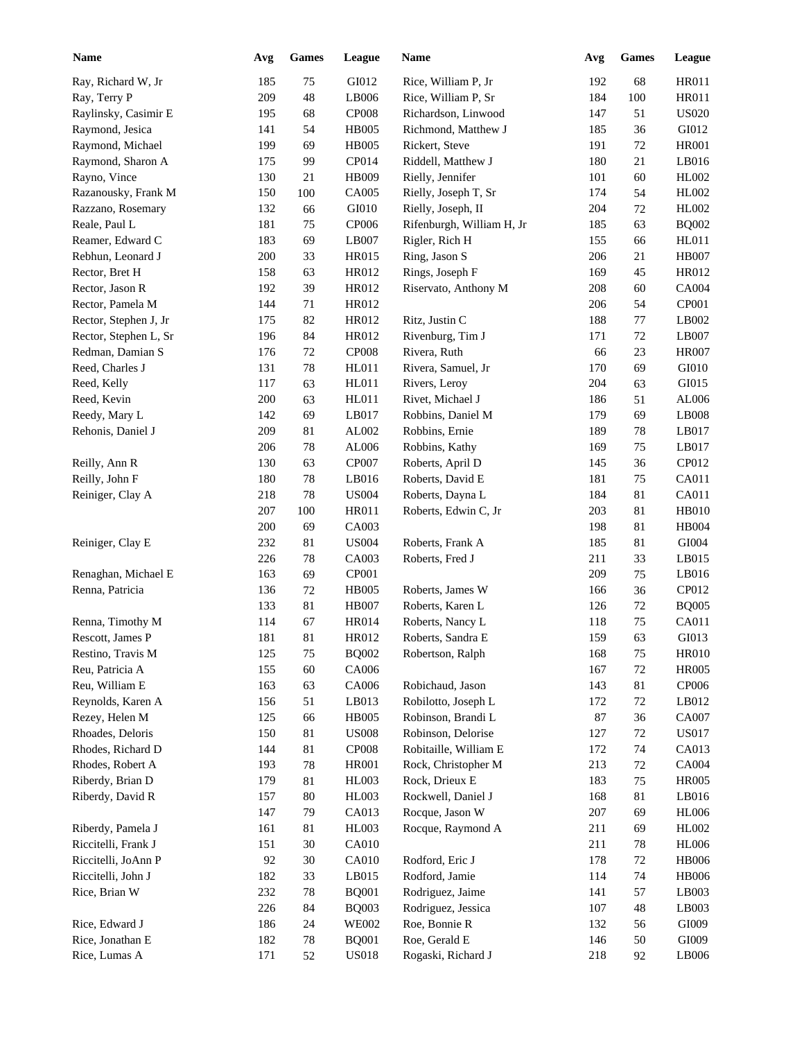| Name | Avg | Games | League | Name | Avg | Games | League |
|---|---|---|---|---|---|---|---|
| Ray, Richard W, Jr | 185 | 75 | GI012 | Rice, William P, Jr | 192 | 68 | HR011 |
| Ray, Terry P | 209 | 48 | LB006 | Rice, William P, Sr | 184 | 100 | HR011 |
| Raylinsky, Casimir E | 195 | 68 | CP008 | Richardson, Linwood | 147 | 51 | US020 |
| Raymond, Jesica | 141 | 54 | HB005 | Richmond, Matthew J | 185 | 36 | GI012 |
| Raymond, Michael | 199 | 69 | HB005 | Rickert, Steve | 191 | 72 | HR001 |
| Raymond, Sharon A | 175 | 99 | CP014 | Riddell, Matthew J | 180 | 21 | LB016 |
| Rayno, Vince | 130 | 21 | HB009 | Rielly, Jennifer | 101 | 60 | HL002 |
| Razanousky, Frank M | 150 | 100 | CA005 | Rielly, Joseph T, Sr | 174 | 54 | HL002 |
| Razzano, Rosemary | 132 | 66 | GI010 | Rielly, Joseph, II | 204 | 72 | HL002 |
| Reale, Paul L | 181 | 75 | CP006 | Rifenburgh, William H, Jr | 185 | 63 | BQ002 |
| Reamer, Edward C | 183 | 69 | LB007 | Rigler, Rich H | 155 | 66 | HL011 |
| Rebhun, Leonard J | 200 | 33 | HR015 | Ring, Jason S | 206 | 21 | HB007 |
| Rector, Bret H | 158 | 63 | HR012 | Rings, Joseph F | 169 | 45 | HR012 |
| Rector, Jason R | 192 | 39 | HR012 | Riservato, Anthony M | 208 | 60 | CA004 |
| Rector, Pamela M | 144 | 71 | HR012 | | 206 | 54 | CP001 |
| Rector, Stephen J, Jr | 175 | 82 | HR012 | Ritz, Justin C | 188 | 77 | LB002 |
| Rector, Stephen L, Sr | 196 | 84 | HR012 | Rivenburg, Tim J | 171 | 72 | LB007 |
| Redman, Damian S | 176 | 72 | CP008 | Rivera, Ruth | 66 | 23 | HR007 |
| Reed, Charles J | 131 | 78 | HL011 | Rivera, Samuel, Jr | 170 | 69 | GI010 |
| Reed, Kelly | 117 | 63 | HL011 | Rivers, Leroy | 204 | 63 | GI015 |
| Reed, Kevin | 200 | 63 | HL011 | Rivet, Michael J | 186 | 51 | AL006 |
| Reedy, Mary L | 142 | 69 | LB017 | Robbins, Daniel M | 179 | 69 | LB008 |
| Rehonis, Daniel J | 209 | 81 | AL002 | Robbins, Ernie | 189 | 78 | LB017 |
| | 206 | 78 | AL006 | Robbins, Kathy | 169 | 75 | LB017 |
| Reilly, Ann R | 130 | 63 | CP007 | Roberts, April D | 145 | 36 | CP012 |
| Reilly, John F | 180 | 78 | LB016 | Roberts, David E | 181 | 75 | CA011 |
| Reiniger, Clay A | 218 | 78 | US004 | Roberts, Dayna L | 184 | 81 | CA011 |
| | 207 | 100 | HR011 | Roberts, Edwin C, Jr | 203 | 81 | HB010 |
| | 200 | 69 | CA003 | | 198 | 81 | HB004 |
| Reiniger, Clay E | 232 | 81 | US004 | Roberts, Frank A | 185 | 81 | GI004 |
| | 226 | 78 | CA003 | Roberts, Fred J | 211 | 33 | LB015 |
| Renaghan, Michael E | 163 | 69 | CP001 | | 209 | 75 | LB016 |
| Renna, Patricia | 136 | 72 | HB005 | Roberts, James W | 166 | 36 | CP012 |
| | 133 | 81 | HB007 | Roberts, Karen L | 126 | 72 | BQ005 |
| Renna, Timothy M | 114 | 67 | HR014 | Roberts, Nancy L | 118 | 75 | CA011 |
| Rescott, James P | 181 | 81 | HR012 | Roberts, Sandra E | 159 | 63 | GI013 |
| Restino, Travis M | 125 | 75 | BQ002 | Robertson, Ralph | 168 | 75 | HR010 |
| Reu, Patricia A | 155 | 60 | CA006 | | 167 | 72 | HR005 |
| Reu, William E | 163 | 63 | CA006 | Robichaud, Jason | 143 | 81 | CP006 |
| Reynolds, Karen A | 156 | 51 | LB013 | Robilotto, Joseph L | 172 | 72 | LB012 |
| Rezey, Helen M | 125 | 66 | HB005 | Robinson, Brandi L | 87 | 36 | CA007 |
| Rhoades, Deloris | 150 | 81 | US008 | Robinson, Delorise | 127 | 72 | US017 |
| Rhodes, Richard D | 144 | 81 | CP008 | Robitaille, William E | 172 | 74 | CA013 |
| Rhodes, Robert A | 193 | 78 | HR001 | Rock, Christopher M | 213 | 72 | CA004 |
| Riberdy, Brian D | 179 | 81 | HL003 | Rock, Drieux E | 183 | 75 | HR005 |
| Riberdy, David R | 157 | 80 | HL003 | Rockwell, Daniel J | 168 | 81 | LB016 |
| | 147 | 79 | CA013 | Rocque, Jason W | 207 | 69 | HL006 |
| Riberdy, Pamela J | 161 | 81 | HL003 | Rocque, Raymond A | 211 | 69 | HL002 |
| Riccitelli, Frank J | 151 | 30 | CA010 | | 211 | 78 | HL006 |
| Riccitelli, JoAnn P | 92 | 30 | CA010 | Rodford, Eric J | 178 | 72 | HB006 |
| Riccitelli, John J | 182 | 33 | LB015 | Rodford, Jamie | 114 | 74 | HB006 |
| Rice, Brian W | 232 | 78 | BQ001 | Rodriguez, Jaime | 141 | 57 | LB003 |
| | 226 | 84 | BQ003 | Rodriguez, Jessica | 107 | 48 | LB003 |
| Rice, Edward J | 186 | 24 | WE002 | Roe, Bonnie R | 132 | 56 | GI009 |
| Rice, Jonathan E | 182 | 78 | BQ001 | Roe, Gerald E | 146 | 50 | GI009 |
| Rice, Lumas A | 171 | 52 | US018 | Rogaski, Richard J | 218 | 92 | LB006 |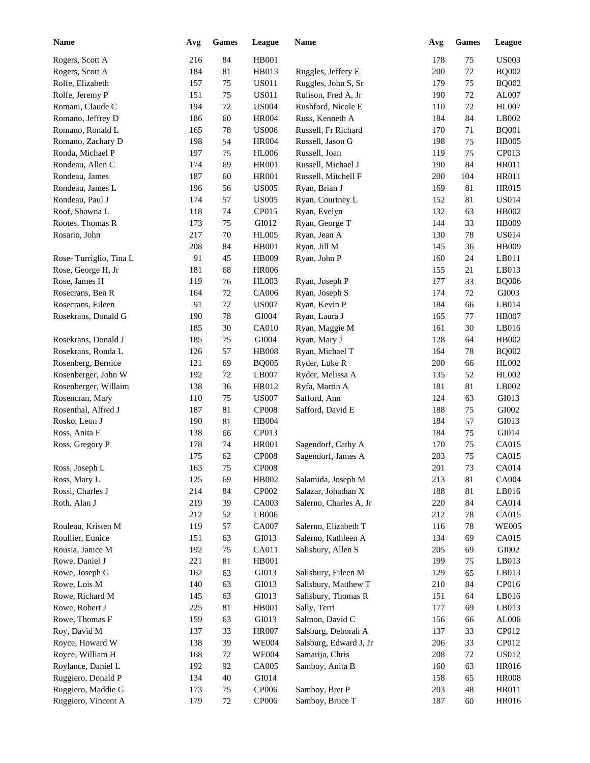| Name | Avg | Games | League | Name | Avg | Games | League |
|---|---|---|---|---|---|---|---|
| Rogers, Scott A | 216 | 84 | HB001 | | 178 | 75 | US003 |
| Rogers, Scott A | 184 | 81 | HB013 | Ruggles, Jeffery E | 200 | 72 | BQ002 |
| Rolfe, Elizabeth | 157 | 75 | US011 | Ruggles, John S, Sr | 179 | 75 | BQ002 |
| Rolfe, Jeremy P | 151 | 75 | US011 | Rulison, Fred A, Jr | 190 | 72 | AL007 |
| Romani, Claude C | 194 | 72 | US004 | Rushford, Nicole E | 110 | 72 | HL007 |
| Romano, Jeffrey D | 186 | 60 | HR004 | Russ, Kenneth A | 184 | 84 | LB002 |
| Romano, Ronald L | 165 | 78 | US006 | Russell, Fr Richard | 170 | 71 | BQ001 |
| Romano, Zachary D | 198 | 54 | HR004 | Russell, Jason G | 198 | 75 | HB005 |
| Ronda, Michael P | 197 | 75 | HL006 | Russell, Joan | 119 | 75 | CP013 |
| Rondeau, Allen C | 174 | 69 | HR001 | Russell, Michael J | 190 | 84 | HR011 |
| Rondeau, James | 187 | 60 | HR001 | Russell, Mitchell F | 200 | 104 | HR011 |
| Rondeau, James L | 196 | 56 | US005 | Ryan, Brian J | 169 | 81 | HR015 |
| Rondeau, Paul J | 174 | 57 | US005 | Ryan, Courtney L | 152 | 81 | US014 |
| Roof, Shawna L | 118 | 74 | CP015 | Ryan, Evelyn | 132 | 63 | HB002 |
| Rootes, Thomas R | 173 | 75 | GI012 | Ryan, George T | 144 | 33 | HB009 |
| Rosario, John | 217 | 70 | HL005 | Ryan, Jean A | 130 | 78 | US014 |
| | 208 | 84 | HB001 | Ryan, Jill M | 145 | 36 | HB009 |
| Rose- Turriglio, Tina L | 91 | 45 | HB009 | Ryan, John P | 160 | 24 | LB011 |
| Rose, George H, Jr | 181 | 68 | HR006 | | 155 | 21 | LB013 |
| Rose, James H | 119 | 76 | HL003 | Ryan, Joseph P | 177 | 33 | BQ006 |
| Rosecrans, Ben R | 164 | 72 | CA006 | Ryan, Joseph S | 174 | 72 | GI003 |
| Rosecrans, Eileen | 91 | 72 | US007 | Ryan, Kevin P | 184 | 66 | LB014 |
| Rosekrans, Donald G | 190 | 78 | GI004 | Ryan, Laura J | 165 | 77 | HB007 |
| | 185 | 30 | CA010 | Ryan, Maggie M | 161 | 30 | LB016 |
| Rosekrans, Donald J | 185 | 75 | GI004 | Ryan, Mary J | 128 | 64 | HB002 |
| Rosekrans, Ronda L | 126 | 57 | HB008 | Ryan, Michael T | 164 | 78 | BQ002 |
| Rosenberg, Bernice | 121 | 69 | BQ005 | Ryder, Luke R | 200 | 66 | HL002 |
| Rosenberger, John W | 192 | 72 | LB007 | Ryder, Melissa A | 135 | 52 | HL002 |
| Rosenberger, Willaim | 138 | 36 | HR012 | Ryfa, Martin A | 181 | 81 | LB002 |
| Rosencran, Mary | 110 | 75 | US007 | Safford, Ann | 124 | 63 | GI013 |
| Rosenthal, Alfred J | 187 | 81 | CP008 | Safford, David E | 188 | 75 | GI002 |
| Rosko, Leon J | 190 | 81 | HB004 | | 184 | 57 | GI013 |
| Ross, Anita F | 138 | 66 | CP013 | | 184 | 75 | GI014 |
| Ross, Gregory P | 178 | 74 | HR001 | Sagendorf, Cathy A | 170 | 75 | CA015 |
| | 175 | 62 | CP008 | Sagendorf, James A | 203 | 75 | CA015 |
| Ross, Joseph L | 163 | 75 | CP008 | | 201 | 73 | CA014 |
| Ross, Mary L | 125 | 69 | HB002 | Salamida, Joseph M | 213 | 81 | CA004 |
| Rossi, Charles J | 214 | 84 | CP002 | Salazar, Johathan X | 188 | 81 | LB016 |
| Roth, Alan J | 219 | 39 | CA003 | Salerno, Charles A, Jr | 220 | 84 | CA014 |
| | 212 | 52 | LB006 | | 212 | 78 | CA015 |
| Rouleau, Kristen M | 119 | 57 | CA007 | Salerno, Elizabeth T | 116 | 78 | WE005 |
| Roullier, Eunice | 151 | 63 | GI013 | Salerno, Kathleen A | 134 | 69 | CA015 |
| Rousia, Janice M | 192 | 75 | CA011 | Salisbury, Allen S | 205 | 69 | GI002 |
| Rowe, Daniel J | 221 | 81 | HB001 | | 199 | 75 | LB013 |
| Rowe, Joseph G | 162 | 63 | GI013 | Salisbury, Eileen M | 129 | 65 | LB013 |
| Rowe, Lois M | 140 | 63 | GI013 | Salisbury, Matthew T | 210 | 84 | CP016 |
| Rowe, Richard M | 145 | 63 | GI013 | Salisbury, Thomas R | 151 | 64 | LB016 |
| Rowe, Robert J | 225 | 81 | HB001 | Sally, Terri | 177 | 69 | LB013 |
| Rowe, Thomas F | 159 | 63 | GI013 | Salmon, David C | 156 | 66 | AL006 |
| Roy, David M | 137 | 33 | HR007 | Salsburg, Deborah A | 137 | 33 | CP012 |
| Royce, Howard W | 138 | 39 | WE004 | Salsburg, Edward J, Jr | 206 | 33 | CP012 |
| Royce, William H | 168 | 72 | WE004 | Samarija, Chris | 208 | 72 | US012 |
| Roylance, Daniel L | 192 | 92 | CA005 | Samboy, Anita B | 160 | 63 | HR016 |
| Ruggiero, Donald P | 134 | 40 | GI014 | | 158 | 65 | HR008 |
| Ruggiero, Maddie G | 173 | 75 | CP006 | Samboy, Bret P | 203 | 48 | HR011 |
| Ruggiero, Vincent A | 179 | 72 | CP006 | Samboy, Bruce T | 187 | 60 | HR016 |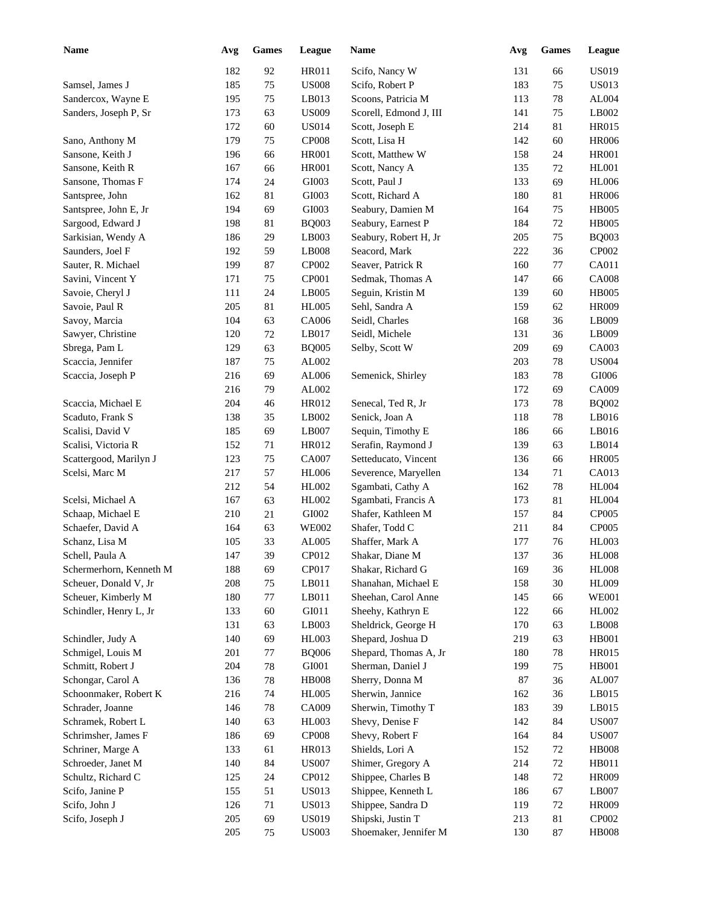| Name | Avg | Games | League | Name | Avg | Games | League |
|---|---|---|---|---|---|---|---|
| | 182 | 92 | HR011 | Scifo, Nancy W | 131 | 66 | US019 |
| Samsel, James J | 185 | 75 | US008 | Scifo, Robert P | 183 | 75 | US013 |
| Sandercox, Wayne E | 195 | 75 | LB013 | Scoons, Patricia M | 113 | 78 | AL004 |
| Sanders, Joseph P, Sr | 173 | 63 | US009 | Scorell, Edmond J, III | 141 | 75 | LB002 |
| | 172 | 60 | US014 | Scott, Joseph E | 214 | 81 | HR015 |
| Sano, Anthony M | 179 | 75 | CP008 | Scott, Lisa H | 142 | 60 | HR006 |
| Sansone, Keith J | 196 | 66 | HR001 | Scott, Matthew W | 158 | 24 | HR001 |
| Sansone, Keith R | 167 | 66 | HR001 | Scott, Nancy A | 135 | 72 | HL001 |
| Sansone, Thomas F | 174 | 24 | GI003 | Scott, Paul J | 133 | 69 | HL006 |
| Santspree, John | 162 | 81 | GI003 | Scott, Richard A | 180 | 81 | HR006 |
| Santspree, John E, Jr | 194 | 69 | GI003 | Seabury, Damien M | 164 | 75 | HB005 |
| Sargood, Edward J | 198 | 81 | BQ003 | Seabury, Earnest P | 184 | 72 | HB005 |
| Sarkisian, Wendy A | 186 | 29 | LB003 | Seabury, Robert H, Jr | 205 | 75 | BQ003 |
| Saunders, Joel F | 192 | 59 | LB008 | Seacord, Mark | 222 | 36 | CP002 |
| Sauter, R. Michael | 199 | 87 | CP002 | Seaver, Patrick R | 160 | 77 | CA011 |
| Savini, Vincent Y | 171 | 75 | CP001 | Sedmak, Thomas A | 147 | 66 | CA008 |
| Savoie, Cheryl J | 111 | 24 | LB005 | Seguin, Kristin M | 139 | 60 | HB005 |
| Savoie, Paul R | 205 | 81 | HL005 | Sehl, Sandra A | 159 | 62 | HR009 |
| Savoy, Marcia | 104 | 63 | CA006 | Seidl, Charles | 168 | 36 | LB009 |
| Sawyer, Christine | 120 | 72 | LB017 | Seidl, Michele | 131 | 36 | LB009 |
| Sbrega, Pam L | 129 | 63 | BQ005 | Selby, Scott W | 209 | 69 | CA003 |
| Scaccia, Jennifer | 187 | 75 | AL002 | | 203 | 78 | US004 |
| Scaccia, Joseph P | 216 | 69 | AL006 | Semenick, Shirley | 183 | 78 | GI006 |
| | 216 | 79 | AL002 | | 172 | 69 | CA009 |
| Scaccia, Michael E | 204 | 46 | HR012 | Senecal, Ted R, Jr | 173 | 78 | BQ002 |
| Scaduto, Frank S | 138 | 35 | LB002 | Senick, Joan A | 118 | 78 | LB016 |
| Scalisi, David V | 185 | 69 | LB007 | Sequin, Timothy E | 186 | 66 | LB016 |
| Scalisi, Victoria R | 152 | 71 | HR012 | Serafin, Raymond J | 139 | 63 | LB014 |
| Scattergood, Marilyn J | 123 | 75 | CA007 | Setteducato, Vincent | 136 | 66 | HR005 |
| Scelsi, Marc M | 217 | 57 | HL006 | Severence, Maryellen | 134 | 71 | CA013 |
| | 212 | 54 | HL002 | Sgambati, Cathy A | 162 | 78 | HL004 |
| Scelsi, Michael A | 167 | 63 | HL002 | Sgambati, Francis A | 173 | 81 | HL004 |
| Schaap, Michael E | 210 | 21 | GI002 | Shafer, Kathleen M | 157 | 84 | CP005 |
| Schaefer, David A | 164 | 63 | WE002 | Shafer, Todd C | 211 | 84 | CP005 |
| Schanz, Lisa M | 105 | 33 | AL005 | Shaffer, Mark A | 177 | 76 | HL003 |
| Schell, Paula A | 147 | 39 | CP012 | Shakar, Diane M | 137 | 36 | HL008 |
| Schermerhorn, Kenneth M | 188 | 69 | CP017 | Shakar, Richard G | 169 | 36 | HL008 |
| Scheuer, Donald V, Jr | 208 | 75 | LB011 | Shanahan, Michael E | 158 | 30 | HL009 |
| Scheuer, Kimberly M | 180 | 77 | LB011 | Sheehan, Carol Anne | 145 | 66 | WE001 |
| Schindler, Henry L, Jr | 133 | 60 | GI011 | Sheehy, Kathryn E | 122 | 66 | HL002 |
| | 131 | 63 | LB003 | Sheldrick, George H | 170 | 63 | LB008 |
| Schindler, Judy A | 140 | 69 | HL003 | Shepard, Joshua D | 219 | 63 | HB001 |
| Schmigel, Louis M | 201 | 77 | BQ006 | Shepard, Thomas A, Jr | 180 | 78 | HR015 |
| Schmitt, Robert J | 204 | 78 | GI001 | Sherman, Daniel J | 199 | 75 | HB001 |
| Schongar, Carol A | 136 | 78 | HB008 | Sherry, Donna M | 87 | 36 | AL007 |
| Schoonmaker, Robert K | 216 | 74 | HL005 | Sherwin, Jannice | 162 | 36 | LB015 |
| Schrader, Joanne | 146 | 78 | CA009 | Sherwin, Timothy T | 183 | 39 | LB015 |
| Schramek, Robert L | 140 | 63 | HL003 | Shevy, Denise F | 142 | 84 | US007 |
| Schrimsher, James F | 186 | 69 | CP008 | Shevy, Robert F | 164 | 84 | US007 |
| Schriner, Marge A | 133 | 61 | HR013 | Shields, Lori A | 152 | 72 | HB008 |
| Schroeder, Janet M | 140 | 84 | US007 | Shimer, Gregory A | 214 | 72 | HB011 |
| Schultz, Richard C | 125 | 24 | CP012 | Shippee, Charles B | 148 | 72 | HR009 |
| Scifo, Janine P | 155 | 51 | US013 | Shippee, Kenneth L | 186 | 67 | LB007 |
| Scifo, John J | 126 | 71 | US013 | Shippee, Sandra D | 119 | 72 | HR009 |
| Scifo, Joseph J | 205 | 69 | US019 | Shipski, Justin T | 213 | 81 | CP002 |
| | 205 | 75 | US003 | Shoemaker, Jennifer M | 130 | 87 | HB008 |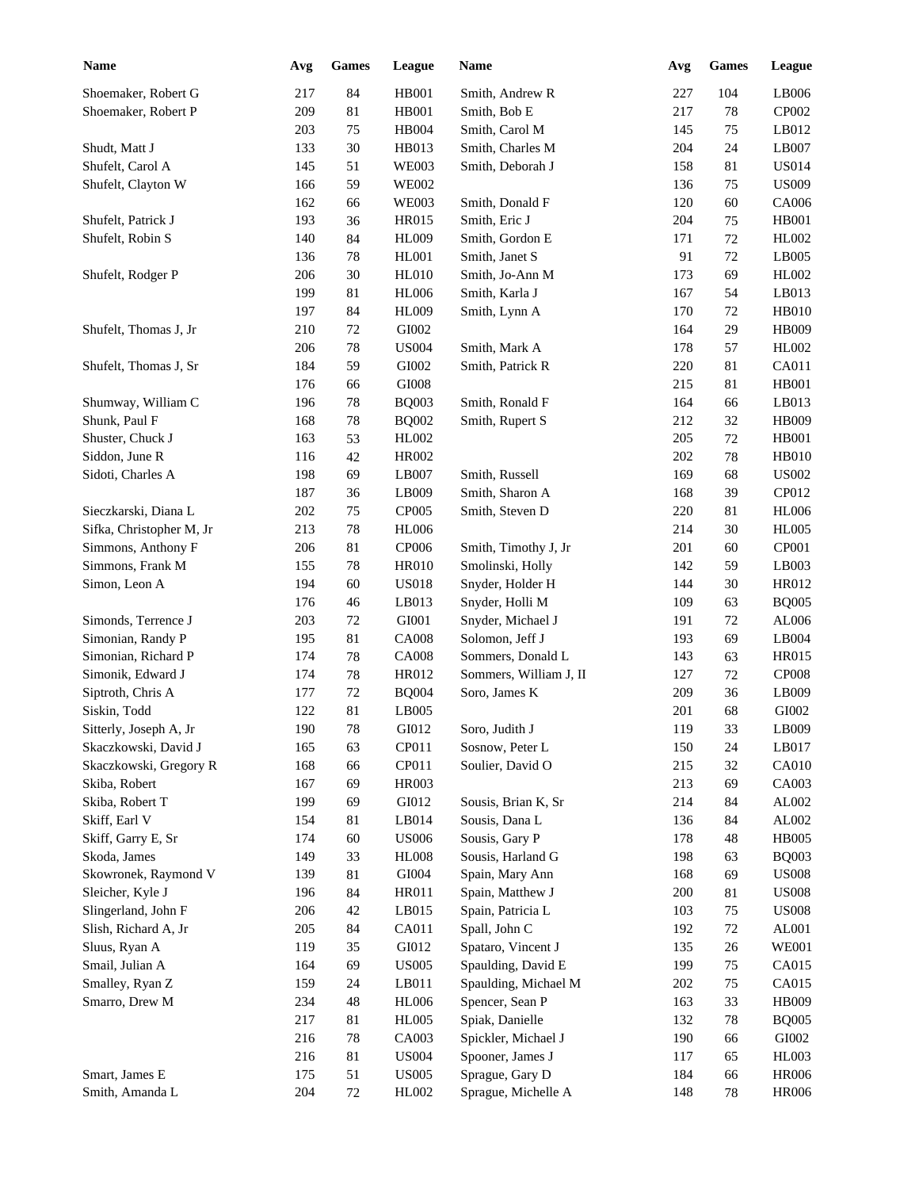| Name | Avg | Games | League |
|---|---|---|---|
| Shoemaker, Robert G | 217 | 84 | HB001 |
| Shoemaker, Robert P | 209 | 81 | HB001 |
| | 203 | 75 | HB004 |
| Shudt, Matt J | 133 | 30 | HB013 |
| Shufelt, Carol A | 145 | 51 | WE003 |
| Shufelt, Clayton W | 166 | 59 | WE002 |
| | 162 | 66 | WE003 |
| Shufelt, Patrick J | 193 | 36 | HR015 |
| Shufelt, Robin S | 140 | 84 | HL009 |
| | 136 | 78 | HL001 |
| Shufelt, Rodger P | 206 | 30 | HL010 |
| | 199 | 81 | HL006 |
| | 197 | 84 | HL009 |
| Shufelt, Thomas J, Jr | 210 | 72 | GI002 |
| | 206 | 78 | US004 |
| Shufelt, Thomas J, Sr | 184 | 59 | GI002 |
| | 176 | 66 | GI008 |
| Shumway, William C | 196 | 78 | BQ003 |
| Shunk, Paul F | 168 | 78 | BQ002 |
| Shuster, Chuck J | 163 | 53 | HL002 |
| Siddon, June R | 116 | 42 | HR002 |
| Sidoti, Charles A | 198 | 69 | LB007 |
| | 187 | 36 | LB009 |
| Sieczkarski, Diana L | 202 | 75 | CP005 |
| Sifka, Christopher M, Jr | 213 | 78 | HL006 |
| Simmons, Anthony F | 206 | 81 | CP006 |
| Simmons, Frank M | 155 | 78 | HR010 |
| Simon, Leon A | 194 | 60 | US018 |
| | 176 | 46 | LB013 |
| Simonds, Terrence J | 203 | 72 | GI001 |
| Simonian, Randy P | 195 | 81 | CA008 |
| Simonian, Richard P | 174 | 78 | CA008 |
| Simonik, Edward J | 174 | 78 | HR012 |
| Siptroth, Chris A | 177 | 72 | BQ004 |
| Siskin, Todd | 122 | 81 | LB005 |
| Sitterly, Joseph A, Jr | 190 | 78 | GI012 |
| Skaczkowski, David J | 165 | 63 | CP011 |
| Skaczkowski, Gregory R | 168 | 66 | CP011 |
| Skiba, Robert | 167 | 69 | HR003 |
| Skiba, Robert T | 199 | 69 | GI012 |
| Skiff, Earl V | 154 | 81 | LB014 |
| Skiff, Garry E, Sr | 174 | 60 | US006 |
| Skoda, James | 149 | 33 | HL008 |
| Skowronek, Raymond V | 139 | 81 | GI004 |
| Sleicher, Kyle J | 196 | 84 | HR011 |
| Slingerland, John F | 206 | 42 | LB015 |
| Slish, Richard A, Jr | 205 | 84 | CA011 |
| Sluus, Ryan A | 119 | 35 | GI012 |
| Smail, Julian A | 164 | 69 | US005 |
| Smalley, Ryan Z | 159 | 24 | LB011 |
| Smarro, Drew M | 234 | 48 | HL006 |
| | 217 | 81 | HL005 |
| | 216 | 78 | CA003 |
| | 216 | 81 | US004 |
| Smart, James E | 175 | 51 | US005 |
| Smith, Amanda L | 204 | 72 | HL002 |
| Smith, Andrew R | 227 | 104 | LB006 |
| Smith, Bob E | 217 | 78 | CP002 |
| Smith, Carol M | 145 | 75 | LB012 |
| Smith, Charles M | 204 | 24 | LB007 |
| Smith, Deborah J | 158 | 81 | US014 |
| | 136 | 75 | US009 |
| Smith, Donald F | 120 | 60 | CA006 |
| Smith, Eric J | 204 | 75 | HB001 |
| Smith, Gordon E | 171 | 72 | HL002 |
| Smith, Janet S | 91 | 72 | LB005 |
| Smith, Jo-Ann M | 173 | 69 | HL002 |
| Smith, Karla J | 167 | 54 | LB013 |
| Smith, Lynn A | 170 | 72 | HB010 |
| | 164 | 29 | HB009 |
| Smith, Mark A | 178 | 57 | HL002 |
| Smith, Patrick R | 220 | 81 | CA011 |
| | 215 | 81 | HB001 |
| Smith, Ronald F | 164 | 66 | LB013 |
| Smith, Rupert S | 212 | 32 | HB009 |
| | 205 | 72 | HB001 |
| | 202 | 78 | HB010 |
| Smith, Russell | 169 | 68 | US002 |
| Smith, Sharon A | 168 | 39 | CP012 |
| Smith, Steven D | 220 | 81 | HL006 |
| | 214 | 30 | HL005 |
| Smith, Timothy J, Jr | 201 | 60 | CP001 |
| Smolinski, Holly | 142 | 59 | LB003 |
| Snyder, Holder H | 144 | 30 | HR012 |
| Snyder, Holli M | 109 | 63 | BQ005 |
| Snyder, Michael J | 191 | 72 | AL006 |
| Solomon, Jeff J | 193 | 69 | LB004 |
| Sommers, Donald L | 143 | 63 | HR015 |
| Sommers, William J, II | 127 | 72 | CP008 |
| Soro, James K | 209 | 36 | LB009 |
| | 201 | 68 | GI002 |
| Soro, Judith J | 119 | 33 | LB009 |
| Sosnow, Peter L | 150 | 24 | LB017 |
| Soulier, David O | 215 | 32 | CA010 |
| | 213 | 69 | CA003 |
| Sousis, Brian K, Sr | 214 | 84 | AL002 |
| Sousis, Dana L | 136 | 84 | AL002 |
| Sousis, Gary P | 178 | 48 | HB005 |
| Sousis, Harland G | 198 | 63 | BQ003 |
| Spain, Mary Ann | 168 | 69 | US008 |
| Spain, Matthew J | 200 | 81 | US008 |
| Spain, Patricia L | 103 | 75 | US008 |
| Spall, John C | 192 | 72 | AL001 |
| Spataro, Vincent J | 135 | 26 | WE001 |
| Spaulding, David E | 199 | 75 | CA015 |
| Spaulding, Michael M | 202 | 75 | CA015 |
| Spencer, Sean P | 163 | 33 | HB009 |
| Spiak, Danielle | 132 | 78 | BQ005 |
| Spickler, Michael J | 190 | 66 | GI002 |
| Spooner, James J | 117 | 65 | HL003 |
| Sprague, Gary D | 184 | 66 | HR006 |
| Sprague, Michelle A | 148 | 78 | HR006 |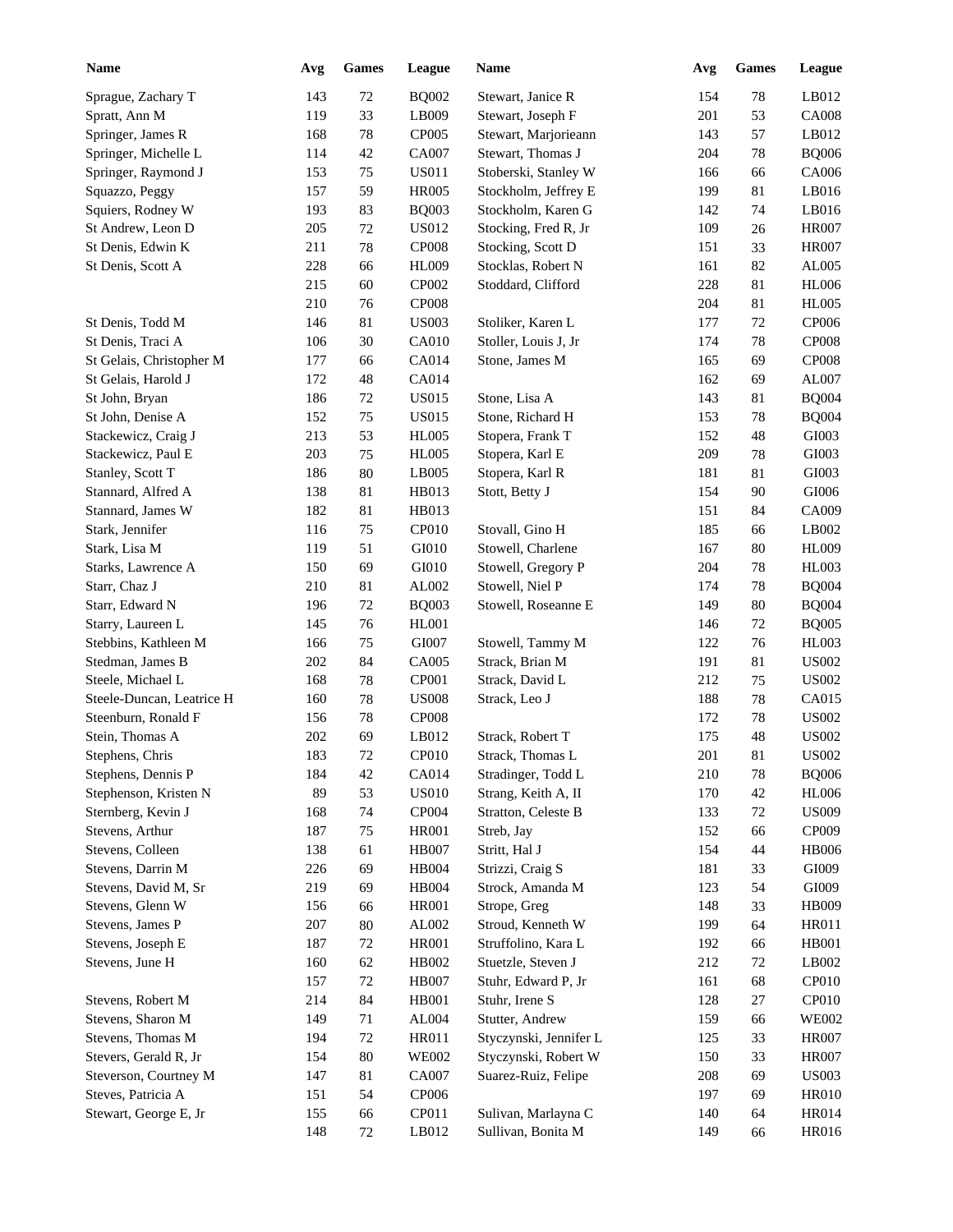| Name | Avg | Games | League | Name | Avg | Games | League |
|---|---|---|---|---|---|---|---|
| Sprague, Zachary T | 143 | 72 | BQ002 | Stewart, Janice R | 154 | 78 | LB012 |
| Spratt, Ann M | 119 | 33 | LB009 | Stewart, Joseph F | 201 | 53 | CA008 |
| Springer, James R | 168 | 78 | CP005 | Stewart, Marjorieann | 143 | 57 | LB012 |
| Springer, Michelle L | 114 | 42 | CA007 | Stewart, Thomas J | 204 | 78 | BQ006 |
| Springer, Raymond J | 153 | 75 | US011 | Stoberski, Stanley W | 166 | 66 | CA006 |
| Squazzo, Peggy | 157 | 59 | HR005 | Stockholm, Jeffrey E | 199 | 81 | LB016 |
| Squiers, Rodney W | 193 | 83 | BQ003 | Stockholm, Karen G | 142 | 74 | LB016 |
| St Andrew, Leon D | 205 | 72 | US012 | Stocking, Fred R, Jr | 109 | 26 | HR007 |
| St Denis, Edwin K | 211 | 78 | CP008 | Stocking, Scott D | 151 | 33 | HR007 |
| St Denis, Scott A | 228 | 66 | HL009 | Stocklas, Robert N | 161 | 82 | AL005 |
| | 215 | 60 | CP002 | Stoddard, Clifford | 228 | 81 | HL006 |
| | 210 | 76 | CP008 | | 204 | 81 | HL005 |
| St Denis, Todd M | 146 | 81 | US003 | Stoliker, Karen L | 177 | 72 | CP006 |
| St Denis, Traci A | 106 | 30 | CA010 | Stoller, Louis J, Jr | 174 | 78 | CP008 |
| St Gelais, Christopher M | 177 | 66 | CA014 | Stone, James M | 165 | 69 | CP008 |
| St Gelais, Harold J | 172 | 48 | CA014 | | 162 | 69 | AL007 |
| St John, Bryan | 186 | 72 | US015 | Stone, Lisa A | 143 | 81 | BQ004 |
| St John, Denise A | 152 | 75 | US015 | Stone, Richard H | 153 | 78 | BQ004 |
| Stackewicz, Craig J | 213 | 53 | HL005 | Stopera, Frank T | 152 | 48 | GI003 |
| Stackewicz, Paul E | 203 | 75 | HL005 | Stopera, Karl E | 209 | 78 | GI003 |
| Stanley, Scott T | 186 | 80 | LB005 | Stopera, Karl R | 181 | 81 | GI003 |
| Stannard, Alfred A | 138 | 81 | HB013 | Stott, Betty J | 154 | 90 | GI006 |
| Stannard, James W | 182 | 81 | HB013 | | 151 | 84 | CA009 |
| Stark, Jennifer | 116 | 75 | CP010 | Stovall, Gino H | 185 | 66 | LB002 |
| Stark, Lisa M | 119 | 51 | GI010 | Stowell, Charlene | 167 | 80 | HL009 |
| Starks, Lawrence A | 150 | 69 | GI010 | Stowell, Gregory P | 204 | 78 | HL003 |
| Starr, Chaz J | 210 | 81 | AL002 | Stowell, Niel P | 174 | 78 | BQ004 |
| Starr, Edward N | 196 | 72 | BQ003 | Stowell, Roseanne E | 149 | 80 | BQ004 |
| Starry, Laureen L | 145 | 76 | HL001 | | 146 | 72 | BQ005 |
| Stebbins, Kathleen M | 166 | 75 | GI007 | Stowell, Tammy M | 122 | 76 | HL003 |
| Stedman, James B | 202 | 84 | CA005 | Strack, Brian M | 191 | 81 | US002 |
| Steele, Michael L | 168 | 78 | CP001 | Strack, David L | 212 | 75 | US002 |
| Steele-Duncan, Leatrice H | 160 | 78 | US008 | Strack, Leo J | 188 | 78 | CA015 |
| Steenburn, Ronald F | 156 | 78 | CP008 | | 172 | 78 | US002 |
| Stein, Thomas A | 202 | 69 | LB012 | Strack, Robert T | 175 | 48 | US002 |
| Stephens, Chris | 183 | 72 | CP010 | Strack, Thomas L | 201 | 81 | US002 |
| Stephens, Dennis P | 184 | 42 | CA014 | Stradinger, Todd L | 210 | 78 | BQ006 |
| Stephenson, Kristen N | 89 | 53 | US010 | Strang, Keith A, II | 170 | 42 | HL006 |
| Sternberg, Kevin J | 168 | 74 | CP004 | Stratton, Celeste B | 133 | 72 | US009 |
| Stevens, Arthur | 187 | 75 | HR001 | Streb, Jay | 152 | 66 | CP009 |
| Stevens, Colleen | 138 | 61 | HB007 | Stritt, Hal J | 154 | 44 | HB006 |
| Stevens, Darrin M | 226 | 69 | HB004 | Strizzi, Craig S | 181 | 33 | GI009 |
| Stevens, David M, Sr | 219 | 69 | HB004 | Strock, Amanda M | 123 | 54 | GI009 |
| Stevens, Glenn W | 156 | 66 | HR001 | Strope, Greg | 148 | 33 | HB009 |
| Stevens, James P | 207 | 80 | AL002 | Stroud, Kenneth W | 199 | 64 | HR011 |
| Stevens, Joseph E | 187 | 72 | HR001 | Struffolino, Kara L | 192 | 66 | HB001 |
| Stevens, June H | 160 | 62 | HB002 | Stuetzle, Steven J | 212 | 72 | LB002 |
| | 157 | 72 | HB007 | Stuhr, Edward P, Jr | 161 | 68 | CP010 |
| Stevens, Robert M | 214 | 84 | HB001 | Stuhr, Irene S | 128 | 27 | CP010 |
| Stevens, Sharon M | 149 | 71 | AL004 | Stutter, Andrew | 159 | 66 | WE002 |
| Stevens, Thomas M | 194 | 72 | HR011 | Styczynski, Jennifer L | 125 | 33 | HR007 |
| Stevers, Gerald R, Jr | 154 | 80 | WE002 | Styczynski, Robert W | 150 | 33 | HR007 |
| Steverson, Courtney M | 147 | 81 | CA007 | Suarez-Ruiz, Felipe | 208 | 69 | US003 |
| Steves, Patricia A | 151 | 54 | CP006 | | 197 | 69 | HR010 |
| Stewart, George E, Jr | 155 | 66 | CP011 | Sulivan, Marlayna C | 140 | 64 | HR014 |
| | 148 | 72 | LB012 | Sullivan, Bonita M | 149 | 66 | HR016 |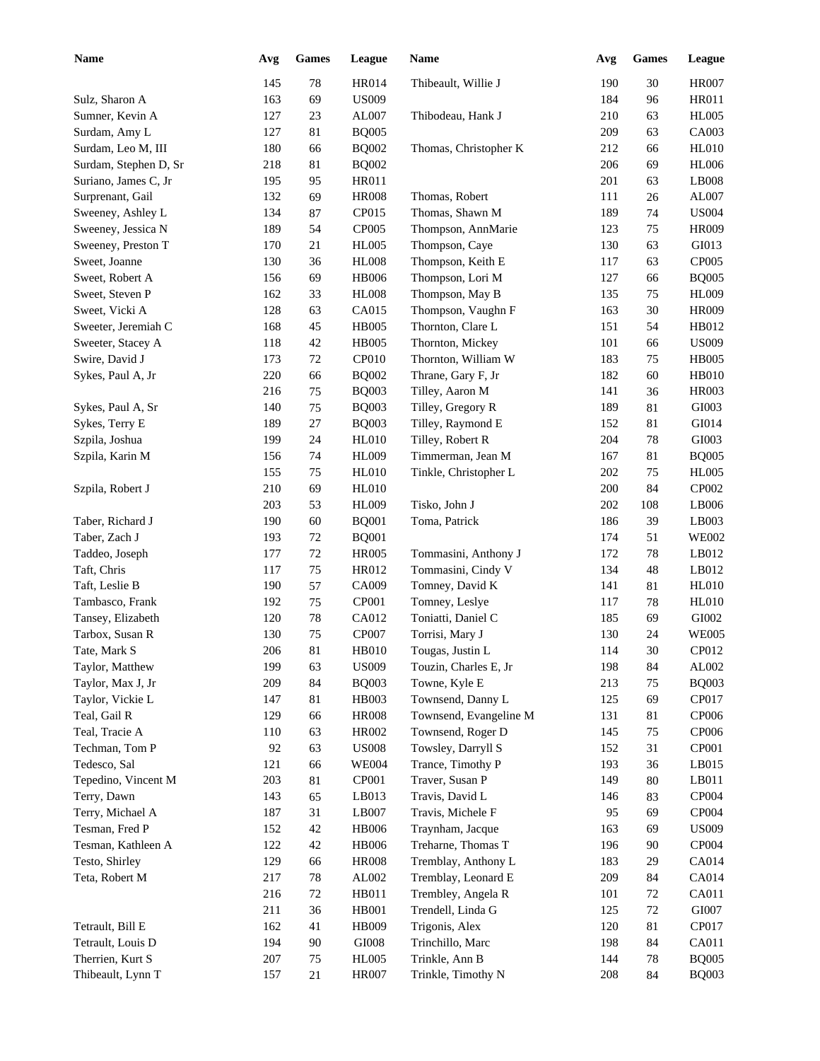| Name | Avg | Games | League | Name | Avg | Games | League |
|---|---|---|---|---|---|---|---|
| | 145 | 78 | HR014 | Thibeault, Willie J | 190 | 30 | HR007 |
| Sulz, Sharon A | 163 | 69 | US009 | | 184 | 96 | HR011 |
| Sumner, Kevin A | 127 | 23 | AL007 | Thibodeau, Hank J | 210 | 63 | HL005 |
| Surdam, Amy L | 127 | 81 | BQ005 | | 209 | 63 | CA003 |
| Surdam, Leo M, III | 180 | 66 | BQ002 | Thomas, Christopher K | 212 | 66 | HL010 |
| Surdam, Stephen D, Sr | 218 | 81 | BQ002 | | 206 | 69 | HL006 |
| Suriano, James C, Jr | 195 | 95 | HR011 | | 201 | 63 | LB008 |
| Surprenant, Gail | 132 | 69 | HR008 | Thomas, Robert | 111 | 26 | AL007 |
| Sweeney, Ashley L | 134 | 87 | CP015 | Thomas, Shawn M | 189 | 74 | US004 |
| Sweeney, Jessica N | 189 | 54 | CP005 | Thompson, AnnMarie | 123 | 75 | HR009 |
| Sweeney, Preston T | 170 | 21 | HL005 | Thompson, Caye | 130 | 63 | GI013 |
| Sweet, Joanne | 130 | 36 | HL008 | Thompson, Keith E | 117 | 63 | CP005 |
| Sweet, Robert A | 156 | 69 | HB006 | Thompson, Lori M | 127 | 66 | BQ005 |
| Sweet, Steven P | 162 | 33 | HL008 | Thompson, May B | 135 | 75 | HL009 |
| Sweet, Vicki A | 128 | 63 | CA015 | Thompson, Vaughn F | 163 | 30 | HR009 |
| Sweeter, Jeremiah C | 168 | 45 | HB005 | Thornton, Clare L | 151 | 54 | HB012 |
| Sweeter, Stacey A | 118 | 42 | HB005 | Thornton, Mickey | 101 | 66 | US009 |
| Swire, David J | 173 | 72 | CP010 | Thornton, William W | 183 | 75 | HB005 |
| Sykes, Paul A, Jr | 220 | 66 | BQ002 | Thrane, Gary F, Jr | 182 | 60 | HB010 |
| | 216 | 75 | BQ003 | Tilley, Aaron M | 141 | 36 | HR003 |
| Sykes, Paul A, Sr | 140 | 75 | BQ003 | Tilley, Gregory R | 189 | 81 | GI003 |
| Sykes, Terry E | 189 | 27 | BQ003 | Tilley, Raymond E | 152 | 81 | GI014 |
| Szpila, Joshua | 199 | 24 | HL010 | Tilley, Robert R | 204 | 78 | GI003 |
| Szpila, Karin M | 156 | 74 | HL009 | Timmerman, Jean M | 167 | 81 | BQ005 |
| | 155 | 75 | HL010 | Tinkle, Christopher L | 202 | 75 | HL005 |
| Szpila, Robert J | 210 | 69 | HL010 | | 200 | 84 | CP002 |
| | 203 | 53 | HL009 | Tisko, John J | 202 | 108 | LB006 |
| Taber, Richard J | 190 | 60 | BQ001 | Toma, Patrick | 186 | 39 | LB003 |
| Taber, Zach J | 193 | 72 | BQ001 | | 174 | 51 | WE002 |
| Taddeo, Joseph | 177 | 72 | HR005 | Tommasini, Anthony J | 172 | 78 | LB012 |
| Taft, Chris | 117 | 75 | HR012 | Tommasini, Cindy V | 134 | 48 | LB012 |
| Taft, Leslie B | 190 | 57 | CA009 | Tomney, David K | 141 | 81 | HL010 |
| Tambasco, Frank | 192 | 75 | CP001 | Tomney, Leslye | 117 | 78 | HL010 |
| Tansey, Elizabeth | 120 | 78 | CA012 | Toniatti, Daniel C | 185 | 69 | GI002 |
| Tarbox, Susan R | 130 | 75 | CP007 | Torrisi, Mary J | 130 | 24 | WE005 |
| Tate, Mark S | 206 | 81 | HB010 | Tougas, Justin L | 114 | 30 | CP012 |
| Taylor, Matthew | 199 | 63 | US009 | Touzin, Charles E, Jr | 198 | 84 | AL002 |
| Taylor, Max J, Jr | 209 | 84 | BQ003 | Towne, Kyle E | 213 | 75 | BQ003 |
| Taylor, Vickie L | 147 | 81 | HB003 | Townsend, Danny L | 125 | 69 | CP017 |
| Teal, Gail R | 129 | 66 | HR008 | Townsend, Evangeline M | 131 | 81 | CP006 |
| Teal, Tracie A | 110 | 63 | HR002 | Townsend, Roger D | 145 | 75 | CP006 |
| Techman, Tom P | 92 | 63 | US008 | Towsley, Darryll S | 152 | 31 | CP001 |
| Tedesco, Sal | 121 | 66 | WE004 | Trance, Timothy P | 193 | 36 | LB015 |
| Tepedino, Vincent M | 203 | 81 | CP001 | Traver, Susan P | 149 | 80 | LB011 |
| Terry, Dawn | 143 | 65 | LB013 | Travis, David L | 146 | 83 | CP004 |
| Terry, Michael A | 187 | 31 | LB007 | Travis, Michele F | 95 | 69 | CP004 |
| Tesman, Fred P | 152 | 42 | HB006 | Traynham, Jacque | 163 | 69 | US009 |
| Tesman, Kathleen A | 122 | 42 | HB006 | Treharne, Thomas T | 196 | 90 | CP004 |
| Testo, Shirley | 129 | 66 | HR008 | Tremblay, Anthony L | 183 | 29 | CA014 |
| Teta, Robert M | 217 | 78 | AL002 | Tremblay, Leonard E | 209 | 84 | CA014 |
| | 216 | 72 | HB011 | Trembley, Angela R | 101 | 72 | CA011 |
| | 211 | 36 | HB001 | Trendell, Linda G | 125 | 72 | GI007 |
| Tetrault, Bill E | 162 | 41 | HB009 | Trigonis, Alex | 120 | 81 | CP017 |
| Tetrault, Louis D | 194 | 90 | GI008 | Trinchillo, Marc | 198 | 84 | CA011 |
| Therrien, Kurt S | 207 | 75 | HL005 | Trinkle, Ann B | 144 | 78 | BQ005 |
| Thibeault, Lynn T | 157 | 21 | HR007 | Trinkle, Timothy N | 208 | 84 | BQ003 |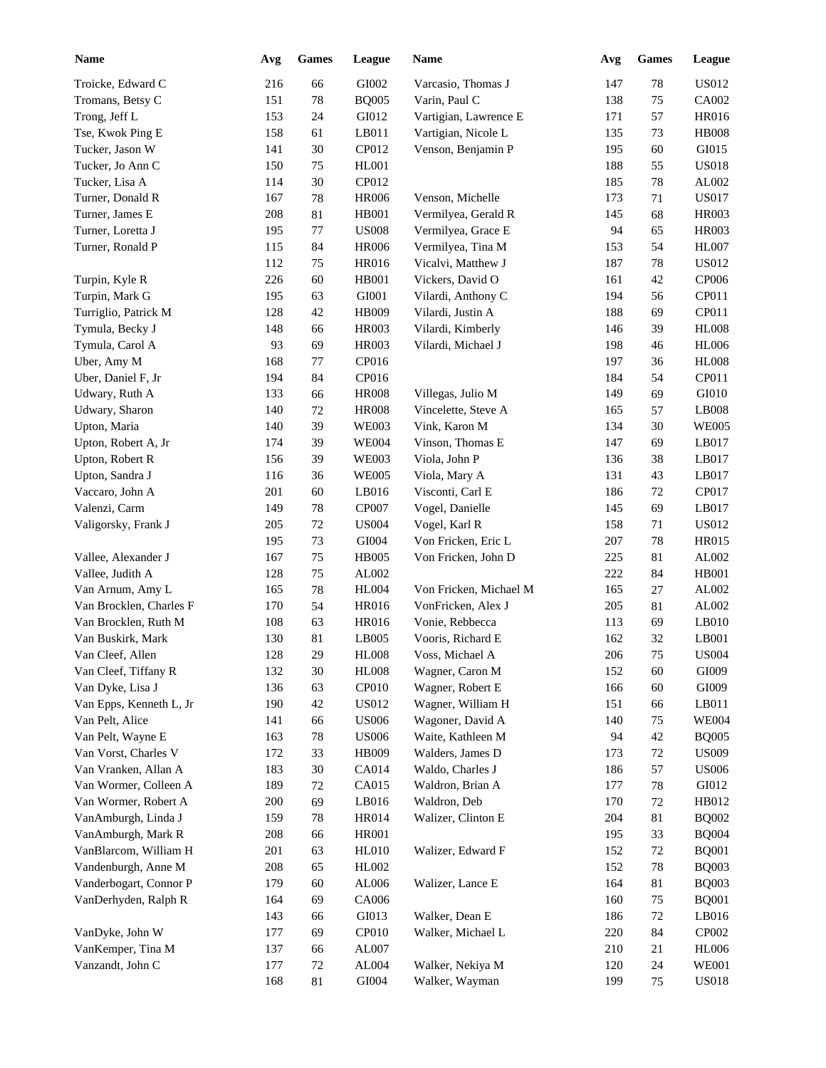| Name | Avg | Games | League | Name | Avg | Games | League |
|---|---|---|---|---|---|---|---|
| Troicke, Edward C | 216 | 66 | GI002 | Varcasio, Thomas J | 147 | 78 | US012 |
| Tromans, Betsy C | 151 | 78 | BQ005 | Varin, Paul C | 138 | 75 | CA002 |
| Trong, Jeff L | 153 | 24 | GI012 | Vartigian, Lawrence E | 171 | 57 | HR016 |
| Tse, Kwok Ping E | 158 | 61 | LB011 | Vartigian, Nicole L | 135 | 73 | HB008 |
| Tucker, Jason W | 141 | 30 | CP012 | Venson, Benjamin P | 195 | 60 | GI015 |
| Tucker, Jo Ann C | 150 | 75 | HL001 | | 188 | 55 | US018 |
| Tucker, Lisa A | 114 | 30 | CP012 | | 185 | 78 | AL002 |
| Turner, Donald R | 167 | 78 | HR006 | Venson, Michelle | 173 | 71 | US017 |
| Turner, James E | 208 | 81 | HB001 | Vermilyea, Gerald R | 145 | 68 | HR003 |
| Turner, Loretta J | 195 | 77 | US008 | Vermilyea, Grace E | 94 | 65 | HR003 |
| Turner, Ronald P | 115 | 84 | HR006 | Vermilyea, Tina M | 153 | 54 | HL007 |
| | 112 | 75 | HR016 | Vicalvi, Matthew J | 187 | 78 | US012 |
| Turpin, Kyle R | 226 | 60 | HB001 | Vickers, David O | 161 | 42 | CP006 |
| Turpin, Mark G | 195 | 63 | GI001 | Vilardi, Anthony C | 194 | 56 | CP011 |
| Turriglio, Patrick M | 128 | 42 | HB009 | Vilardi, Justin A | 188 | 69 | CP011 |
| Tymula, Becky J | 148 | 66 | HR003 | Vilardi, Kimberly | 146 | 39 | HL008 |
| Tymula, Carol A | 93 | 69 | HR003 | Vilardi, Michael J | 198 | 46 | HL006 |
| Uber, Amy M | 168 | 77 | CP016 | | 197 | 36 | HL008 |
| Uber, Daniel F, Jr | 194 | 84 | CP016 | | 184 | 54 | CP011 |
| Udwary, Ruth A | 133 | 66 | HR008 | Villegas, Julio M | 149 | 69 | GI010 |
| Udwary, Sharon | 140 | 72 | HR008 | Vincelette, Steve A | 165 | 57 | LB008 |
| Upton, Maria | 140 | 39 | WE003 | Vink, Karon M | 134 | 30 | WE005 |
| Upton, Robert A, Jr | 174 | 39 | WE004 | Vinson, Thomas E | 147 | 69 | LB017 |
| Upton, Robert R | 156 | 39 | WE003 | Viola, John P | 136 | 38 | LB017 |
| Upton, Sandra J | 116 | 36 | WE005 | Viola, Mary A | 131 | 43 | LB017 |
| Vaccaro, John A | 201 | 60 | LB016 | Visconti, Carl E | 186 | 72 | CP017 |
| Valenzi, Carm | 149 | 78 | CP007 | Vogel, Danielle | 145 | 69 | LB017 |
| Valigorsky, Frank J | 205 | 72 | US004 | Vogel, Karl R | 158 | 71 | US012 |
| | 195 | 73 | GI004 | Von Fricken, Eric L | 207 | 78 | HR015 |
| Vallee, Alexander J | 167 | 75 | HB005 | Von Fricken, John D | 225 | 81 | AL002 |
| Vallee, Judith A | 128 | 75 | AL002 | | 222 | 84 | HB001 |
| Van Arnum, Amy L | 165 | 78 | HL004 | Von Fricken, Michael M | 165 | 27 | AL002 |
| Van Brocklen, Charles F | 170 | 54 | HR016 | VonFricken, Alex J | 205 | 81 | AL002 |
| Van Brocklen, Ruth M | 108 | 63 | HR016 | Vonie, Rebbecca | 113 | 69 | LB010 |
| Van Buskirk, Mark | 130 | 81 | LB005 | Vooris, Richard E | 162 | 32 | LB001 |
| Van Cleef, Allen | 128 | 29 | HL008 | Voss, Michael A | 206 | 75 | US004 |
| Van Cleef, Tiffany R | 132 | 30 | HL008 | Wagner, Caron M | 152 | 60 | GI009 |
| Van Dyke, Lisa J | 136 | 63 | CP010 | Wagner, Robert E | 166 | 60 | GI009 |
| Van Epps, Kenneth L, Jr | 190 | 42 | US012 | Wagner, William H | 151 | 66 | LB011 |
| Van Pelt, Alice | 141 | 66 | US006 | Wagoner, David A | 140 | 75 | WE004 |
| Van Pelt, Wayne E | 163 | 78 | US006 | Waite, Kathleen M | 94 | 42 | BQ005 |
| Van Vorst, Charles V | 172 | 33 | HB009 | Walders, James D | 173 | 72 | US009 |
| Van Vranken, Allan A | 183 | 30 | CA014 | Waldo, Charles J | 186 | 57 | US006 |
| Van Wormer, Colleen A | 189 | 72 | CA015 | Waldron, Brian A | 177 | 78 | GI012 |
| Van Wormer, Robert A | 200 | 69 | LB016 | Waldron, Deb | 170 | 72 | HB012 |
| VanAmburgh, Linda J | 159 | 78 | HR014 | Walizer, Clinton E | 204 | 81 | BQ002 |
| VanAmburgh, Mark R | 208 | 66 | HR001 | | 195 | 33 | BQ004 |
| VanBlarcom, William H | 201 | 63 | HL010 | Walizer, Edward F | 152 | 72 | BQ001 |
| Vandenburgh, Anne M | 208 | 65 | HL002 | | 152 | 78 | BQ003 |
| Vanderbogart, Connor P | 179 | 60 | AL006 | Walizer, Lance E | 164 | 81 | BQ003 |
| VanDerhyden, Ralph R | 164 | 69 | CA006 | | 160 | 75 | BQ001 |
| | 143 | 66 | GI013 | Walker, Dean E | 186 | 72 | LB016 |
| VanDyke, John W | 177 | 69 | CP010 | Walker, Michael L | 220 | 84 | CP002 |
| VanKemper, Tina M | 137 | 66 | AL007 | | 210 | 21 | HL006 |
| Vanzandt, John C | 177 | 72 | AL004 | Walker, Nekiya M | 120 | 24 | WE001 |
| | 168 | 81 | GI004 | Walker, Wayman | 199 | 75 | US018 |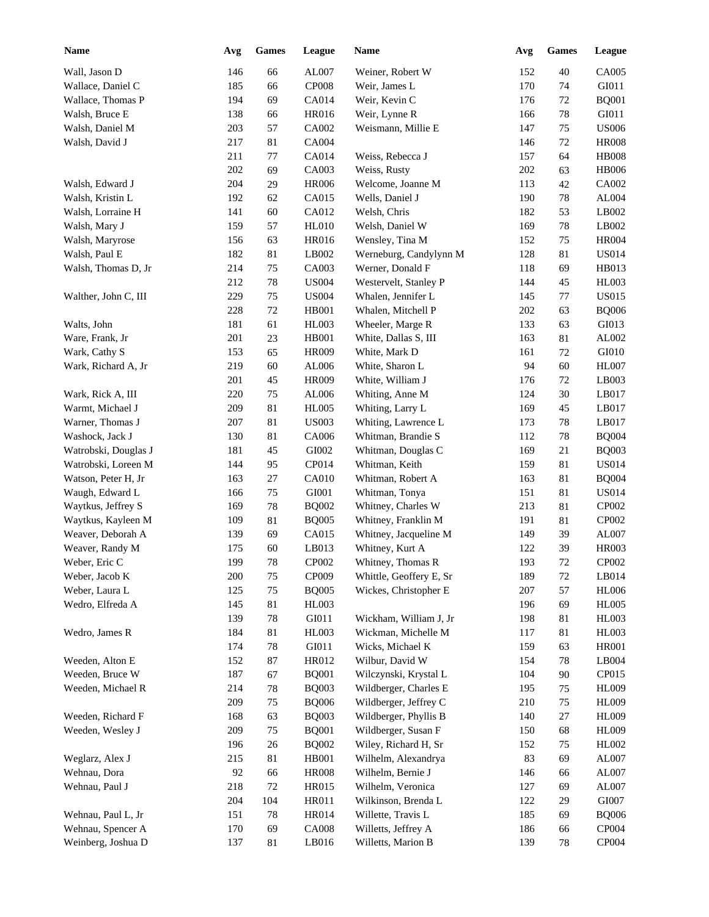| Name | Avg | Games | League | Name | Avg | Games | League |
|---|---|---|---|---|---|---|---|
| Wall, Jason D | 146 | 66 | AL007 | Weiner, Robert W | 152 | 40 | CA005 |
| Wallace, Daniel C | 185 | 66 | CP008 | Weir, James L | 170 | 74 | GI011 |
| Wallace, Thomas P | 194 | 69 | CA014 | Weir, Kevin C | 176 | 72 | BQ001 |
| Walsh, Bruce E | 138 | 66 | HR016 | Weir, Lynne R | 166 | 78 | GI011 |
| Walsh, Daniel M | 203 | 57 | CA002 | Weismann, Millie E | 147 | 75 | US006 |
| Walsh, David J | 217 | 81 | CA004 | | 146 | 72 | HR008 |
| | 211 | 77 | CA014 | Weiss, Rebecca J | 157 | 64 | HB008 |
| | 202 | 69 | CA003 | Weiss, Rusty | 202 | 63 | HB006 |
| Walsh, Edward J | 204 | 29 | HR006 | Welcome, Joanne M | 113 | 42 | CA002 |
| Walsh, Kristin L | 192 | 62 | CA015 | Wells, Daniel J | 190 | 78 | AL004 |
| Walsh, Lorraine H | 141 | 60 | CA012 | Welsh, Chris | 182 | 53 | LB002 |
| Walsh, Mary J | 159 | 57 | HL010 | Welsh, Daniel W | 169 | 78 | LB002 |
| Walsh, Maryrose | 156 | 63 | HR016 | Wensley, Tina M | 152 | 75 | HR004 |
| Walsh, Paul E | 182 | 81 | LB002 | Werneburg, Candylynn M | 128 | 81 | US014 |
| Walsh, Thomas D, Jr | 214 | 75 | CA003 | Werner, Donald F | 118 | 69 | HB013 |
| | 212 | 78 | US004 | Westervelt, Stanley P | 144 | 45 | HL003 |
| Walther, John C, III | 229 | 75 | US004 | Whalen, Jennifer L | 145 | 77 | US015 |
| | 228 | 72 | HB001 | Whalen, Mitchell P | 202 | 63 | BQ006 |
| Walts, John | 181 | 61 | HL003 | Wheeler, Marge R | 133 | 63 | GI013 |
| Ware, Frank, Jr | 201 | 23 | HB001 | White, Dallas S, III | 163 | 81 | AL002 |
| Wark, Cathy S | 153 | 65 | HR009 | White, Mark D | 161 | 72 | GI010 |
| Wark, Richard A, Jr | 219 | 60 | AL006 | White, Sharon L | 94 | 60 | HL007 |
| | 201 | 45 | HR009 | White, William J | 176 | 72 | LB003 |
| Wark, Rick A, III | 220 | 75 | AL006 | Whiting, Anne M | 124 | 30 | LB017 |
| Warmt, Michael J | 209 | 81 | HL005 | Whiting, Larry L | 169 | 45 | LB017 |
| Warner, Thomas J | 207 | 81 | US003 | Whiting, Lawrence L | 173 | 78 | LB017 |
| Washock, Jack J | 130 | 81 | CA006 | Whitman, Brandie S | 112 | 78 | BQ004 |
| Watrobski, Douglas J | 181 | 45 | GI002 | Whitman, Douglas C | 169 | 21 | BQ003 |
| Watrobski, Loreen M | 144 | 95 | CP014 | Whitman, Keith | 159 | 81 | US014 |
| Watson, Peter H, Jr | 163 | 27 | CA010 | Whitman, Robert A | 163 | 81 | BQ004 |
| Waugh, Edward L | 166 | 75 | GI001 | Whitman, Tonya | 151 | 81 | US014 |
| Waytkus, Jeffrey S | 169 | 78 | BQ002 | Whitney, Charles W | 213 | 81 | CP002 |
| Waytkus, Kayleen M | 109 | 81 | BQ005 | Whitney, Franklin M | 191 | 81 | CP002 |
| Weaver, Deborah A | 139 | 69 | CA015 | Whitney, Jacqueline M | 149 | 39 | AL007 |
| Weaver, Randy M | 175 | 60 | LB013 | Whitney, Kurt A | 122 | 39 | HR003 |
| Weber, Eric C | 199 | 78 | CP002 | Whitney, Thomas R | 193 | 72 | CP002 |
| Weber, Jacob K | 200 | 75 | CP009 | Whittle, Geoffrey E, Sr | 189 | 72 | LB014 |
| Weber, Laura L | 125 | 75 | BQ005 | Wickes, Christopher E | 207 | 57 | HL006 |
| Wedro, Elfreda A | 145 | 81 | HL003 | | 196 | 69 | HL005 |
| | 139 | 78 | GI011 | Wickham, William J, Jr | 198 | 81 | HL003 |
| Wedro, James R | 184 | 81 | HL003 | Wickman, Michelle M | 117 | 81 | HL003 |
| | 174 | 78 | GI011 | Wicks, Michael K | 159 | 63 | HR001 |
| Weeden, Alton E | 152 | 87 | HR012 | Wilbur, David W | 154 | 78 | LB004 |
| Weeden, Bruce W | 187 | 67 | BQ001 | Wilczynski, Krystal L | 104 | 90 | CP015 |
| Weeden, Michael R | 214 | 78 | BQ003 | Wildberger, Charles E | 195 | 75 | HL009 |
| | 209 | 75 | BQ006 | Wildberger, Jeffrey C | 210 | 75 | HL009 |
| Weeden, Richard F | 168 | 63 | BQ003 | Wildberger, Phyllis B | 140 | 27 | HL009 |
| Weeden, Wesley J | 209 | 75 | BQ001 | Wildberger, Susan F | 150 | 68 | HL009 |
| | 196 | 26 | BQ002 | Wiley, Richard H, Sr | 152 | 75 | HL002 |
| Weglarz, Alex J | 215 | 81 | HB001 | Wilhelm, Alexandrya | 83 | 69 | AL007 |
| Wehnau, Dora | 92 | 66 | HR008 | Wilhelm, Bernie J | 146 | 66 | AL007 |
| Wehnau, Paul J | 218 | 72 | HR015 | Wilhelm, Veronica | 127 | 69 | AL007 |
| | 204 | 104 | HR011 | Wilkinson, Brenda L | 122 | 29 | GI007 |
| Wehnau, Paul L, Jr | 151 | 78 | HR014 | Willette, Travis L | 185 | 69 | BQ006 |
| Wehnau, Spencer A | 170 | 69 | CA008 | Willetts, Jeffrey A | 186 | 66 | CP004 |
| Weinberg, Joshua D | 137 | 81 | LB016 | Willetts, Marion B | 139 | 78 | CP004 |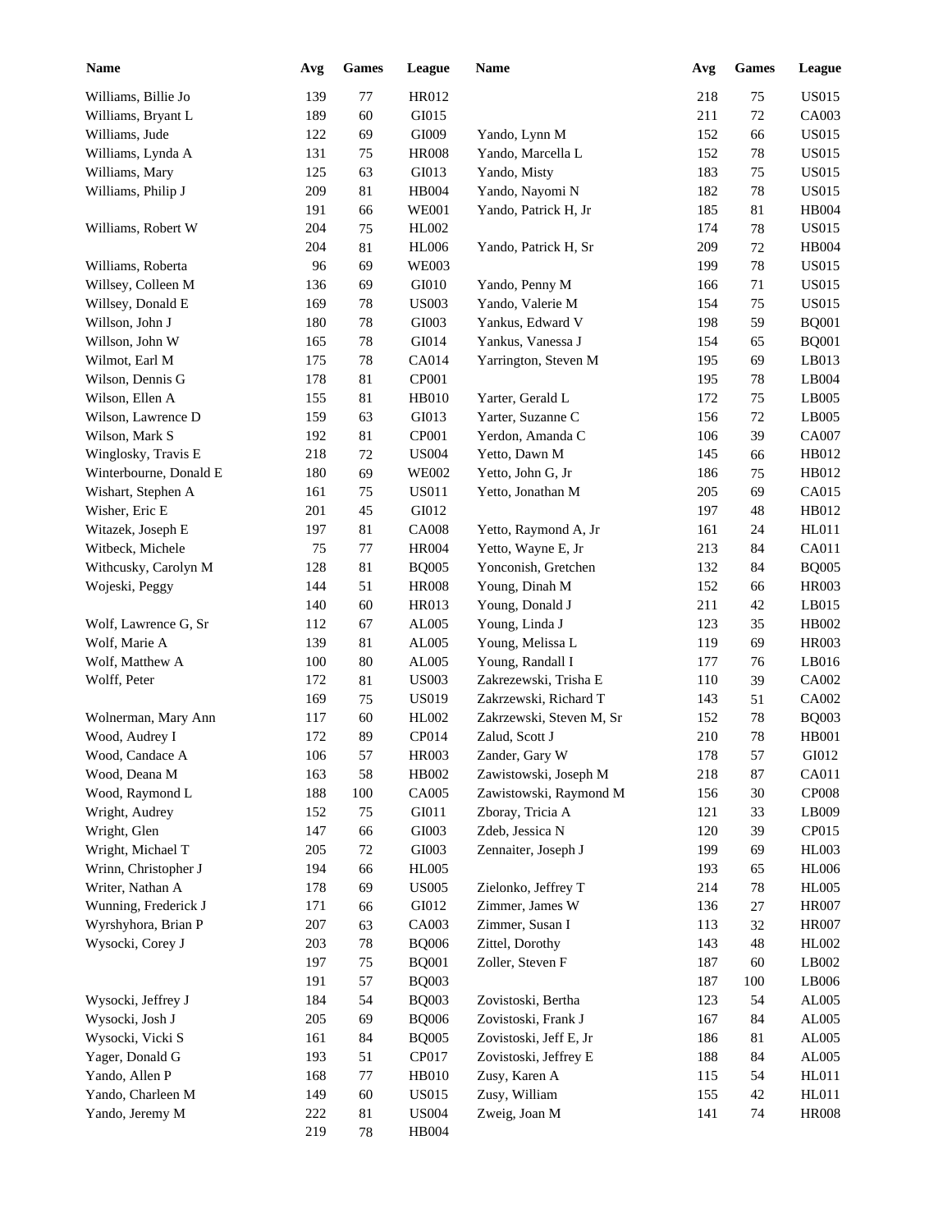| Name | Avg | Games | League | Name | Avg | Games | League |
|---|---|---|---|---|---|---|---|
| Williams, Billie Jo | 139 | 77 | HR012 | | 218 | 75 | US015 |
| Williams, Bryant L | 189 | 60 | GI015 | | 211 | 72 | CA003 |
| Williams, Jude | 122 | 69 | GI009 | Yando, Lynn M | 152 | 66 | US015 |
| Williams, Lynda A | 131 | 75 | HR008 | Yando, Marcella L | 152 | 78 | US015 |
| Williams, Mary | 125 | 63 | GI013 | Yando, Misty | 183 | 75 | US015 |
| Williams, Philip J | 209 | 81 | HB004 | Yando, Nayomi N | 182 | 78 | US015 |
| | 191 | 66 | WE001 | Yando, Patrick H, Jr | 185 | 81 | HB004 |
| Williams, Robert W | 204 | 75 | HL002 | | 174 | 78 | US015 |
| | 204 | 81 | HL006 | Yando, Patrick H, Sr | 209 | 72 | HB004 |
| Williams, Roberta | 96 | 69 | WE003 | | 199 | 78 | US015 |
| Willsey, Colleen M | 136 | 69 | GI010 | Yando, Penny M | 166 | 71 | US015 |
| Willsey, Donald E | 169 | 78 | US003 | Yando, Valerie M | 154 | 75 | US015 |
| Willson, John J | 180 | 78 | GI003 | Yankus, Edward V | 198 | 59 | BQ001 |
| Willson, John W | 165 | 78 | GI014 | Yankus, Vanessa J | 154 | 65 | BQ001 |
| Wilmot, Earl M | 175 | 78 | CA014 | Yarrington, Steven M | 195 | 69 | LB013 |
| Wilson, Dennis G | 178 | 81 | CP001 | | 195 | 78 | LB004 |
| Wilson, Ellen A | 155 | 81 | HB010 | Yarter, Gerald L | 172 | 75 | LB005 |
| Wilson, Lawrence D | 159 | 63 | GI013 | Yarter, Suzanne C | 156 | 72 | LB005 |
| Wilson, Mark S | 192 | 81 | CP001 | Yerdon, Amanda C | 106 | 39 | CA007 |
| Winglosky, Travis E | 218 | 72 | US004 | Yetto, Dawn M | 145 | 66 | HB012 |
| Winterbourne, Donald E | 180 | 69 | WE002 | Yetto, John G, Jr | 186 | 75 | HB012 |
| Wishart, Stephen A | 161 | 75 | US011 | Yetto, Jonathan M | 205 | 69 | CA015 |
| Wisher, Eric E | 201 | 45 | GI012 | | 197 | 48 | HB012 |
| Witazek, Joseph E | 197 | 81 | CA008 | Yetto, Raymond A, Jr | 161 | 24 | HL011 |
| Witbeck, Michele | 75 | 77 | HR004 | Yetto, Wayne E, Jr | 213 | 84 | CA011 |
| Withcusky, Carolyn M | 128 | 81 | BQ005 | Yonconish, Gretchen | 132 | 84 | BQ005 |
| Wojeski, Peggy | 144 | 51 | HR008 | Young, Dinah M | 152 | 66 | HR003 |
| | 140 | 60 | HR013 | Young, Donald J | 211 | 42 | LB015 |
| Wolf, Lawrence G, Sr | 112 | 67 | AL005 | Young, Linda J | 123 | 35 | HB002 |
| Wolf, Marie A | 139 | 81 | AL005 | Young, Melissa L | 119 | 69 | HR003 |
| Wolf, Matthew A | 100 | 80 | AL005 | Young, Randall I | 177 | 76 | LB016 |
| Wolff, Peter | 172 | 81 | US003 | Zakrezewski, Trisha E | 110 | 39 | CA002 |
| | 169 | 75 | US019 | Zakrzewski, Richard T | 143 | 51 | CA002 |
| Wolnerman, Mary Ann | 117 | 60 | HL002 | Zakrzewski, Steven M, Sr | 152 | 78 | BQ003 |
| Wood, Audrey I | 172 | 89 | CP014 | Zalud, Scott J | 210 | 78 | HB001 |
| Wood, Candace A | 106 | 57 | HR003 | Zander, Gary W | 178 | 57 | GI012 |
| Wood, Deana M | 163 | 58 | HB002 | Zawistowski, Joseph M | 218 | 87 | CA011 |
| Wood, Raymond L | 188 | 100 | CA005 | Zawistowski, Raymond M | 156 | 30 | CP008 |
| Wright, Audrey | 152 | 75 | GI011 | Zboray, Tricia A | 121 | 33 | LB009 |
| Wright, Glen | 147 | 66 | GI003 | Zdeb, Jessica N | 120 | 39 | CP015 |
| Wright, Michael T | 205 | 72 | GI003 | Zennaiter, Joseph J | 199 | 69 | HL003 |
| Wrinn, Christopher J | 194 | 66 | HL005 | | 193 | 65 | HL006 |
| Writer, Nathan A | 178 | 69 | US005 | Zielonko, Jeffrey T | 214 | 78 | HL005 |
| Wunning, Frederick J | 171 | 66 | GI012 | Zimmer, James W | 136 | 27 | HR007 |
| Wyrshyhora, Brian P | 207 | 63 | CA003 | Zimmer, Susan I | 113 | 32 | HR007 |
| Wysocki, Corey J | 203 | 78 | BQ006 | Zittel, Dorothy | 143 | 48 | HL002 |
| | 197 | 75 | BQ001 | Zoller, Steven F | 187 | 60 | LB002 |
| | 191 | 57 | BQ003 | | 187 | 100 | LB006 |
| Wysocki, Jeffrey J | 184 | 54 | BQ003 | Zovistoski, Bertha | 123 | 54 | AL005 |
| Wysocki, Josh J | 205 | 69 | BQ006 | Zovistoski, Frank J | 167 | 84 | AL005 |
| Wysocki, Vicki S | 161 | 84 | BQ005 | Zovistoski, Jeff E, Jr | 186 | 81 | AL005 |
| Yager, Donald G | 193 | 51 | CP017 | Zovistoski, Jeffrey E | 188 | 84 | AL005 |
| Yando, Allen P | 168 | 77 | HB010 | Zusy, Karen A | 115 | 54 | HL011 |
| Yando, Charleen M | 149 | 60 | US015 | Zusy, William | 155 | 42 | HL011 |
| Yando, Jeremy M | 222 | 81 | US004 | Zweig, Joan M | 141 | 74 | HR008 |
| | 219 | 78 | HB004 | | | | |